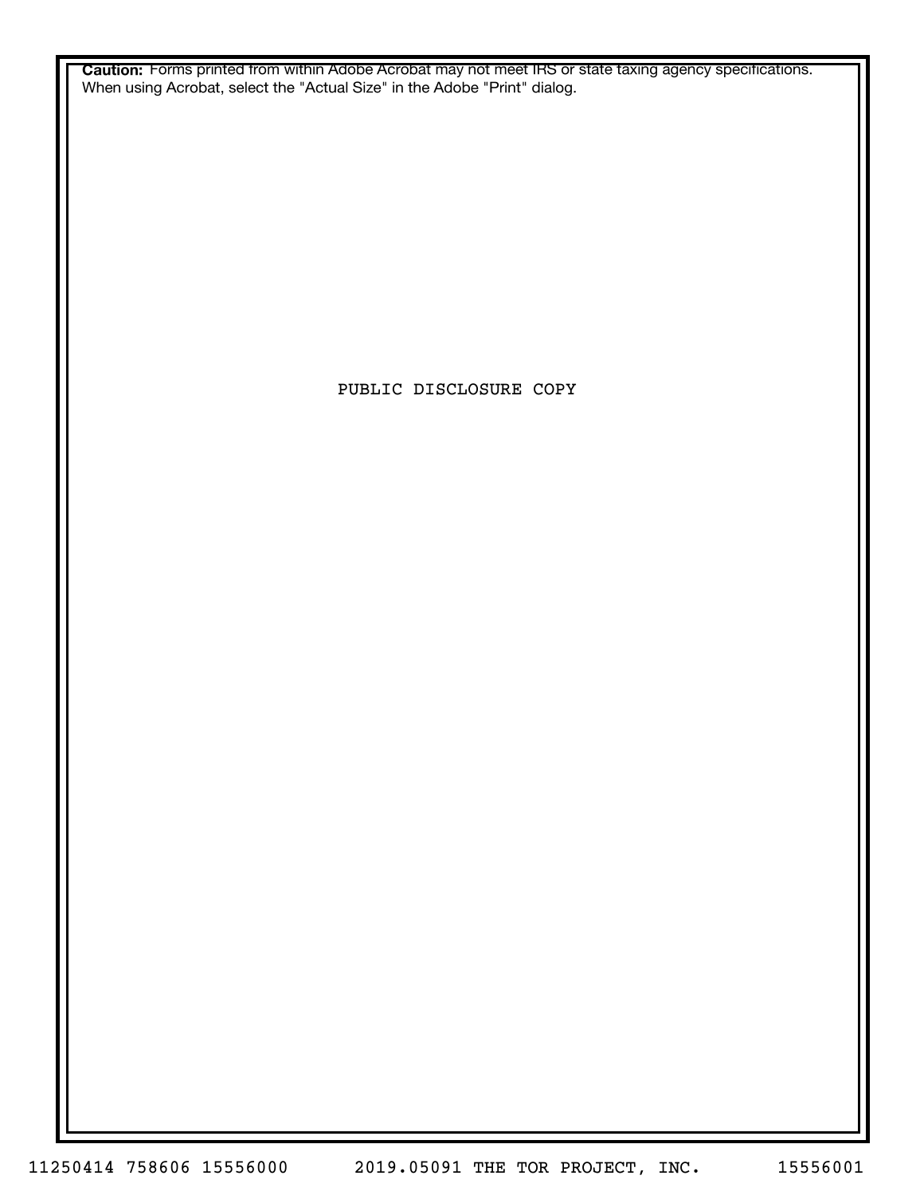**Caution:** Forms printed from within Adobe Acrobat may not meet IRS or state taxing agency specifications. When using Acrobat, select the "Actual Size" in the Adobe "Print" dialog.

PUBLIC DISCLOSURE COPY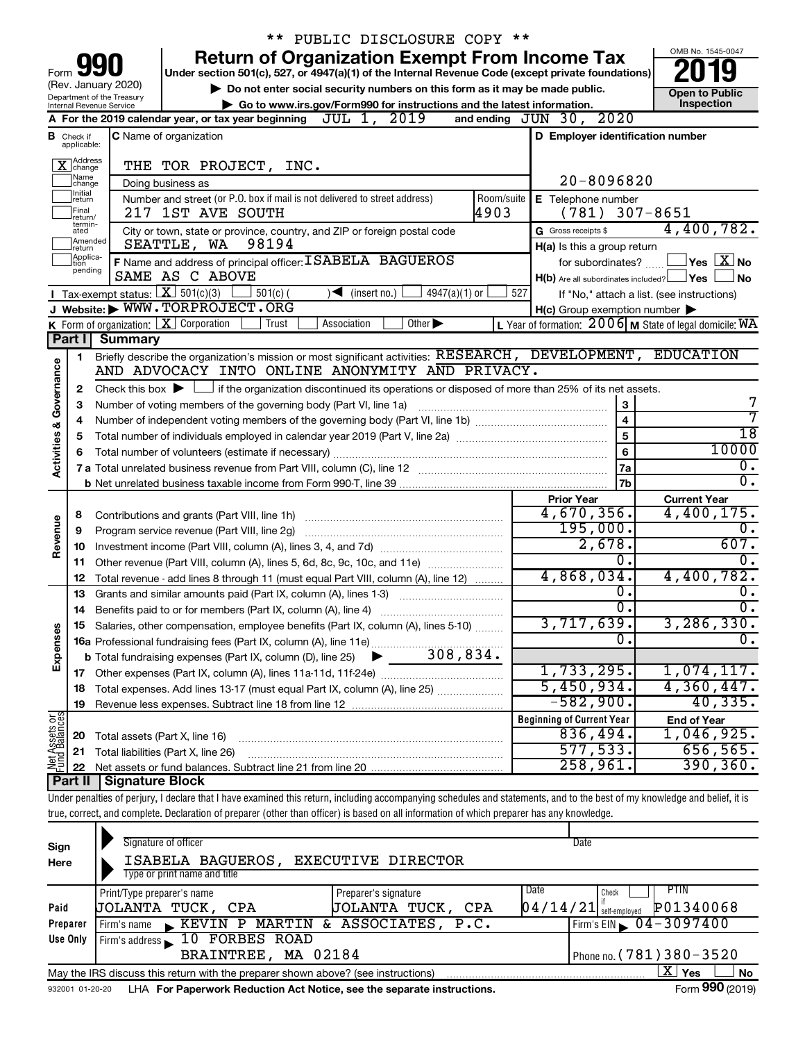\*\* PUBLIC DISCLOSURE COPY \*\*

# Form 990 — Return of Organization Exempt From Income Tax (2019)

Under section 501(c), 527, or 4947(a)(1) of the Internal Revenue Code (except private foundations)

(Rev. January 2020) Department of the Treasury Internal Revenue Service

▶ Do not enter social security numbers on this form as it may be made public.
▶ Go to www.irs.gov/Form990 for instructions and the latest information.

OMB No. 1545-0047 — **Open to Public Inspection**

**A** For the 2019 calendar year, or tax year beginning JUL 1, 2019 and ending JUN 30, 2020

**B** Check if applicable: [X] Address change [ ] Name change [ ] Initial return [ ] Final return/terminated [ ] Amended return [ ] Application pending

**C** Name of organization: THE TOR PROJECT, INC.
Doing business as
Number and street (or P.O. box if mail is not delivered to street address): 217 1ST AVE SOUTH — Room/suite: 4903
City or town, state or province, country, and ZIP or foreign postal code: SEATTLE, WA 98194

**D** Employer identification number: 20-8096820
**E** Telephone number: (781) 307-8651
**G** Gross receipts $ 4,400,782.

**F** Name and address of principal officer: ISABELA BAGUEROS, SAME AS C ABOVE

**H(a)** Is this a group return for subordinates? [ ] Yes [X] No
**H(b)** Are all subordinates included? [ ] Yes [ ] No — If "No," attach a list. (see instructions)
**H(c)** Group exemption number ▶

**I** Tax-exempt status: [X] 501(c)(3) [ ] 501(c) ( ) ◀ (insert no.) [ ] 4947(a)(1) or [ ] 527

**J** Website: ▶ WWW.TORPROJECT.ORG

**K** Form of organization: [X] Corporation [ ] Trust [ ] Association [ ] Other ▶
**L** Year of formation: 2006 **M** State of legal domicile: WA

## Part I Summary

**Activities & Governance**

1. Briefly describe the organization's mission or most significant activities: RESEARCH, DEVELOPMENT, EDUCATION AND ADVOCACY INTO ONLINE ANONYMITY AND PRIVACY.
2. Check this box ▶ [ ] if the organization discontinued its operations or disposed of more than 25% of its net assets.

| | | | |
|---|---|---|---|
| 3 | Number of voting members of the governing body (Part VI, line 1a) | 3 | 7 |
| 4 | Number of independent voting members of the governing body (Part VI, line 1b) | 4 | 7 |
| 5 | Total number of individuals employed in calendar year 2019 (Part V, line 2a) | 5 | 18 |
| 6 | Total number of volunteers (estimate if necessary) | 6 | 10000 |
| 7a | Total unrelated business revenue from Part VIII, column (C), line 12 | 7a | 0. |
| 7b | Net unrelated business taxable income from Form 990-T, line 39 | 7b | 0. |

| | | Prior Year | Current Year |
|---|---|---|---|
| **Revenue** | | | |
| 8 | Contributions and grants (Part VIII, line 1h) | 4,670,356. | 4,400,175. |
| 9 | Program service revenue (Part VIII, line 2g) | 195,000. | 0. |
| 10 | Investment income (Part VIII, column (A), lines 3, 4, and 7d) | 2,678. | 607. |
| 11 | Other revenue (Part VIII, column (A), lines 5, 6d, 8c, 9c, 10c, and 11e) | 0. | 0. |
| 12 | Total revenue - add lines 8 through 11 (must equal Part VIII, column (A), line 12) | 4,868,034. | 4,400,782. |
| **Expenses** | | | |
| 13 | Grants and similar amounts paid (Part IX, column (A), lines 1-3) | 0. | 0. |
| 14 | Benefits paid to or for members (Part IX, column (A), line 4) | 0. | 0. |
| 15 | Salaries, other compensation, employee benefits (Part IX, column (A), lines 5-10) | 3,717,639. | 3,286,330. |
| 16a | Professional fundraising fees (Part IX, column (A), line 11e) | 0. | 0. |
| b | Total fundraising expenses (Part IX, column (D), line 25) ▶ 308,834. | | |
| 17 | Other expenses (Part IX, column (A), lines 11a-11d, 11f-24e) | 1,733,295. | 1,074,117. |
| 18 | Total expenses. Add lines 13-17 (must equal Part IX, column (A), line 25) | 5,450,934. | 4,360,447. |
| 19 | Revenue less expenses. Subtract line 18 from line 12 | -582,900. | 40,335. |

| **Net Assets or Fund Balances** | | Beginning of Current Year | End of Year |
|---|---|---|---|
| 20 | Total assets (Part X, line 16) | 836,494. | 1,046,925. |
| 21 | Total liabilities (Part X, line 26) | 577,533. | 656,565. |
| 22 | Net assets or fund balances. Subtract line 21 from line 20 | 258,961. | 390,360. |

## Part II Signature Block

Under penalties of perjury, I declare that I have examined this return, including accompanying schedules and statements, and to the best of my knowledge and belief, it is true, correct, and complete. Declaration of preparer (other than officer) is based on all information of which preparer has any knowledge.

**Sign Here**
Signature of officer — Date
ISABELA BAGUEROS, EXECUTIVE DIRECTOR
Type or print name and title

**Paid Preparer Use Only**

| Print/Type preparer's name | Preparer's signature | Date | Check if self-employed | PTIN |
|---|---|---|---|---|
| JOLANTA TUCK, CPA | JOLANTA TUCK, CPA | 04/14/21 | [ ] | P01340068 |

Firm's name ▶ KEVIN P MARTIN & ASSOCIATES, P.C. — Firm's EIN ▶ 04-3097400
Firm's address ▶ 10 FORBES ROAD, BRAINTREE, MA 02184 — Phone no. (781)380-3520

May the IRS discuss this return with the preparer shown above? (see instructions) [X] Yes [ ] No

932001 01-20-20 LHA For Paperwork Reduction Act Notice, see the separate instructions. Form 990 (2019)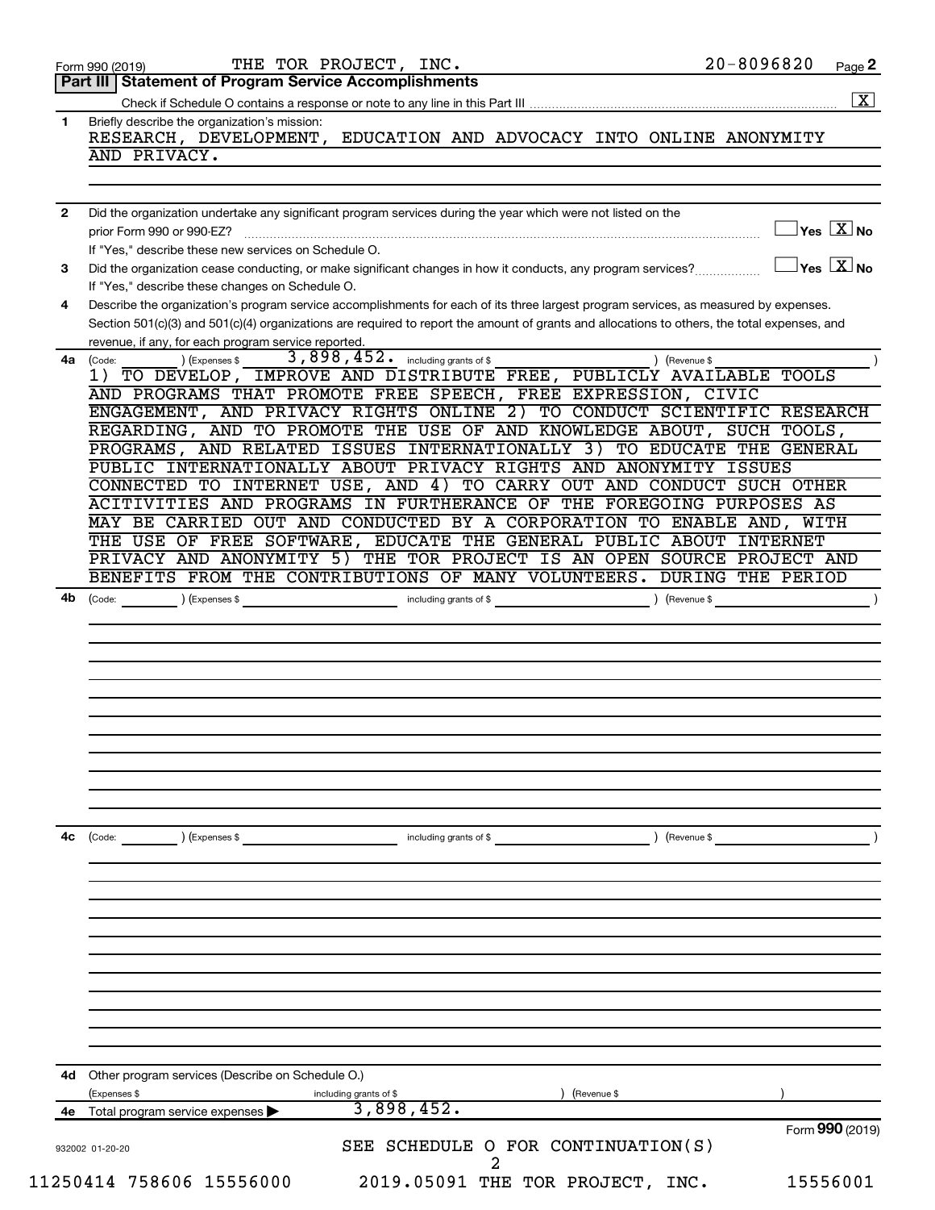Form 990 (2019) THE TOR PROJECT, INC. 20-8096820 Page **2**

## Part III | Statement of Program Service Accomplishments

Check if Schedule O contains a response or note to any line in this Part III .......... [X]

**1** Briefly describe the organization's mission:

RESEARCH, DEVELOPMENT, EDUCATION AND ADVOCACY INTO ONLINE ANONYMITY AND PRIVACY.

**2** Did the organization undertake any significant program services during the year which were not listed on the prior Form 990 or 990-EZ? .......... [ ] Yes [X] No

If "Yes," describe these new services on Schedule O.

**3** Did the organization cease conducting, or make significant changes in how it conducts, any program services? .......... [ ] Yes [X] No

If "Yes," describe these changes on Schedule O.

**4** Describe the organization's program service accomplishments for each of its three largest program services, as measured by expenses. Section 501(c)(3) and 501(c)(4) organizations are required to report the amount of grants and allocations to others, the total expenses, and revenue, if any, for each program service reported.

**4a** (Code: ) (Expenses $ 3,898,452. including grants of $ ) (Revenue $ )

1) TO DEVELOP, IMPROVE AND DISTRIBUTE FREE, PUBLICLY AVAILABLE TOOLS AND PROGRAMS THAT PROMOTE FREE SPEECH, FREE EXPRESSION, CIVIC ENGAGEMENT, AND PRIVACY RIGHTS ONLINE 2) TO CONDUCT SCIENTIFIC RESEARCH REGARDING, AND TO PROMOTE THE USE OF AND KNOWLEDGE ABOUT, SUCH TOOLS, PROGRAMS, AND RELATED ISSUES INTERNATIONALLY 3) TO EDUCATE THE GENERAL PUBLIC INTERNATIONALLY ABOUT PRIVACY RIGHTS AND ANONYMITY ISSUES CONNECTED TO INTERNET USE, AND 4) TO CARRY OUT AND CONDUCT SUCH OTHER ACITIVITIES AND PROGRAMS IN FURTHERANCE OF THE FOREGOING PURPOSES AS MAY BE CARRIED OUT AND CONDUCTED BY A CORPORATION TO ENABLE AND, WITH THE USE OF FREE SOFTWARE, EDUCATE THE GENERAL PUBLIC ABOUT INTERNET PRIVACY AND ANONYMITY 5) THE TOR PROJECT IS AN OPEN SOURCE PROJECT AND BENEFITS FROM THE CONTRIBUTIONS OF MANY VOLUNTEERS. DURING THE PERIOD

**4b** (Code: ) (Expenses $ including grants of $ ) (Revenue $ )

**4c** (Code: ) (Expenses $ including grants of $ ) (Revenue $ )

**4d** Other program services (Describe on Schedule O.)

(Expenses $ including grants of $ ) (Revenue $ )

**4e** Total program service expenses ▶ 3,898,452.

Form **990** (2019)

932002 01-20-20

SEE SCHEDULE O FOR CONTINUATION(S)

11250414 758606 15556000 2019.05091 THE TOR PROJECT, INC. 15556001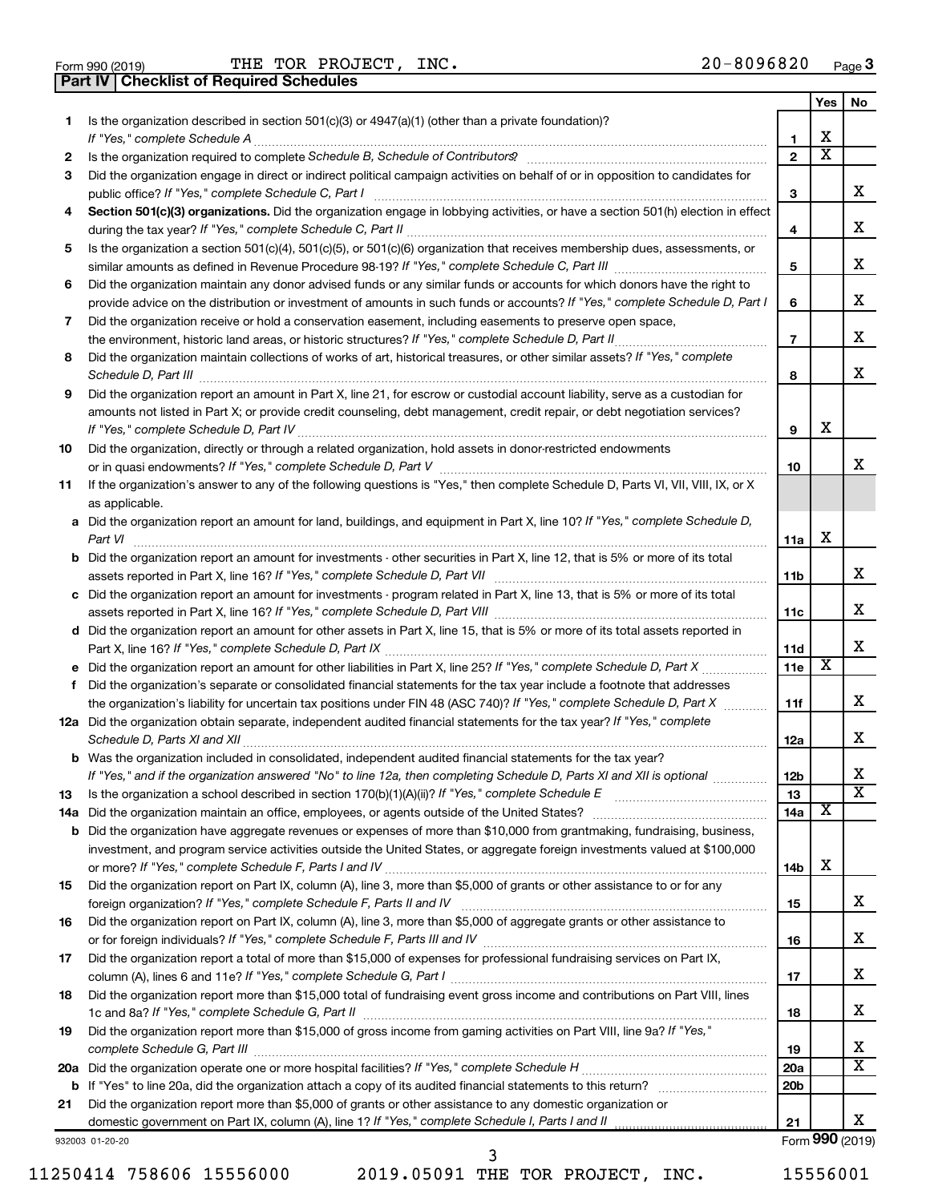Form 990 (2019) THE TOR PROJECT, INC. 20-8096820 Page 3

## Part IV | Checklist of Required Schedules

| | | | Yes | No |
|---|---|---|---|---|
| 1 | Is the organization described in section 501(c)(3) or 4947(a)(1) (other than a private foundation)? *If "Yes," complete Schedule A* | 1 | X | |
| 2 | Is the organization required to complete *Schedule B, Schedule of Contributors*? | 2 | X | |
| 3 | Did the organization engage in direct or indirect political campaign activities on behalf of or in opposition to candidates for public office? *If "Yes," complete Schedule C, Part I* | 3 | | X |
| 4 | **Section 501(c)(3) organizations.** Did the organization engage in lobbying activities, or have a section 501(h) election in effect during the tax year? *If "Yes," complete Schedule C, Part II* | 4 | | X |
| 5 | Is the organization a section 501(c)(4), 501(c)(5), or 501(c)(6) organization that receives membership dues, assessments, or similar amounts as defined in Revenue Procedure 98-19? *If "Yes," complete Schedule C, Part III* | 5 | | X |
| 6 | Did the organization maintain any donor advised funds or any similar funds or accounts for which donors have the right to provide advice on the distribution or investment of amounts in such funds or accounts? *If "Yes," complete Schedule D, Part I* | 6 | | X |
| 7 | Did the organization receive or hold a conservation easement, including easements to preserve open space, the environment, historic land areas, or historic structures? *If "Yes," complete Schedule D, Part II* | 7 | | X |
| 8 | Did the organization maintain collections of works of art, historical treasures, or other similar assets? *If "Yes," complete Schedule D, Part III* | 8 | | X |
| 9 | Did the organization report an amount in Part X, line 21, for escrow or custodial account liability, serve as a custodian for amounts not listed in Part X; or provide credit counseling, debt management, credit repair, or debt negotiation services? *If "Yes," complete Schedule D, Part IV* | 9 | X | |
| 10 | Did the organization, directly or through a related organization, hold assets in donor-restricted endowments or in quasi endowments? *If "Yes," complete Schedule D, Part V* | 10 | | X |
| 11 | If the organization's answer to any of the following questions is "Yes," then complete Schedule D, Parts VI, VII, VIII, IX, or X as applicable. | | | |
| a | Did the organization report an amount for land, buildings, and equipment in Part X, line 10? *If "Yes," complete Schedule D, Part VI* | 11a | X | |
| b | Did the organization report an amount for investments - other securities in Part X, line 12, that is 5% or more of its total assets reported in Part X, line 16? *If "Yes," complete Schedule D, Part VII* | 11b | | X |
| c | Did the organization report an amount for investments - program related in Part X, line 13, that is 5% or more of its total assets reported in Part X, line 16? *If "Yes," complete Schedule D, Part VIII* | 11c | | X |
| d | Did the organization report an amount for other assets in Part X, line 15, that is 5% or more of its total assets reported in Part X, line 16? *If "Yes," complete Schedule D, Part IX* | 11d | | X |
| e | Did the organization report an amount for other liabilities in Part X, line 25? *If "Yes," complete Schedule D, Part X* | 11e | X | |
| f | Did the organization's separate or consolidated financial statements for the tax year include a footnote that addresses the organization's liability for uncertain tax positions under FIN 48 (ASC 740)? *If "Yes," complete Schedule D, Part X* | 11f | | X |
| 12a | Did the organization obtain separate, independent audited financial statements for the tax year? *If "Yes," complete Schedule D, Parts XI and XII* | 12a | | X |
| b | Was the organization included in consolidated, independent audited financial statements for the tax year? *If "Yes," and if the organization answered "No" to line 12a, then completing Schedule D, Parts XI and XII is optional* | 12b | | X |
| 13 | Is the organization a school described in section 170(b)(1)(A)(ii)? *If "Yes," complete Schedule E* | 13 | | X |
| 14a | Did the organization maintain an office, employees, or agents outside of the United States? | 14a | X | |
| b | Did the organization have aggregate revenues or expenses of more than $10,000 from grantmaking, fundraising, business, investment, and program service activities outside the United States, or aggregate foreign investments valued at $100,000 or more? *If "Yes," complete Schedule F, Parts I and IV* | 14b | X | |
| 15 | Did the organization report on Part IX, column (A), line 3, more than $5,000 of grants or other assistance to or for any foreign organization? *If "Yes," complete Schedule F, Parts II and IV* | 15 | | X |
| 16 | Did the organization report on Part IX, column (A), line 3, more than $5,000 of aggregate grants or other assistance to or for foreign individuals? *If "Yes," complete Schedule F, Parts III and IV* | 16 | | X |
| 17 | Did the organization report a total of more than $15,000 of expenses for professional fundraising services on Part IX, column (A), lines 6 and 11e? *If "Yes," complete Schedule G, Part I* | 17 | | X |
| 18 | Did the organization report more than $15,000 total of fundraising event gross income and contributions on Part VIII, lines 1c and 8a? *If "Yes," complete Schedule G, Part II* | 18 | | X |
| 19 | Did the organization report more than $15,000 of gross income from gaming activities on Part VIII, line 9a? *If "Yes," complete Schedule G, Part III* | 19 | | X |
| 20a | Did the organization operate one or more hospital facilities? *If "Yes," complete Schedule H* | 20a | | X |
| b | If "Yes" to line 20a, did the organization attach a copy of its audited financial statements to this return? | 20b | | |
| 21 | Did the organization report more than $5,000 of grants or other assistance to any domestic organization or domestic government on Part IX, column (A), line 1? *If "Yes," complete Schedule I, Parts I and II* | 21 | | X |

932003 01-20-20 Form **990** (2019)

11250414 758606 15556000 2019.05091 THE TOR PROJECT, INC. 15556001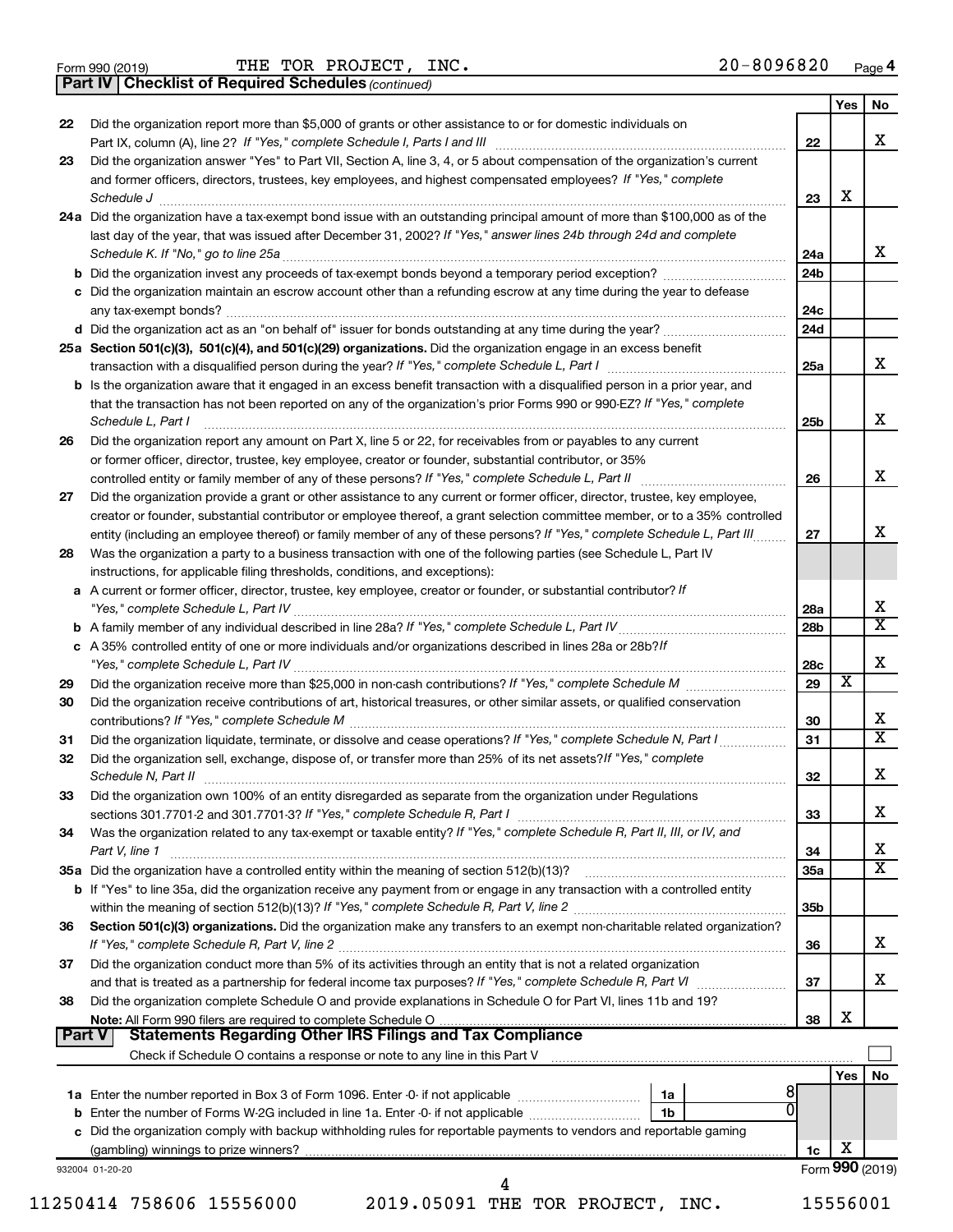Form 990 (2019) THE TOR PROJECT, INC. 20-8096820 Page 4

**Part IV | Checklist of Required Schedules** *(continued)*

| | | | Yes | No |
|---|---|---|---|---|
| 22 | Did the organization report more than $5,000 of grants or other assistance to or for domestic individuals on Part IX, column (A), line 2? *If "Yes," complete Schedule I, Parts I and III* | 22 | | X |
| 23 | Did the organization answer "Yes" to Part VII, Section A, line 3, 4, or 5 about compensation of the organization's current and former officers, directors, trustees, key employees, and highest compensated employees? *If "Yes," complete Schedule J* | 23 | X | |
| 24a | Did the organization have a tax-exempt bond issue with an outstanding principal amount of more than $100,000 as of the last day of the year, that was issued after December 31, 2002? *If "Yes," answer lines 24b through 24d and complete Schedule K. If "No," go to line 25a* | 24a | | X |
| b | Did the organization invest any proceeds of tax-exempt bonds beyond a temporary period exception? | 24b | | |
| c | Did the organization maintain an escrow account other than a refunding escrow at any time during the year to defease any tax-exempt bonds? | 24c | | |
| d | Did the organization act as an "on behalf of" issuer for bonds outstanding at any time during the year? | 24d | | |
| 25a | **Section 501(c)(3), 501(c)(4), and 501(c)(29) organizations.** Did the organization engage in an excess benefit transaction with a disqualified person during the year? *If "Yes," complete Schedule L, Part I* | 25a | | X |
| b | Is the organization aware that it engaged in an excess benefit transaction with a disqualified person in a prior year, and that the transaction has not been reported on any of the organization's prior Forms 990 or 990-EZ? *If "Yes," complete Schedule L, Part I* | 25b | | X |
| 26 | Did the organization report any amount on Part X, line 5 or 22, for receivables from or payables to any current or former officer, director, trustee, key employee, creator or founder, substantial contributor, or 35% controlled entity or family member of any of these persons? *If "Yes," complete Schedule L, Part II* | 26 | | X |
| 27 | Did the organization provide a grant or other assistance to any current or former officer, director, trustee, key employee, creator or founder, substantial contributor or employee thereof, a grant selection committee member, or to a 35% controlled entity (including an employee thereof) or family member of any of these persons? *If "Yes," complete Schedule L, Part III* | 27 | | X |
| 28 | Was the organization a party to a business transaction with one of the following parties (see Schedule L, Part IV instructions, for applicable filing thresholds, conditions, and exceptions): | | | |
| a | A current or former officer, director, trustee, key employee, creator or founder, or substantial contributor? *If "Yes," complete Schedule L, Part IV* | 28a | | X |
| b | A family member of any individual described in line 28a? *If "Yes," complete Schedule L, Part IV* | 28b | | X |
| c | A 35% controlled entity of one or more individuals and/or organizations described in lines 28a or 28b? *If "Yes," complete Schedule L, Part IV* | 28c | | X |
| 29 | Did the organization receive more than $25,000 in non-cash contributions? *If "Yes," complete Schedule M* | 29 | X | |
| 30 | Did the organization receive contributions of art, historical treasures, or other similar assets, or qualified conservation contributions? *If "Yes," complete Schedule M* | 30 | | X |
| 31 | Did the organization liquidate, terminate, or dissolve and cease operations? *If "Yes," complete Schedule N, Part I* | 31 | | X |
| 32 | Did the organization sell, exchange, dispose of, or transfer more than 25% of its net assets? *If "Yes," complete Schedule N, Part II* | 32 | | X |
| 33 | Did the organization own 100% of an entity disregarded as separate from the organization under Regulations sections 301.7701-2 and 301.7701-3? *If "Yes," complete Schedule R, Part I* | 33 | | X |
| 34 | Was the organization related to any tax-exempt or taxable entity? *If "Yes," complete Schedule R, Part II, III, or IV, and Part V, line 1* | 34 | | X |
| 35a | Did the organization have a controlled entity within the meaning of section 512(b)(13)? | 35a | | X |
| b | If "Yes" to line 35a, did the organization receive any payment from or engage in any transaction with a controlled entity within the meaning of section 512(b)(13)? *If "Yes," complete Schedule R, Part V, line 2* | 35b | | |
| 36 | **Section 501(c)(3) organizations.** Did the organization make any transfers to an exempt non-charitable related organization? *If "Yes," complete Schedule R, Part V, line 2* | 36 | | X |
| 37 | Did the organization conduct more than 5% of its activities through an entity that is not a related organization and that is treated as a partnership for federal income tax purposes? *If "Yes," complete Schedule R, Part VI* | 37 | | X |
| 38 | Did the organization complete Schedule O and provide explanations in Schedule O for Part VI, lines 11b and 19? **Note:** All Form 990 filers are required to complete Schedule O | 38 | X | |

**Part V | Statements Regarding Other IRS Filings and Tax Compliance**

Check if Schedule O contains a response or note to any line in this Part V ☐

| | | | | | Yes | No |
|---|---|---|---|---|---|---|
| 1a | Enter the number reported in Box 3 of Form 1096. Enter -0- if not applicable | 1a | 8 | | | |
| b | Enter the number of Forms W-2G included in line 1a. Enter -0- if not applicable | 1b | 0 | | | |
| c | Did the organization comply with backup withholding rules for reportable payments to vendors and reportable gaming (gambling) winnings to prize winners? | | | 1c | X | |

932004 01-20-20 Form **990** (2019)

11250414 758606 15556000 2019.05091 THE TOR PROJECT, INC. 15556001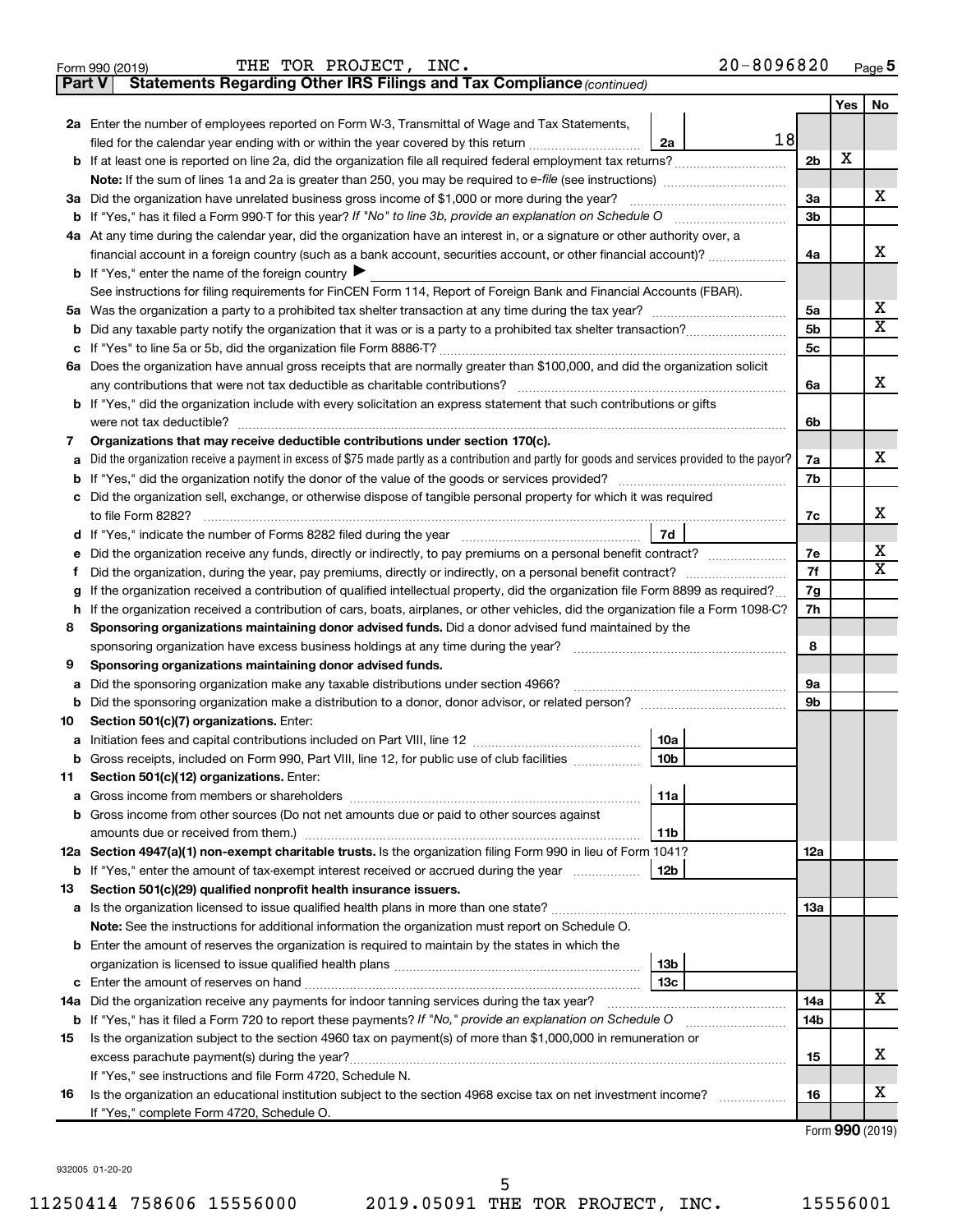Form 990 (2019) THE TOR PROJECT, INC. 20-8096820

**Part V | Statements Regarding Other IRS Filings and Tax Compliance** *(continued)*

| | | | | | Yes | No |
|---|---|---|---|---|---|---|
| **2a** | Enter the number of employees reported on Form W-3, Transmittal of Wage and Tax Statements, filed for the calendar year ending with or within the year covered by this return | 2a | 18 | | | |
| **b** | If at least one is reported on line 2a, did the organization file all required federal employment tax returns? | | | 2b | X | |
| | **Note:** If the sum of lines 1a and 2a is greater than 250, you may be required to *e-file* (see instructions) | | | | | |
| **3a** | Did the organization have unrelated business gross income of $1,000 or more during the year? | | | 3a | | X |
| **b** | If "Yes," has it filed a Form 990-T for this year? *If "No" to line 3b, provide an explanation on Schedule O* | | | 3b | | |
| **4a** | At any time during the calendar year, did the organization have an interest in, or a signature or other authority over, a financial account in a foreign country (such as a bank account, securities account, or other financial account)? | | | 4a | | X |
| **b** | If "Yes," enter the name of the foreign country ▶ | | | | | |
| | See instructions for filing requirements for FinCEN Form 114, Report of Foreign Bank and Financial Accounts (FBAR). | | | | | |
| **5a** | Was the organization a party to a prohibited tax shelter transaction at any time during the tax year? | | | 5a | | X |
| **b** | Did any taxable party notify the organization that it was or is a party to a prohibited tax shelter transaction? | | | 5b | | X |
| **c** | If "Yes" to line 5a or 5b, did the organization file Form 8886-T? | | | 5c | | |
| **6a** | Does the organization have annual gross receipts that are normally greater than $100,000, and did the organization solicit any contributions that were not tax deductible as charitable contributions? | | | 6a | | X |
| **b** | If "Yes," did the organization include with every solicitation an express statement that such contributions or gifts were not tax deductible? | | | 6b | | |
| **7** | **Organizations that may receive deductible contributions under section 170(c).** | | | | | |
| **a** | Did the organization receive a payment in excess of $75 made partly as a contribution and partly for goods and services provided to the payor? | | | 7a | | X |
| **b** | If "Yes," did the organization notify the donor of the value of the goods or services provided? | | | 7b | | |
| **c** | Did the organization sell, exchange, or otherwise dispose of tangible personal property for which it was required to file Form 8282? | | | 7c | | X |
| **d** | If "Yes," indicate the number of Forms 8282 filed during the year | 7d | | | | |
| **e** | Did the organization receive any funds, directly or indirectly, to pay premiums on a personal benefit contract? | | | 7e | | X |
| **f** | Did the organization, during the year, pay premiums, directly or indirectly, on a personal benefit contract? | | | 7f | | X |
| **g** | If the organization received a contribution of qualified intellectual property, did the organization file Form 8899 as required? | | | 7g | | |
| **h** | If the organization received a contribution of cars, boats, airplanes, or other vehicles, did the organization file a Form 1098-C? | | | 7h | | |
| **8** | **Sponsoring organizations maintaining donor advised funds.** Did a donor advised fund maintained by the sponsoring organization have excess business holdings at any time during the year? | | | 8 | | |
| **9** | **Sponsoring organizations maintaining donor advised funds.** | | | | | |
| **a** | Did the sponsoring organization make any taxable distributions under section 4966? | | | 9a | | |
| **b** | Did the sponsoring organization make a distribution to a donor, donor advisor, or related person? | | | 9b | | |
| **10** | **Section 501(c)(7) organizations.** Enter: | | | | | |
| **a** | Initiation fees and capital contributions included on Part VIII, line 12 | 10a | | | | |
| **b** | Gross receipts, included on Form 990, Part VIII, line 12, for public use of club facilities | 10b | | | | |
| **11** | **Section 501(c)(12) organizations.** Enter: | | | | | |
| **a** | Gross income from members or shareholders | 11a | | | | |
| **b** | Gross income from other sources (Do not net amounts due or paid to other sources against amounts due or received from them.) | 11b | | | | |
| **12a** | **Section 4947(a)(1) non-exempt charitable trusts.** Is the organization filing Form 990 in lieu of Form 1041? | | | 12a | | |
| **b** | If "Yes," enter the amount of tax-exempt interest received or accrued during the year | 12b | | | | |
| **13** | **Section 501(c)(29) qualified nonprofit health insurance issuers.** | | | | | |
| **a** | Is the organization licensed to issue qualified health plans in more than one state? | | | 13a | | |
| | **Note:** See the instructions for additional information the organization must report on Schedule O. | | | | | |
| **b** | Enter the amount of reserves the organization is required to maintain by the states in which the organization is licensed to issue qualified health plans | 13b | | | | |
| **c** | Enter the amount of reserves on hand | 13c | | | | |
| **14a** | Did the organization receive any payments for indoor tanning services during the tax year? | | | 14a | | X |
| **b** | If "Yes," has it filed a Form 720 to report these payments? *If "No," provide an explanation on Schedule O* | | | 14b | | |
| **15** | Is the organization subject to the section 4960 tax on payment(s) of more than $1,000,000 in remuneration or excess parachute payment(s) during the year? | | | 15 | | X |
| | If "Yes," see instructions and file Form 4720, Schedule N. | | | | | |
| **16** | Is the organization an educational institution subject to the section 4968 excise tax on net investment income? | | | 16 | | X |
| | If "Yes," complete Form 4720, Schedule O. | | | | | |

Form **990** (2019)

932005 01-20-20

11250414 758606 15556000 2019.05091 THE TOR PROJECT, INC. 15556001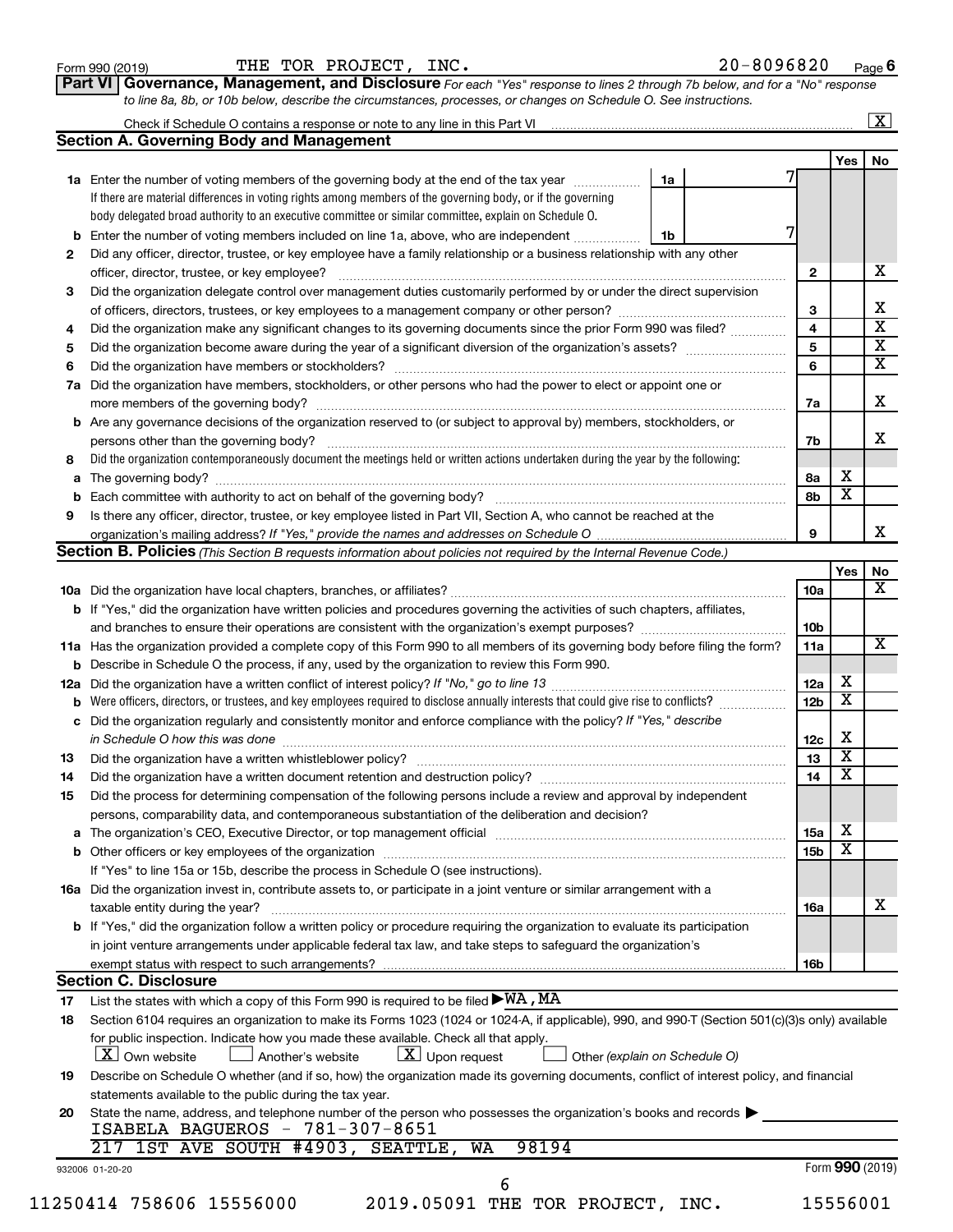Form 990 (2019) THE TOR PROJECT, INC. 20-8096820 Page 6

**Part VI Governance, Management, and Disclosure** *For each "Yes" response to lines 2 through 7b below, and for a "No" response to line 8a, 8b, or 10b below, describe the circumstances, processes, or changes on Schedule O. See instructions.*

Check if Schedule O contains a response or note to any line in this Part VI ..... [X]

## Section A. Governing Body and Management

| | | | Yes | No |
|---|---|---|---|---|
| **1a** | Enter the number of voting members of the governing body at the end of the tax year ..... **1a** 7. If there are material differences in voting rights among members of the governing body, or if the governing body delegated broad authority to an executive committee or similar committee, explain on Schedule O. | | | |
| **b** | Enter the number of voting members included on line 1a, above, who are independent ..... **1b** 7 | | | |
| **2** | Did any officer, director, trustee, or key employee have a family relationship or a business relationship with any other officer, director, trustee, or key employee? | 2 | | X |
| **3** | Did the organization delegate control over management duties customarily performed by or under the direct supervision of officers, directors, trustees, or key employees to a management company or other person? | 3 | | X |
| **4** | Did the organization make any significant changes to its governing documents since the prior Form 990 was filed? | 4 | | X |
| **5** | Did the organization become aware during the year of a significant diversion of the organization's assets? | 5 | | X |
| **6** | Did the organization have members or stockholders? | 6 | | X |
| **7a** | Did the organization have members, stockholders, or other persons who had the power to elect or appoint one or more members of the governing body? | 7a | | X |
| **b** | Are any governance decisions of the organization reserved to (or subject to approval by) members, stockholders, or persons other than the governing body? | 7b | | X |
| **8** | Did the organization contemporaneously document the meetings held or written actions undertaken during the year by the following: | | | |
| **a** | The governing body? | 8a | X | |
| **b** | Each committee with authority to act on behalf of the governing body? | 8b | X | |
| **9** | Is there any officer, director, trustee, or key employee listed in Part VII, Section A, who cannot be reached at the organization's mailing address? *If "Yes," provide the names and addresses on Schedule O* | 9 | | X |

## Section B. Policies *(This Section B requests information about policies not required by the Internal Revenue Code.)*

| | | | Yes | No |
|---|---|---|---|---|
| **10a** | Did the organization have local chapters, branches, or affiliates? | 10a | | X |
| **b** | If "Yes," did the organization have written policies and procedures governing the activities of such chapters, affiliates, and branches to ensure their operations are consistent with the organization's exempt purposes? | 10b | | |
| **11a** | Has the organization provided a complete copy of this Form 990 to all members of its governing body before filing the form? | 11a | | X |
| **b** | Describe in Schedule O the process, if any, used by the organization to review this Form 990. | | | |
| **12a** | Did the organization have a written conflict of interest policy? *If "No," go to line 13* | 12a | X | |
| **b** | Were officers, directors, or trustees, and key employees required to disclose annually interests that could give rise to conflicts? | 12b | X | |
| **c** | Did the organization regularly and consistently monitor and enforce compliance with the policy? *If "Yes," describe in Schedule O how this was done* | 12c | X | |
| **13** | Did the organization have a written whistleblower policy? | 13 | X | |
| **14** | Did the organization have a written document retention and destruction policy? | 14 | X | |
| **15** | Did the process for determining compensation of the following persons include a review and approval by independent persons, comparability data, and contemporaneous substantiation of the deliberation and decision? | | | |
| **a** | The organization's CEO, Executive Director, or top management official | 15a | X | |
| **b** | Other officers or key employees of the organization | 15b | X | |
| | If "Yes" to line 15a or 15b, describe the process in Schedule O (see instructions). | | | |
| **16a** | Did the organization invest in, contribute assets to, or participate in a joint venture or similar arrangement with a taxable entity during the year? | 16a | | X |
| **b** | If "Yes," did the organization follow a written policy or procedure requiring the organization to evaluate its participation in joint venture arrangements under applicable federal tax law, and take steps to safeguard the organization's exempt status with respect to such arrangements? | 16b | | |

## Section C. Disclosure

**17** List the states with which a copy of this Form 990 is required to be filed ▶ WA, MA

**18** Section 6104 requires an organization to make its Forms 1023 (1024 or 1024-A, if applicable), 990, and 990-T (Section 501(c)(3)s only) available for public inspection. Indicate how you made these available. Check all that apply.

[X] Own website [ ] Another's website [X] Upon request [ ] Other *(explain on Schedule O)*

**19** Describe on Schedule O whether (and if so, how) the organization made its governing documents, conflict of interest policy, and financial statements available to the public during the tax year.

**20** State the name, address, and telephone number of the person who possesses the organization's books and records ▶

ISABELA BAGUEROS - 781-307-8651
217 1ST AVE SOUTH #4903, SEATTLE, WA 98194

932006 01-20-20 Form **990** (2019)

11250414 758606 15556000 2019.05091 THE TOR PROJECT, INC. 15556001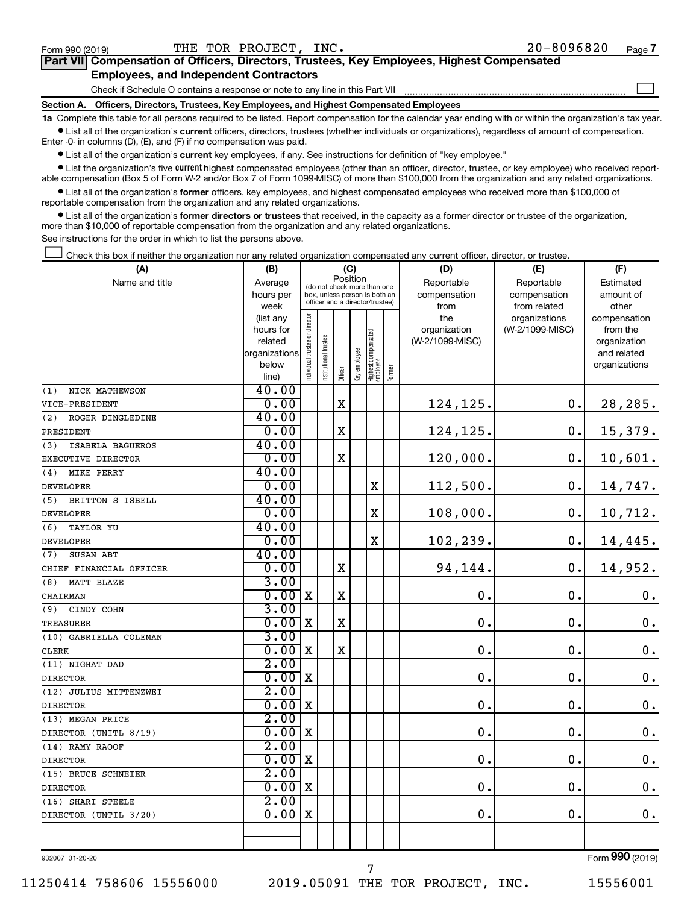Form 990 (2019) THE TOR PROJECT, INC. 20-8096820 Page 7

## Part VII Compensation of Officers, Directors, Trustees, Key Employees, Highest Compensated Employees, and Independent Contractors

Check if Schedule O contains a response or note to any line in this Part VII ☐

### Section A. Officers, Directors, Trustees, Key Employees, and Highest Compensated Employees

**1a** Complete this table for all persons required to be listed. Report compensation for the calendar year ending with or within the organization's tax year.

- List all of the organization's **current** officers, directors, trustees (whether individuals or organizations), regardless of amount of compensation. Enter -0- in columns (D), (E), and (F) if no compensation was paid.
- List all of the organization's **current** key employees, if any. See instructions for definition of "key employee."
- List the organization's five **current** highest compensated employees (other than an officer, director, trustee, or key employee) who received reportable compensation (Box 5 of Form W-2 and/or Box 7 of Form 1099-MISC) of more than $100,000 from the organization and any related organizations.
- List all of the organization's **former** officers, key employees, and highest compensated employees who received more than $100,000 of reportable compensation from the organization and any related organizations.
- List all of the organization's **former directors or trustees** that received, in the capacity as a former director or trustee of the organization, more than $10,000 of reportable compensation from the organization and any related organizations.

See instructions for the order in which to list the persons above.

☐ Check this box if neither the organization nor any related organization compensated any current officer, director, or trustee.

| (A) Name and title | (B) Average hours per week (list any hours for related organizations below line) | (C) Position: Individual trustee or director | Institutional trustee | Officer | Key employee | Highest compensated employee | Former | (D) Reportable compensation from the organization (W-2/1099-MISC) | (E) Reportable compensation from related organizations (W-2/1099-MISC) | (F) Estimated amount of other compensation from the organization and related organizations |
|---|---|---|---|---|---|---|---|---|---|---|
| (1) NICK MATHEWSON<br>VICE-PRESIDENT | 40.00<br>0.00 | | | X | | | | 124,125. | 0. | 28,285. |
| (2) ROGER DINGLEDINE<br>PRESIDENT | 40.00<br>0.00 | | | X | | | | 124,125. | 0. | 15,379. |
| (3) ISABELA BAGUEROS<br>EXECUTIVE DIRECTOR | 40.00<br>0.00 | | | X | | | | 120,000. | 0. | 10,601. |
| (4) MIKE PERRY<br>DEVELOPER | 40.00<br>0.00 | | | | | X | | 112,500. | 0. | 14,747. |
| (5) BRITTON S ISBELL<br>DEVELOPER | 40.00<br>0.00 | | | | | X | | 108,000. | 0. | 10,712. |
| (6) TAYLOR YU<br>DEVELOPER | 40.00<br>0.00 | | | | | X | | 102,239. | 0. | 14,445. |
| (7) SUSAN ABT<br>CHIEF FINANCIAL OFFICER | 40.00<br>0.00 | | | X | | | | 94,144. | 0. | 14,952. |
| (8) MATT BLAZE<br>CHAIRMAN | 3.00<br>0.00 | X | | X | | | | 0. | 0. | 0. |
| (9) CINDY COHN<br>TREASURER | 3.00<br>0.00 | X | | X | | | | 0. | 0. | 0. |
| (10) GABRIELLA COLEMAN<br>CLERK | 3.00<br>0.00 | X | | X | | | | 0. | 0. | 0. |
| (11) NIGHAT DAD<br>DIRECTOR | 2.00<br>0.00 | X | | | | | | 0. | 0. | 0. |
| (12) JULIUS MITTENZWEI<br>DIRECTOR | 2.00<br>0.00 | X | | | | | | 0. | 0. | 0. |
| (13) MEGAN PRICE<br>DIRECTOR (UNITL 8/19) | 2.00<br>0.00 | X | | | | | | 0. | 0. | 0. |
| (14) RAMY RAOOF<br>DIRECTOR | 2.00<br>0.00 | X | | | | | | 0. | 0. | 0. |
| (15) BRUCE SCHNEIER<br>DIRECTOR | 2.00<br>0.00 | X | | | | | | 0. | 0. | 0. |
| (16) SHARI STEELE<br>DIRECTOR (UNTIL 3/20) | 2.00<br>0.00 | X | | | | | | 0. | 0. | 0. |

932007 01-20-20 Form 990 (2019)

11250414 758606 15556000 2019.05091 THE TOR PROJECT, INC. 15556001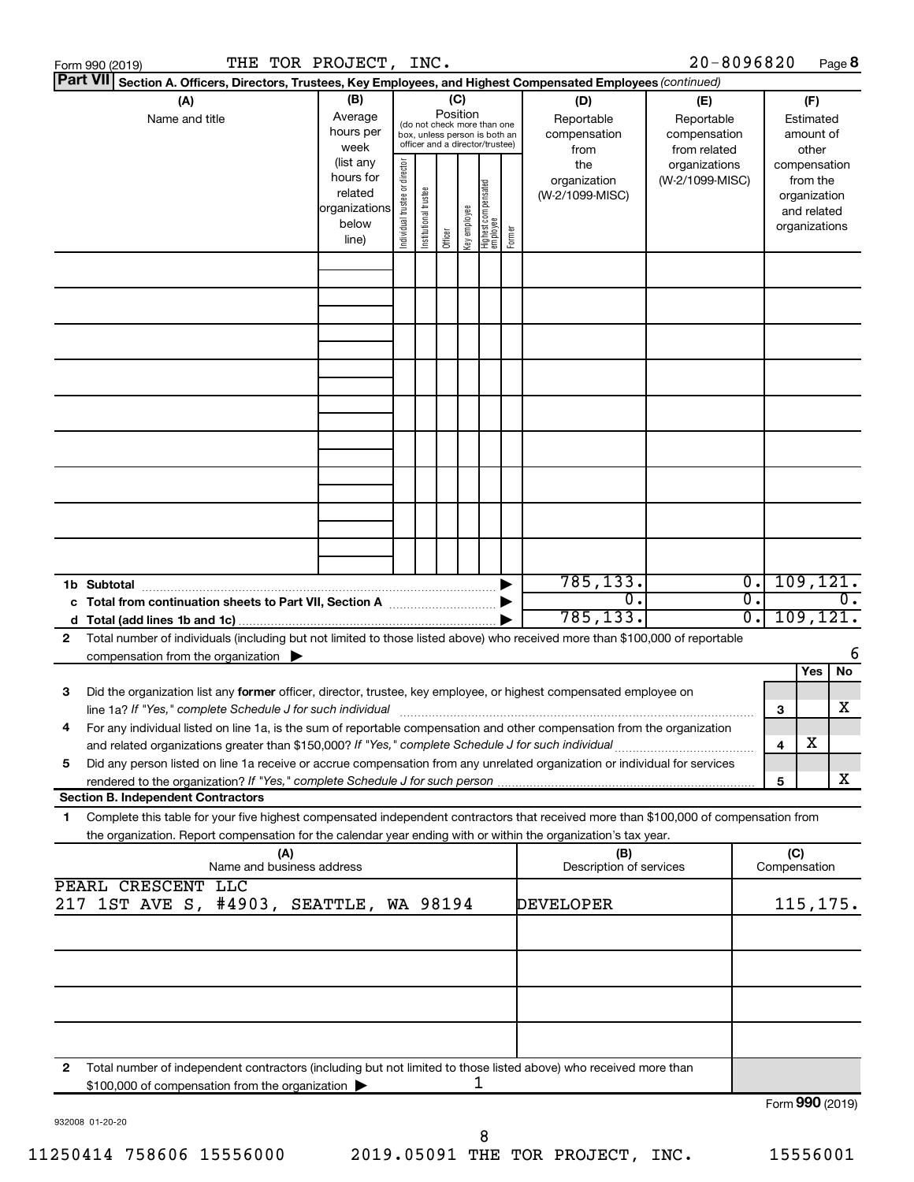Form 990 (2019) THE TOR PROJECT, INC. 20-8096820 Page **8**

**Part VII** **Section A. Officers, Directors, Trustees, Key Employees, and Highest Compensated Employees** *(continued)*

| (A) Name and title | (B) Average hours per week (list any hours for related organizations below line) | (C) Position (do not check more than one box, unless person is both an officer and a director/trustee) Individual trustee or director | Institutional trustee | Officer | Key employee | Highest compensated employee | Former | (D) Reportable compensation from the organization (W-2/1099-MISC) | (E) Reportable compensation from related organizations (W-2/1099-MISC) | (F) Estimated amount of other compensation from the organization and related organizations |
|---|---|---|---|---|---|---|---|---|---|---|
| | | | | | | | | | | |
| | | | | | | | | | | |
| | | | | | | | | | | |
| | | | | | | | | | | |
| | | | | | | | | | | |
| | | | | | | | | | | |
| | | | | | | | | | | |
| | | | | | | | | | | |
| | | | | | | | | | | |
| **1b Subtotal** | | | | | | | ▶ | 785,133. | 0. | 109,121. |
| **c Total from continuation sheets to Part VII, Section A** | | | | | | | ▶ | 0. | 0. | 0. |
| **d Total (add lines 1b and 1c)** | | | | | | | ▶ | 785,133. | 0. | 109,121. |

**2** Total number of individuals (including but not limited to those listed above) who received more than $100,000 of reportable compensation from the organization ▶ 6

| | | | Yes | No |
|---|---|---|---|---|
| **3** | Did the organization list any **former** officer, director, trustee, key employee, or highest compensated employee on line 1a? *If "Yes," complete Schedule J for such individual* | **3** | | X |
| **4** | For any individual listed on line 1a, is the sum of reportable compensation and other compensation from the organization and related organizations greater than $150,000? *If "Yes," complete Schedule J for such individual* | **4** | X | |
| **5** | Did any person listed on line 1a receive or accrue compensation from any unrelated organization or individual for services rendered to the organization? *If "Yes," complete Schedule J for such person* | **5** | | X |

**Section B. Independent Contractors**

**1** Complete this table for your five highest compensated independent contractors that received more than $100,000 of compensation from the organization. Report compensation for the calendar year ending with or within the organization's tax year.

| (A) Name and business address | (B) Description of services | (C) Compensation |
|---|---|---|
| PEARL CRESCENT LLC<br>217 1ST AVE S, #4903, SEATTLE, WA 98194 | DEVELOPER | 115,175. |
| | | |
| | | |
| | | |
| | | |

**2** Total number of independent contractors (including but not limited to those listed above) who received more than $100,000 of compensation from the organization ▶ 1

Form **990** (2019)

932008 01-20-20

11250414 758606 15556000 2019.05091 THE TOR PROJECT, INC. 15556001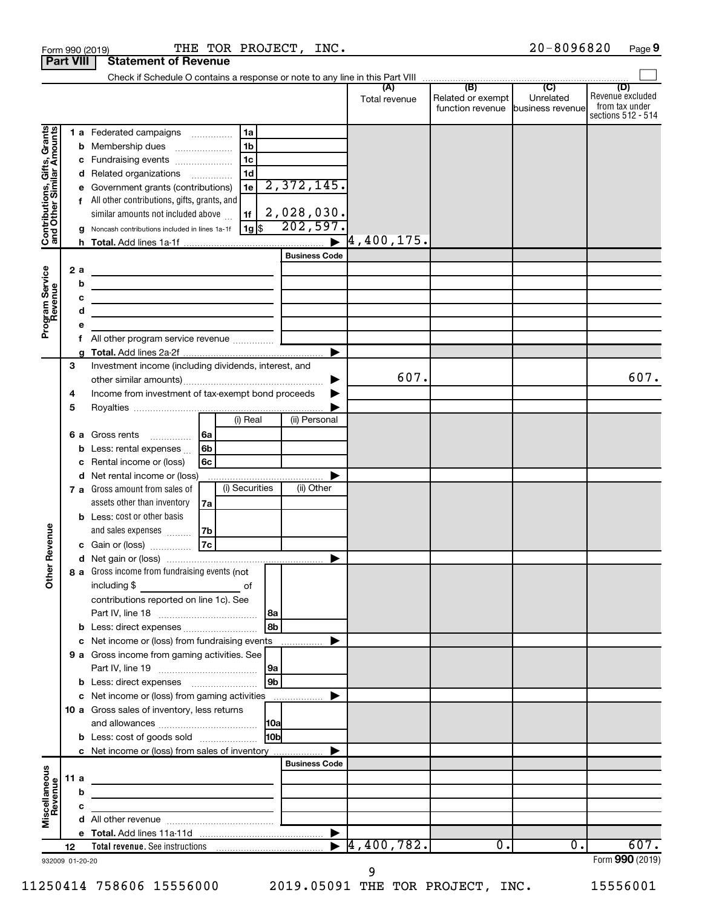Form 990 (2019) THE TOR PROJECT, INC. 20-8096820 Page 9

**Part VIII Statement of Revenue**

Check if Schedule O contains a response or note to any line in this Part VIII ☐

| | | | (A) Total revenue | (B) Related or exempt function revenue | (C) Unrelated business revenue | (D) Revenue excluded from tax under sections 512 - 514 |
|---|---|---|---|---|---|---|
| **Contributions, Gifts, Grants and Other Similar Amounts** | 1 a Federated campaigns | 1a | | | | |
| | b Membership dues | 1b | | | | |
| | c Fundraising events | 1c | | | | |
| | d Related organizations | 1d | | | | |
| | e Government grants (contributions) | 1e 2,372,145. | | | | |
| | f All other contributions, gifts, grants, and similar amounts not included above | 1f 2,028,030. | | | | |
| | g Noncash contributions included in lines 1a-1f | 1g $ 202,597. | | | | |
| | h **Total.** Add lines 1a-1f | ▶ | 4,400,175. | | | |
| **Program Service Revenue** | | Business Code | | | | |
| | 2 a | | | | | |
| | b | | | | | |
| | c | | | | | |
| | d | | | | | |
| | e | | | | | |
| | f All other program service revenue | | | | | |
| | g **Total.** Add lines 2a-2f | ▶ | | | | |
| **Other Revenue** | 3 Investment income (including dividends, interest, and other similar amounts) | ▶ | 607. | | | 607. |
| | 4 Income from investment of tax-exempt bond proceeds | ▶ | | | | |
| | 5 Royalties | ▶ | | | | |
| | | (i) Real / (ii) Personal | | | | |
| | 6 a Gross rents | 6a | | | | |
| | b Less: rental expenses | 6b | | | | |
| | c Rental income or (loss) | 6c | | | | |
| | d Net rental income or (loss) | ▶ | | | | |
| | | (i) Securities / (ii) Other | | | | |
| | 7 a Gross amount from sales of assets other than inventory | 7a | | | | |
| | b Less: cost or other basis and sales expenses | 7b | | | | |
| | c Gain or (loss) | 7c | | | | |
| | d Net gain or (loss) | ▶ | | | | |
| | 8 a Gross income from fundraising events (not including $ ______ of contributions reported on line 1c). See Part IV, line 18 | 8a | | | | |
| | b Less: direct expenses | 8b | | | | |
| | c Net income or (loss) from fundraising events | ▶ | | | | |
| | 9 a Gross income from gaming activities. See Part IV, line 19 | 9a | | | | |
| | b Less: direct expenses | 9b | | | | |
| | c Net income or (loss) from gaming activities | ▶ | | | | |
| | 10 a Gross sales of inventory, less returns and allowances | 10a | | | | |
| | b Less: cost of goods sold | 10b | | | | |
| | c Net income or (loss) from sales of inventory | ▶ | | | | |
| **Miscellaneous Revenue** | | Business Code | | | | |
| | 11 a | | | | | |
| | b | | | | | |
| | c | | | | | |
| | d All other revenue | | | | | |
| | e **Total.** Add lines 11a-11d | ▶ | | | | |
| | 12 **Total revenue.** See instructions | ▶ | 4,400,782. | 0. | 0. | 607. |

932009 01-20-20 Form **990** (2019)

11250414 758606 15556000 2019.05091 THE TOR PROJECT, INC. 15556001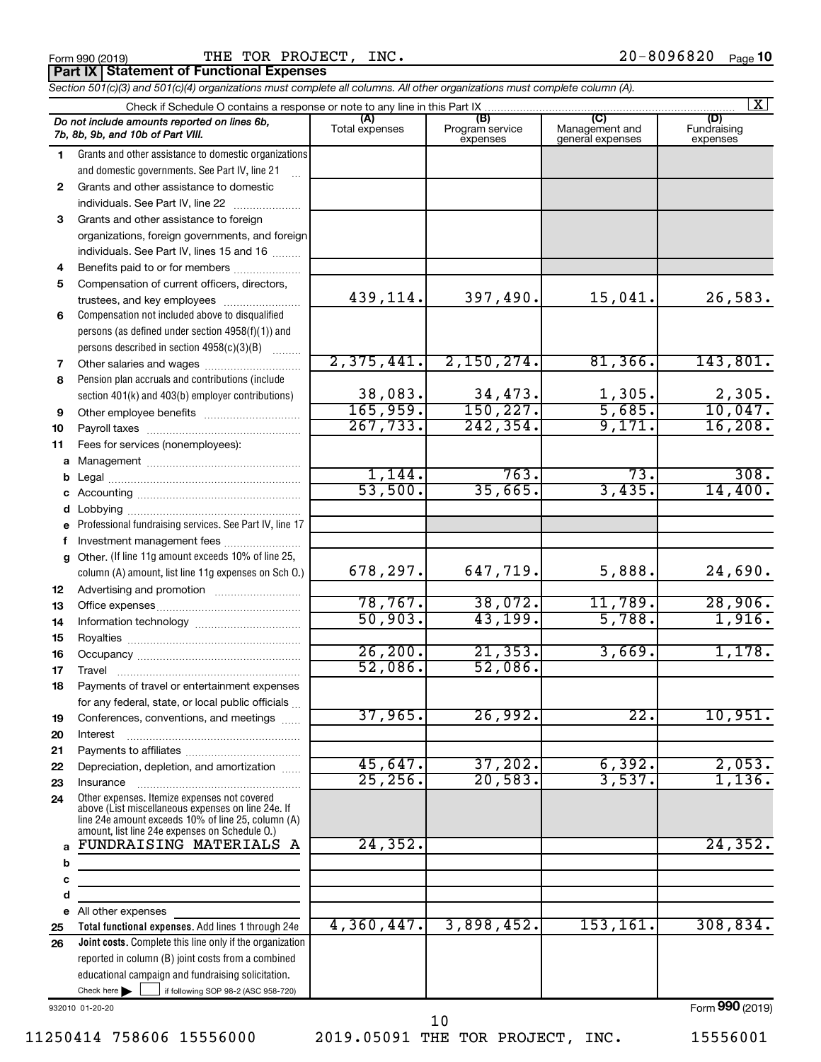Form 990 (2019) THE TOR PROJECT, INC. 20-8096820 Page 10

## Part IX Statement of Functional Expenses

*Section 501(c)(3) and 501(c)(4) organizations must complete all columns. All other organizations must complete column (A).*

Check if Schedule O contains a response or note to any line in this Part IX .......... [X]

| Do not include amounts reported on lines 6b, 7b, 8b, 9b, and 10b of Part VIII. | (A) Total expenses | (B) Program service expenses | (C) Management and general expenses | (D) Fundraising expenses |
|---|---|---|---|---|
| **1** Grants and other assistance to domestic organizations and domestic governments. See Part IV, line 21 | | | | |
| **2** Grants and other assistance to domestic individuals. See Part IV, line 22 | | | | |
| **3** Grants and other assistance to foreign organizations, foreign governments, and foreign individuals. See Part IV, lines 15 and 16 | | | | |
| **4** Benefits paid to or for members | | | | |
| **5** Compensation of current officers, directors, trustees, and key employees | 439,114. | 397,490. | 15,041. | 26,583. |
| **6** Compensation not included above to disqualified persons (as defined under section 4958(f)(1)) and persons described in section 4958(c)(3)(B) | | | | |
| **7** Other salaries and wages | 2,375,441. | 2,150,274. | 81,366. | 143,801. |
| **8** Pension plan accruals and contributions (include section 401(k) and 403(b) employer contributions) | 38,083. | 34,473. | 1,305. | 2,305. |
| **9** Other employee benefits | 165,959. | 150,227. | 5,685. | 10,047. |
| **10** Payroll taxes | 267,733. | 242,354. | 9,171. | 16,208. |
| **11** Fees for services (nonemployees): | | | | |
| **a** Management | | | | |
| **b** Legal | 1,144. | 763. | 73. | 308. |
| **c** Accounting | 53,500. | 35,665. | 3,435. | 14,400. |
| **d** Lobbying | | | | |
| **e** Professional fundraising services. See Part IV, line 17 | | | | |
| **f** Investment management fees | | | | |
| **g** Other. (If line 11g amount exceeds 10% of line 25, column (A) amount, list line 11g expenses on Sch O.) | 678,297. | 647,719. | 5,888. | 24,690. |
| **12** Advertising and promotion | | | | |
| **13** Office expenses | 78,767. | 38,072. | 11,789. | 28,906. |
| **14** Information technology | 50,903. | 43,199. | 5,788. | 1,916. |
| **15** Royalties | | | | |
| **16** Occupancy | 26,200. | 21,353. | 3,669. | 1,178. |
| **17** Travel | 52,086. | 52,086. | | |
| **18** Payments of travel or entertainment expenses for any federal, state, or local public officials | | | | |
| **19** Conferences, conventions, and meetings | 37,965. | 26,992. | 22. | 10,951. |
| **20** Interest | | | | |
| **21** Payments to affiliates | | | | |
| **22** Depreciation, depletion, and amortization | 45,647. | 37,202. | 6,392. | 2,053. |
| **23** Insurance | 25,256. | 20,583. | 3,537. | 1,136. |
| **24** Other expenses. Itemize expenses not covered above (List miscellaneous expenses on line 24e. If line 24e amount exceeds 10% of line 25, column (A) amount, list line 24e expenses on Schedule O.) | | | | |
| **a** FUNDRAISING MATERIALS A | 24,352. | | | 24,352. |
| **b** | | | | |
| **c** | | | | |
| **d** | | | | |
| **e** All other expenses | | | | |
| **25 Total functional expenses.** Add lines 1 through 24e | 4,360,447. | 3,898,452. | 153,161. | 308,834. |
| **26 Joint costs.** Complete this line only if the organization reported in column (B) joint costs from a combined educational campaign and fundraising solicitation. Check here [ ] if following SOP 98-2 (ASC 958-720) | | | | |

932010 01-20-20

Form **990** (2019)

11250414 758606 15556000 2019.05091 THE TOR PROJECT, INC. 15556001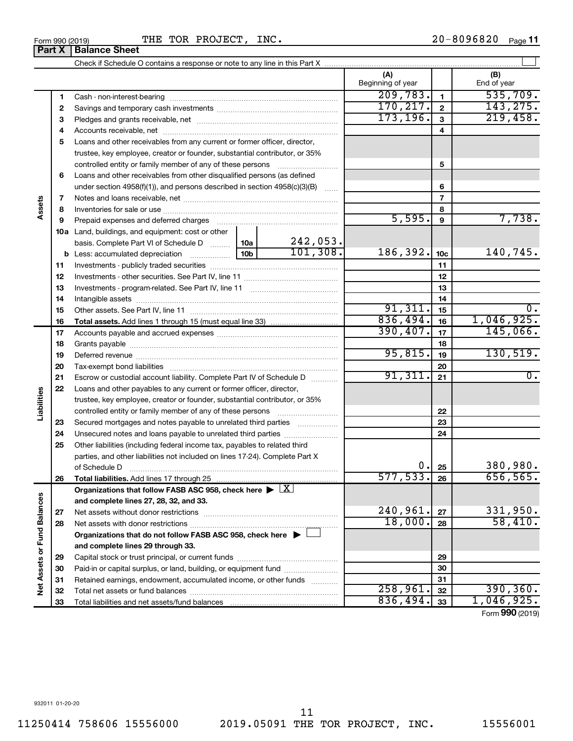Form 990 (2019) THE TOR PROJECT, INC. 20-8096820

## Part X Balance Sheet

Check if Schedule O contains a response or note to any line in this Part X

| | | | (A) Beginning of year | | (B) End of year |
|---|---|---|---|---|---|
| **Assets** | 1 | Cash - non-interest-bearing | 209,783. | 1 | 535,709. |
| | 2 | Savings and temporary cash investments | 170,217. | 2 | 143,275. |
| | 3 | Pledges and grants receivable, net | 173,196. | 3 | 219,458. |
| | 4 | Accounts receivable, net | | 4 | |
| | 5 | Loans and other receivables from any current or former officer, director, trustee, key employee, creator or founder, substantial contributor, or 35% controlled entity or family member of any of these persons | | 5 | |
| | 6 | Loans and other receivables from other disqualified persons (as defined under section 4958(f)(1)), and persons described in section 4958(c)(3)(B) | | 6 | |
| | 7 | Notes and loans receivable, net | | 7 | |
| | 8 | Inventories for sale or use | | 8 | |
| | 9 | Prepaid expenses and deferred charges | 5,595. | 9 | 7,738. |
| | 10a | Land, buildings, and equipment: cost or other basis. Complete Part VI of Schedule D ... 10a 242,053. | | | |
| | b | Less: accumulated depreciation ... 10b 101,308. | 186,392. | 10c | 140,745. |
| | 11 | Investments - publicly traded securities | | 11 | |
| | 12 | Investments - other securities. See Part IV, line 11 | | 12 | |
| | 13 | Investments - program-related. See Part IV, line 11 | | 13 | |
| | 14 | Intangible assets | | 14 | |
| | 15 | Other assets. See Part IV, line 11 | 91,311. | 15 | 0. |
| | 16 | **Total assets.** Add lines 1 through 15 (must equal line 33) | 836,494. | 16 | 1,046,925. |
| **Liabilities** | 17 | Accounts payable and accrued expenses | 390,407. | 17 | 145,066. |
| | 18 | Grants payable | | 18 | |
| | 19 | Deferred revenue | 95,815. | 19 | 130,519. |
| | 20 | Tax-exempt bond liabilities | | 20 | |
| | 21 | Escrow or custodial account liability. Complete Part IV of Schedule D | 91,311. | 21 | 0. |
| | 22 | Loans and other payables to any current or former officer, director, trustee, key employee, creator or founder, substantial contributor, or 35% controlled entity or family member of any of these persons | | 22 | |
| | 23 | Secured mortgages and notes payable to unrelated third parties | | 23 | |
| | 24 | Unsecured notes and loans payable to unrelated third parties | | 24 | |
| | 25 | Other liabilities (including federal income tax, payables to related third parties, and other liabilities not included on lines 17-24). Complete Part X of Schedule D | 0. | 25 | 380,980. |
| | 26 | **Total liabilities.** Add lines 17 through 25 | 577,533. | 26 | 656,565. |
| **Net Assets or Fund Balances** | | **Organizations that follow FASB ASC 958, check here** ▶ [X] **and complete lines 27, 28, 32, and 33.** | | | |
| | 27 | Net assets without donor restrictions | 240,961. | 27 | 331,950. |
| | 28 | Net assets with donor restrictions | 18,000. | 28 | 58,410. |
| | | **Organizations that do not follow FASB ASC 958, check here** ▶ [ ] **and complete lines 29 through 33.** | | | |
| | 29 | Capital stock or trust principal, or current funds | | 29 | |
| | 30 | Paid-in or capital surplus, or land, building, or equipment fund | | 30 | |
| | 31 | Retained earnings, endowment, accumulated income, or other funds | | 31 | |
| | 32 | Total net assets or fund balances | 258,961. | 32 | 390,360. |
| | 33 | Total liabilities and net assets/fund balances | 836,494. | 33 | 1,046,925. |

Form **990** (2019)

932011 01-20-20

11250414 758606 15556000 2019.05091 THE TOR PROJECT, INC. 15556001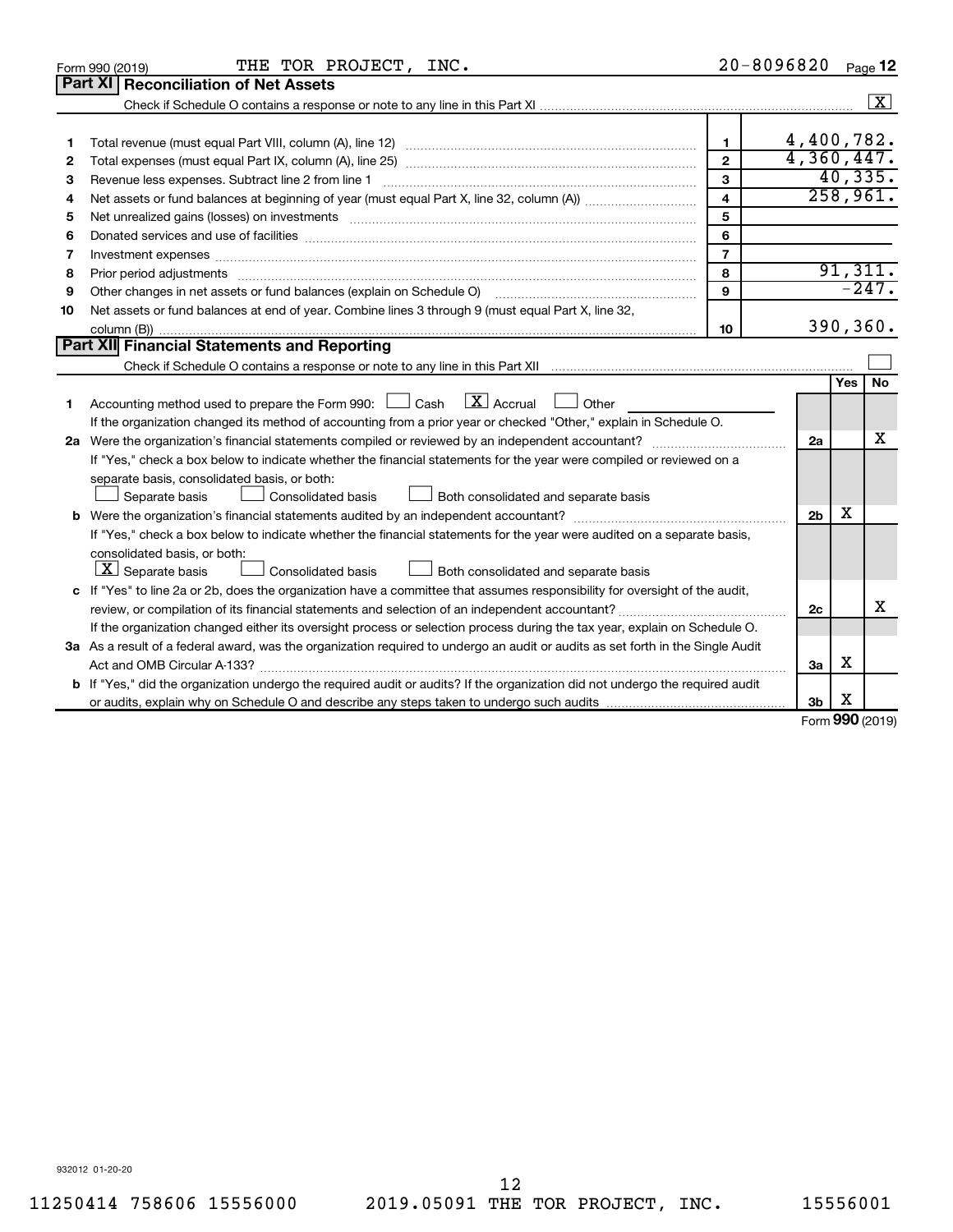Form 990 (2019) THE TOR PROJECT, INC. 20-8096820 Page 12

## Part XI Reconciliation of Net Assets

Check if Schedule O contains a response or note to any line in this Part XI .......... [X]

| | | | |
|---|---|---|---|
| 1 | Total revenue (must equal Part VIII, column (A), line 12) | 1 | 4,400,782. |
| 2 | Total expenses (must equal Part IX, column (A), line 25) | 2 | 4,360,447. |
| 3 | Revenue less expenses. Subtract line 2 from line 1 | 3 | 40,335. |
| 4 | Net assets or fund balances at beginning of year (must equal Part X, line 32, column (A)) | 4 | 258,961. |
| 5 | Net unrealized gains (losses) on investments | 5 | |
| 6 | Donated services and use of facilities | 6 | |
| 7 | Investment expenses | 7 | |
| 8 | Prior period adjustments | 8 | 91,311. |
| 9 | Other changes in net assets or fund balances (explain on Schedule O) | 9 | -247. |
| 10 | Net assets or fund balances at end of year. Combine lines 3 through 9 (must equal Part X, line 32, column (B)) | 10 | 390,360. |

## Part XII Financial Statements and Reporting

Check if Schedule O contains a response or note to any line in this Part XII .......... [ ]

| | | | Yes | No |
|---|---|---|---|---|
| 1 | Accounting method used to prepare the Form 990: [ ] Cash [X] Accrual [ ] Other ______ If the organization changed its method of accounting from a prior year or checked "Other," explain in Schedule O. | | | |
| 2a | Were the organization's financial statements compiled or reviewed by an independent accountant? If "Yes," check a box below to indicate whether the financial statements for the year were compiled or reviewed on a separate basis, consolidated basis, or both: [ ] Separate basis [ ] Consolidated basis [ ] Both consolidated and separate basis | 2a | | X |
| b | Were the organization's financial statements audited by an independent accountant? If "Yes," check a box below to indicate whether the financial statements for the year were audited on a separate basis, consolidated basis, or both: [X] Separate basis [ ] Consolidated basis [ ] Both consolidated and separate basis | 2b | X | |
| c | If "Yes" to line 2a or 2b, does the organization have a committee that assumes responsibility for oversight of the audit, review, or compilation of its financial statements and selection of an independent accountant? If the organization changed either its oversight process or selection process during the tax year, explain on Schedule O. | 2c | | X |
| 3a | As a result of a federal award, was the organization required to undergo an audit or audits as set forth in the Single Audit Act and OMB Circular A-133? | 3a | X | |
| b | If "Yes," did the organization undergo the required audit or audits? If the organization did not undergo the required audit or audits, explain why on Schedule O and describe any steps taken to undergo such audits | 3b | X | |

Form **990** (2019)

932012 01-20-20

11250414 758606 15556000 2019.05091 THE TOR PROJECT, INC. 15556001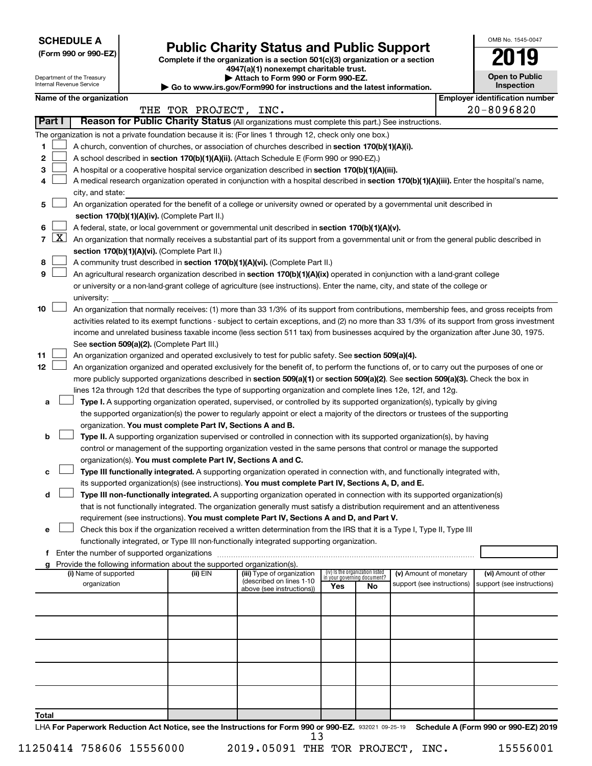**SCHEDULE A**
**(Form 990 or 990-EZ)**

Department of the Treasury
Internal Revenue Service

# Public Charity Status and Public Support

**Complete if the organization is a section 501(c)(3) organization or a section 4947(a)(1) nonexempt charitable trust.**
**▶ Attach to Form 990 or Form 990-EZ.**
**▶ Go to www.irs.gov/Form990 for instructions and the latest information.**

OMB No. 1545-0047
**2019**
**Open to Public Inspection**

| Name of the organization | Employer identification number |
|---|---|
| THE TOR PROJECT, INC. | 20-8096820 |

**Part I** **Reason for Public Charity Status** (All organizations must complete this part.) See instructions.

The organization is not a private foundation because it is: (For lines 1 through 12, check only one box.)

1 ☐ A church, convention of churches, or association of churches described in **section 170(b)(1)(A)(i).**

2 ☐ A school described in **section 170(b)(1)(A)(ii).** (Attach Schedule E (Form 990 or 990-EZ).)

3 ☐ A hospital or a cooperative hospital service organization described in **section 170(b)(1)(A)(iii).**

4 ☐ A medical research organization operated in conjunction with a hospital described in **section 170(b)(1)(A)(iii).** Enter the hospital's name, city, and state:

5 ☐ An organization operated for the benefit of a college or university owned or operated by a governmental unit described in **section 170(b)(1)(A)(iv).** (Complete Part II.)

6 ☐ A federal, state, or local government or governmental unit described in **section 170(b)(1)(A)(v).**

7 ☒ An organization that normally receives a substantial part of its support from a governmental unit or from the general public described in **section 170(b)(1)(A)(vi).** (Complete Part II.)

8 ☐ A community trust described in **section 170(b)(1)(A)(vi).** (Complete Part II.)

9 ☐ An agricultural research organization described in **section 170(b)(1)(A)(ix)** operated in conjunction with a land-grant college or university or a non-land-grant college of agriculture (see instructions). Enter the name, city, and state of the college or university:

10 ☐ An organization that normally receives: (1) more than 33 1/3% of its support from contributions, membership fees, and gross receipts from activities related to its exempt functions - subject to certain exceptions, and (2) no more than 33 1/3% of its support from gross investment income and unrelated business taxable income (less section 511 tax) from businesses acquired by the organization after June 30, 1975. See **section 509(a)(2).** (Complete Part III.)

11 ☐ An organization organized and operated exclusively to test for public safety. See **section 509(a)(4).**

12 ☐ An organization organized and operated exclusively for the benefit of, to perform the functions of, or to carry out the purposes of one or more publicly supported organizations described in **section 509(a)(1)** or **section 509(a)(2)**. See **section 509(a)(3).** Check the box in lines 12a through 12d that describes the type of supporting organization and complete lines 12e, 12f, and 12g.

a ☐ **Type I.** A supporting organization operated, supervised, or controlled by its supported organization(s), typically by giving the supported organization(s) the power to regularly appoint or elect a majority of the directors or trustees of the supporting organization. **You must complete Part IV, Sections A and B.**

b ☐ **Type II.** A supporting organization supervised or controlled in connection with its supported organization(s), by having control or management of the supporting organization vested in the same persons that control or manage the supported organization(s). **You must complete Part IV, Sections A and C.**

c ☐ **Type III functionally integrated.** A supporting organization operated in connection with, and functionally integrated with, its supported organization(s) (see instructions). **You must complete Part IV, Sections A, D, and E.**

d ☐ **Type III non-functionally integrated.** A supporting organization operated in connection with its supported organization(s) that is not functionally integrated. The organization generally must satisfy a distribution requirement and an attentiveness requirement (see instructions). **You must complete Part IV, Sections A and D, and Part V.**

e ☐ Check this box if the organization received a written determination from the IRS that it is a Type I, Type II, Type III functionally integrated, or Type III non-functionally integrated supporting organization.

f Enter the number of supported organizations

g Provide the following information about the supported organization(s).

| (i) Name of supported organization | (ii) EIN | (iii) Type of organization (described on lines 1-10 above (see instructions)) | (iv) Is the organization listed in your governing document? Yes | No | (v) Amount of monetary support (see instructions) | (vi) Amount of other support (see instructions) |
|---|---|---|---|---|---|---|
| | | | | | | |
| | | | | | | |
| | | | | | | |
| | | | | | | |
| | | | | | | |
| **Total** | | | | | | |

LHA **For Paperwork Reduction Act Notice, see the Instructions for Form 990 or 990-EZ.** 932021 09-25-19 **Schedule A (Form 990 or 990-EZ) 2019**

11250414 758606 15556000 2019.05091 THE TOR PROJECT, INC. 15556001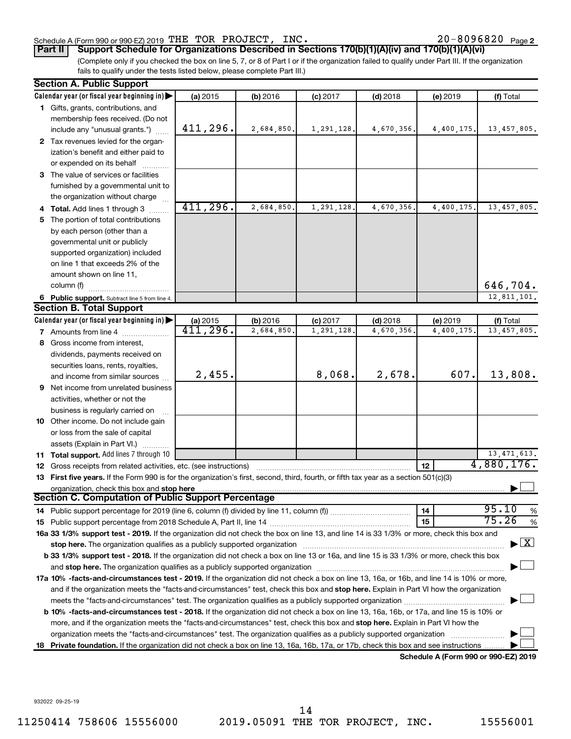Schedule A (Form 990 or 990-EZ) 2019 THE TOR PROJECT, INC. 20-8096820 Page 2

**Part II Support Schedule for Organizations Described in Sections 170(b)(1)(A)(iv) and 170(b)(1)(A)(vi)**

(Complete only if you checked the box on line 5, 7, or 8 of Part I or if the organization failed to qualify under Part III. If the organization fails to qualify under the tests listed below, please complete Part III.)

## Section A. Public Support

| Calendar year (or fiscal year beginning in) | (a) 2015 | (b) 2016 | (c) 2017 | (d) 2018 | (e) 2019 | (f) Total |
|---|---|---|---|---|---|---|
| 1 Gifts, grants, contributions, and membership fees received. (Do not include any "unusual grants.") | 411,296. | 2,684,850. | 1,291,128. | 4,670,356. | 4,400,175. | 13,457,805. |
| 2 Tax revenues levied for the organization's benefit and either paid to or expended on its behalf | | | | | | |
| 3 The value of services or facilities furnished by a governmental unit to the organization without charge | | | | | | |
| 4 **Total.** Add lines 1 through 3 | 411,296. | 2,684,850. | 1,291,128. | 4,670,356. | 4,400,175. | 13,457,805. |
| 5 The portion of total contributions by each person (other than a governmental unit or publicly supported organization) included on line 1 that exceeds 2% of the amount shown on line 11, column (f) | | | | | | 646,704. |
| 6 **Public support.** Subtract line 5 from line 4. | | | | | | 12,811,101. |

## Section B. Total Support

| Calendar year (or fiscal year beginning in) | (a) 2015 | (b) 2016 | (c) 2017 | (d) 2018 | (e) 2019 | (f) Total |
|---|---|---|---|---|---|---|
| 7 Amounts from line 4 | 411,296. | 2,684,850. | 1,291,128. | 4,670,356. | 4,400,175. | 13,457,805. |
| 8 Gross income from interest, dividends, payments received on securities loans, rents, royalties, and income from similar sources | 2,455. | | 8,068. | 2,678. | 607. | 13,808. |
| 9 Net income from unrelated business activities, whether or not the business is regularly carried on | | | | | | |
| 10 Other income. Do not include gain or loss from the sale of capital assets (Explain in Part VI.) | | | | | | |
| 11 **Total support.** Add lines 7 through 10 | | | | | | 13,471,613. |

12 Gross receipts from related activities, etc. (see instructions) | 12 | 4,880,176.

13 **First five years.** If the Form 990 is for the organization's first, second, third, fourth, or fifth tax year as a section 501(c)(3) organization, check this box and **stop here** ☐

## Section C. Computation of Public Support Percentage

14 Public support percentage for 2019 (line 6, column (f) divided by line 11, column (f)) | 14 | 95.10 %

15 Public support percentage from 2018 Schedule A, Part II, line 14 | 15 | 75.26 %

**16a 33 1/3% support test - 2019.** If the organization did not check the box on line 13, and line 14 is 33 1/3% or more, check this box and **stop here.** The organization qualifies as a publicly supported organization ☒

**b 33 1/3% support test - 2018.** If the organization did not check a box on line 13 or 16a, and line 15 is 33 1/3% or more, check this box and **stop here.** The organization qualifies as a publicly supported organization ☐

**17a 10% -facts-and-circumstances test - 2019.** If the organization did not check a box on line 13, 16a, or 16b, and line 14 is 10% or more, and if the organization meets the "facts-and-circumstances" test, check this box and **stop here.** Explain in Part VI how the organization meets the "facts-and-circumstances" test. The organization qualifies as a publicly supported organization ☐

**b 10% -facts-and-circumstances test - 2018.** If the organization did not check a box on line 13, 16a, 16b, or 17a, and line 15 is 10% or more, and if the organization meets the "facts-and-circumstances" test, check this box and **stop here.** Explain in Part VI how the organization meets the "facts-and-circumstances" test. The organization qualifies as a publicly supported organization ☐

**18 Private foundation.** If the organization did not check a box on line 13, 16a, 16b, 17a, or 17b, check this box and see instructions ☐

**Schedule A (Form 990 or 990-EZ) 2019**

932022 09-25-19

11250414 758606 15556000 2019.05091 THE TOR PROJECT, INC. 15556001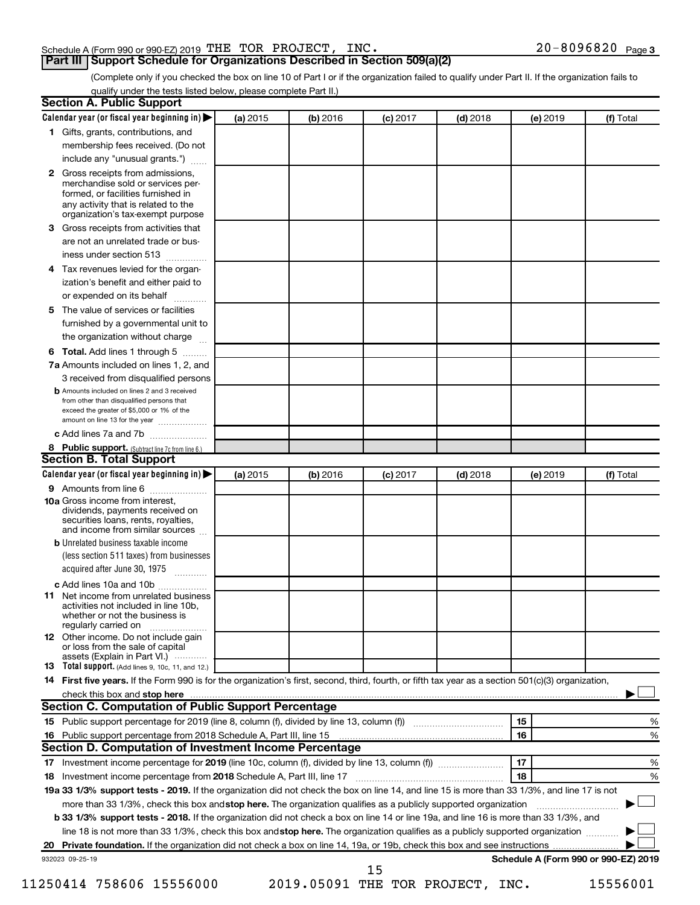Schedule A (Form 990 or 990-EZ) 2019 THE TOR PROJECT, INC. 20-8096820 Page 3

## Part III Support Schedule for Organizations Described in Section 509(a)(2)

(Complete only if you checked the box on line 10 of Part I or if the organization failed to qualify under Part II. If the organization fails to qualify under the tests listed below, please complete Part II.)

### Section A. Public Support

| Calendar year (or fiscal year beginning in) ▶ | (a) 2015 | (b) 2016 | (c) 2017 | (d) 2018 | (e) 2019 | (f) Total |
|---|---|---|---|---|---|---|
| **1** Gifts, grants, contributions, and membership fees received. (Do not include any "unusual grants.") | | | | | | |
| **2** Gross receipts from admissions, merchandise sold or services performed, or facilities furnished in any activity that is related to the organization's tax-exempt purpose | | | | | | |
| **3** Gross receipts from activities that are not an unrelated trade or business under section 513 | | | | | | |
| **4** Tax revenues levied for the organization's benefit and either paid to or expended on its behalf | | | | | | |
| **5** The value of services or facilities furnished by a governmental unit to the organization without charge | | | | | | |
| **6 Total.** Add lines 1 through 5 | | | | | | |
| **7a** Amounts included on lines 1, 2, and 3 received from disqualified persons | | | | | | |
| **b** Amounts included on lines 2 and 3 received from other than disqualified persons that exceed the greater of $5,000 or 1% of the amount on line 13 for the year | | | | | | |
| **c** Add lines 7a and 7b | | | | | | |
| **8 Public support.** (Subtract line 7c from line 6.) | | | | | | |

### Section B. Total Support

| Calendar year (or fiscal year beginning in) ▶ | (a) 2015 | (b) 2016 | (c) 2017 | (d) 2018 | (e) 2019 | (f) Total |
|---|---|---|---|---|---|---|
| **9** Amounts from line 6 | | | | | | |
| **10a** Gross income from interest, dividends, payments received on securities loans, rents, royalties, and income from similar sources | | | | | | |
| **b** Unrelated business taxable income (less section 511 taxes) from businesses acquired after June 30, 1975 | | | | | | |
| **c** Add lines 10a and 10b | | | | | | |
| **11** Net income from unrelated business activities not included in line 10b, whether or not the business is regularly carried on | | | | | | |
| **12** Other income. Do not include gain or loss from the sale of capital assets (Explain in Part VI.) | | | | | | |
| **13 Total support.** (Add lines 9, 10c, 11, and 12.) | | | | | | |

**14 First five years.** If the Form 990 is for the organization's first, second, third, fourth, or fifth tax year as a section 501(c)(3) organization, check this box and **stop here** ▶ ☐

### Section C. Computation of Public Support Percentage

| | | | |
|---|---|---|---|
| **15** | Public support percentage for 2019 (line 8, column (f), divided by line 13, column (f)) | 15 | % |
| **16** | Public support percentage from 2018 Schedule A, Part III, line 15 | 16 | % |

### Section D. Computation of Investment Income Percentage

| | | | |
|---|---|---|---|
| **17** | Investment income percentage for **2019** (line 10c, column (f), divided by line 13, column (f)) | 17 | % |
| **18** | Investment income percentage from **2018** Schedule A, Part III, line 17 | 18 | % |

**19a 33 1/3% support tests - 2019.** If the organization did not check the box on line 14, and line 15 is more than 33 1/3%, and line 17 is not more than 33 1/3%, check this box and **stop here.** The organization qualifies as a publicly supported organization ▶ ☐

**b 33 1/3% support tests - 2018.** If the organization did not check a box on line 14 or line 19a, and line 16 is more than 33 1/3%, and line 18 is not more than 33 1/3%, check this box and **stop here.** The organization qualifies as a publicly supported organization ▶ ☐

**20 Private foundation.** If the organization did not check a box on line 14, 19a, or 19b, check this box and see instructions ▶ ☐

932023 09-25-19 **Schedule A (Form 990 or 990-EZ) 2019**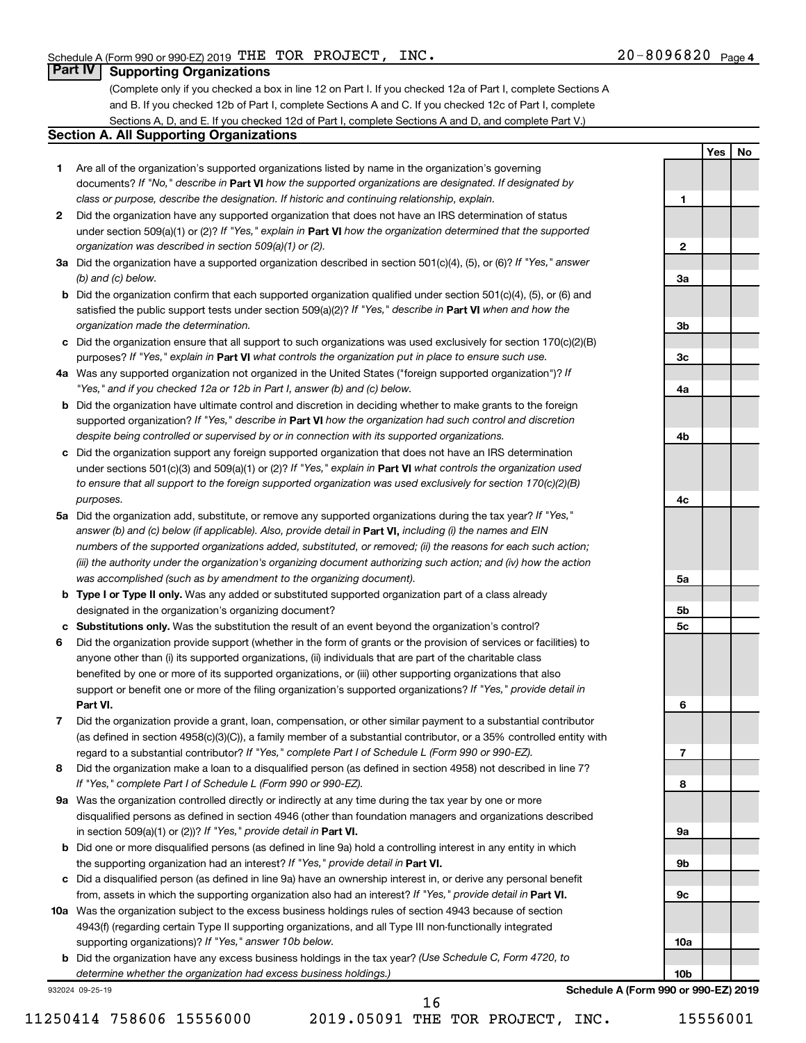Schedule A (Form 990 or 990-EZ) 2019 THE TOR PROJECT, INC. 20-8096820 Page 4

## Part IV Supporting Organizations

(Complete only if you checked a box in line 12 on Part I. If you checked 12a of Part I, complete Sections A and B. If you checked 12b of Part I, complete Sections A and C. If you checked 12c of Part I, complete Sections A, D, and E. If you checked 12d of Part I, complete Sections A and D, and complete Part V.)

### Section A. All Supporting Organizations

| | | | Yes | No |
|---|---|---|---|---|
| **1** | Are all of the organization's supported organizations listed by name in the organization's governing documents? *If "No," describe in* **Part VI** *how the supported organizations are designated. If designated by class or purpose, describe the designation. If historic and continuing relationship, explain.* | 1 | | |
| **2** | Did the organization have any supported organization that does not have an IRS determination of status under section 509(a)(1) or (2)? *If "Yes," explain in* **Part VI** *how the organization determined that the supported organization was described in section 509(a)(1) or (2).* | 2 | | |
| **3a** | Did the organization have a supported organization described in section 501(c)(4), (5), or (6)? *If "Yes," answer (b) and (c) below.* | 3a | | |
| **b** | Did the organization confirm that each supported organization qualified under section 501(c)(4), (5), or (6) and satisfied the public support tests under section 509(a)(2)? *If "Yes," describe in* **Part VI** *when and how the organization made the determination.* | 3b | | |
| **c** | Did the organization ensure that all support to such organizations was used exclusively for section 170(c)(2)(B) purposes? *If "Yes," explain in* **Part VI** *what controls the organization put in place to ensure such use.* | 3c | | |
| **4a** | Was any supported organization not organized in the United States ("foreign supported organization")? *If "Yes," and if you checked 12a or 12b in Part I, answer (b) and (c) below.* | 4a | | |
| **b** | Did the organization have ultimate control and discretion in deciding whether to make grants to the foreign supported organization? *If "Yes," describe in* **Part VI** *how the organization had such control and discretion despite being controlled or supervised by or in connection with its supported organizations.* | 4b | | |
| **c** | Did the organization support any foreign supported organization that does not have an IRS determination under sections 501(c)(3) and 509(a)(1) or (2)? *If "Yes," explain in* **Part VI** *what controls the organization used to ensure that all support to the foreign supported organization was used exclusively for section 170(c)(2)(B) purposes.* | 4c | | |
| **5a** | Did the organization add, substitute, or remove any supported organizations during the tax year? *If "Yes," answer (b) and (c) below (if applicable). Also, provide detail in* **Part VI,** *including (i) the names and EIN numbers of the supported organizations added, substituted, or removed; (ii) the reasons for each such action; (iii) the authority under the organization's organizing document authorizing such action; and (iv) how the action was accomplished (such as by amendment to the organizing document).* | 5a | | |
| **b** | **Type I or Type II only.** Was any added or substituted supported organization part of a class already designated in the organization's organizing document? | 5b | | |
| **c** | **Substitutions only.** Was the substitution the result of an event beyond the organization's control? | 5c | | |
| **6** | Did the organization provide support (whether in the form of grants or the provision of services or facilities) to anyone other than (i) its supported organizations, (ii) individuals that are part of the charitable class benefited by one or more of its supported organizations, or (iii) other supporting organizations that also support or benefit one or more of the filing organization's supported organizations? *If "Yes," provide detail in* **Part VI.** | 6 | | |
| **7** | Did the organization provide a grant, loan, compensation, or other similar payment to a substantial contributor (as defined in section 4958(c)(3)(C)), a family member of a substantial contributor, or a 35% controlled entity with regard to a substantial contributor? *If "Yes," complete Part I of Schedule L (Form 990 or 990-EZ).* | 7 | | |
| **8** | Did the organization make a loan to a disqualified person (as defined in section 4958) not described in line 7? *If "Yes," complete Part I of Schedule L (Form 990 or 990-EZ).* | 8 | | |
| **9a** | Was the organization controlled directly or indirectly at any time during the tax year by one or more disqualified persons as defined in section 4946 (other than foundation managers and organizations described in section 509(a)(1) or (2))? *If "Yes," provide detail in* **Part VI.** | 9a | | |
| **b** | Did one or more disqualified persons (as defined in line 9a) hold a controlling interest in any entity in which the supporting organization had an interest? *If "Yes," provide detail in* **Part VI.** | 9b | | |
| **c** | Did a disqualified person (as defined in line 9a) have an ownership interest in, or derive any personal benefit from, assets in which the supporting organization also had an interest? *If "Yes," provide detail in* **Part VI.** | 9c | | |
| **10a** | Was the organization subject to the excess business holdings rules of section 4943 because of section 4943(f) (regarding certain Type II supporting organizations, and all Type III non-functionally integrated supporting organizations)? *If "Yes," answer 10b below.* | 10a | | |
| **b** | Did the organization have any excess business holdings in the tax year? *(Use Schedule C, Form 4720, to determine whether the organization had excess business holdings.)* | 10b | | |

932024 09-25-19

**Schedule A (Form 990 or 990-EZ) 2019**

11250414 758606 15556000 2019.05091 THE TOR PROJECT, INC. 15556001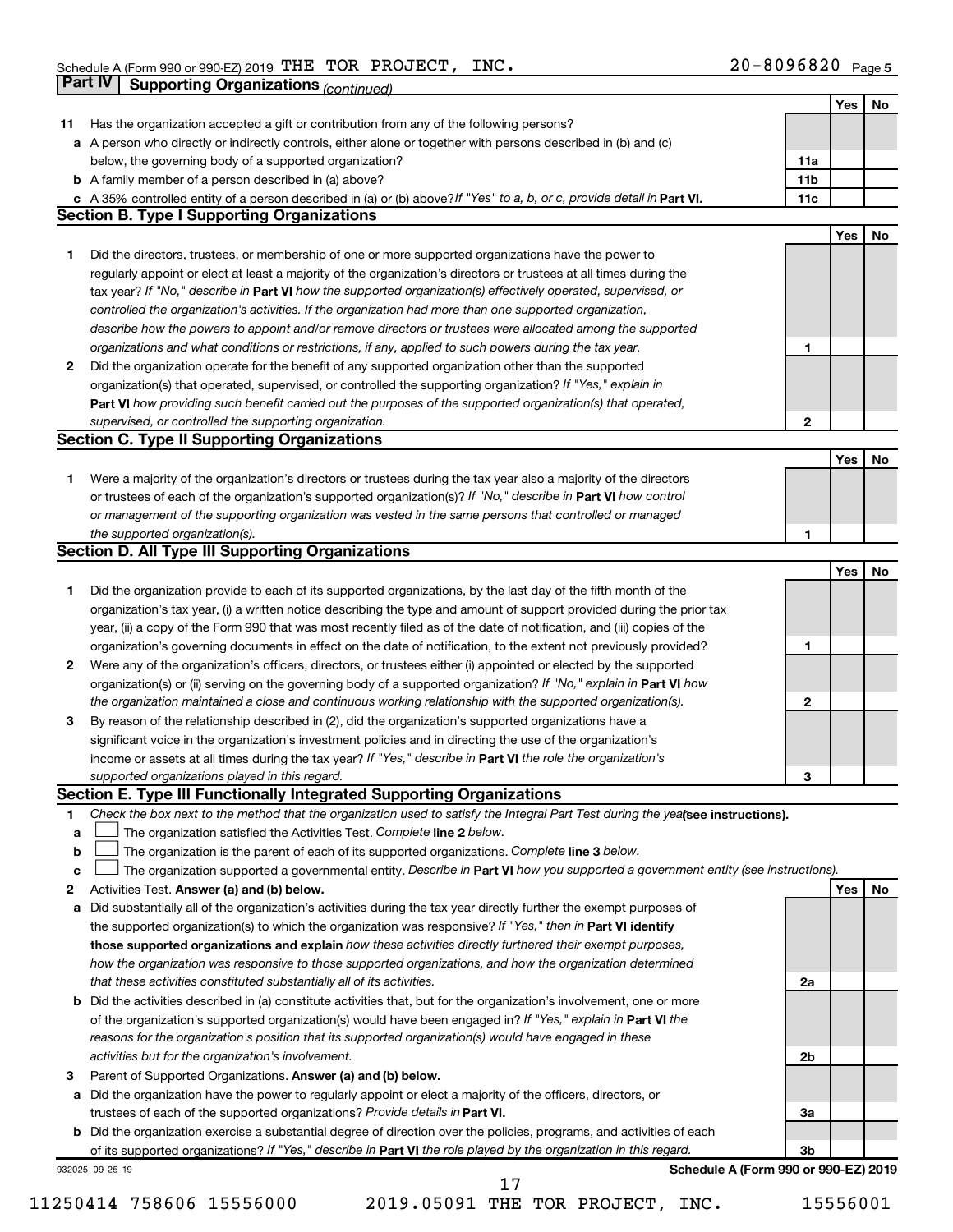Schedule A (Form 990 or 990-EZ) 2019 THE TOR PROJECT, INC. 20-8096820 Page 5

## Part IV Supporting Organizations *(continued)*

| | | | Yes | No |
|---|---|---|---|---|
| **11** | Has the organization accepted a gift or contribution from any of the following persons? | | | |
| **a** | A person who directly or indirectly controls, either alone or together with persons described in (b) and (c) below, the governing body of a supported organization? | **11a** | | |
| **b** | A family member of a person described in (a) above? | **11b** | | |
| **c** | A 35% controlled entity of a person described in (a) or (b) above? *If "Yes" to a, b, or c, provide detail in* **Part VI.** | **11c** | | |

### Section B. Type I Supporting Organizations

| | | | Yes | No |
|---|---|---|---|---|
| **1** | Did the directors, trustees, or membership of one or more supported organizations have the power to regularly appoint or elect at least a majority of the organization's directors or trustees at all times during the tax year? *If "No," describe in* **Part VI** *how the supported organization(s) effectively operated, supervised, or controlled the organization's activities. If the organization had more than one supported organization, describe how the powers to appoint and/or remove directors or trustees were allocated among the supported organizations and what conditions or restrictions, if any, applied to such powers during the tax year.* | **1** | | |
| **2** | Did the organization operate for the benefit of any supported organization other than the supported organization(s) that operated, supervised, or controlled the supporting organization? *If "Yes," explain in* **Part VI** *how providing such benefit carried out the purposes of the supported organization(s) that operated, supervised, or controlled the supporting organization.* | **2** | | |

### Section C. Type II Supporting Organizations

| | | | Yes | No |
|---|---|---|---|---|
| **1** | Were a majority of the organization's directors or trustees during the tax year also a majority of the directors or trustees of each of the organization's supported organization(s)? *If "No," describe in* **Part VI** *how control or management of the supporting organization was vested in the same persons that controlled or managed the supported organization(s).* | **1** | | |

### Section D. All Type III Supporting Organizations

| | | | Yes | No |
|---|---|---|---|---|
| **1** | Did the organization provide to each of its supported organizations, by the last day of the fifth month of the organization's tax year, (i) a written notice describing the type and amount of support provided during the prior tax year, (ii) a copy of the Form 990 that was most recently filed as of the date of notification, and (iii) copies of the organization's governing documents in effect on the date of notification, to the extent not previously provided? | **1** | | |
| **2** | Were any of the organization's officers, directors, or trustees either (i) appointed or elected by the supported organization(s) or (ii) serving on the governing body of a supported organization? *If "No," explain in* **Part VI** *how the organization maintained a close and continuous working relationship with the supported organization(s).* | **2** | | |
| **3** | By reason of the relationship described in (2), did the organization's supported organizations have a significant voice in the organization's investment policies and in directing the use of the organization's income or assets at all times during the tax year? *If "Yes," describe in* **Part VI** *the role the organization's supported organizations played in this regard.* | **3** | | |

### Section E. Type III Functionally Integrated Supporting Organizations

**1** *Check the box next to the method that the organization used to satisfy the Integral Part Test during the year* **(see instructions).**

- **a** ☐ The organization satisfied the Activities Test. *Complete* **line 2** *below.*
- **b** ☐ The organization is the parent of each of its supported organizations. *Complete* **line 3** *below.*
- **c** ☐ The organization supported a governmental entity. *Describe in* **Part VI** *how you supported a government entity (see instructions).*

| | | | Yes | No |
|---|---|---|---|---|
| **2** | Activities Test. **Answer (a) and (b) below.** | | | |
| **a** | Did substantially all of the organization's activities during the tax year directly further the exempt purposes of the supported organization(s) to which the organization was responsive? *If "Yes," then in* **Part VI identify those supported organizations and explain** *how these activities directly furthered their exempt purposes, how the organization was responsive to those supported organizations, and how the organization determined that these activities constituted substantially all of its activities.* | **2a** | | |
| **b** | Did the activities described in (a) constitute activities that, but for the organization's involvement, one or more of the organization's supported organization(s) would have been engaged in? *If "Yes," explain in* **Part VI** *the reasons for the organization's position that its supported organization(s) would have engaged in these activities but for the organization's involvement.* | **2b** | | |
| **3** | Parent of Supported Organizations. **Answer (a) and (b) below.** | | | |
| **a** | Did the organization have the power to regularly appoint or elect a majority of the officers, directors, or trustees of each of the supported organizations? *Provide details in* **Part VI.** | **3a** | | |
| **b** | Did the organization exercise a substantial degree of direction over the policies, programs, and activities of each of its supported organizations? *If "Yes," describe in* **Part VI** *the role played by the organization in this regard.* | **3b** | | |

932025 09-25-19 **Schedule A (Form 990 or 990-EZ) 2019**

11250414 758606 15556000 2019.05091 THE TOR PROJECT, INC. 15556001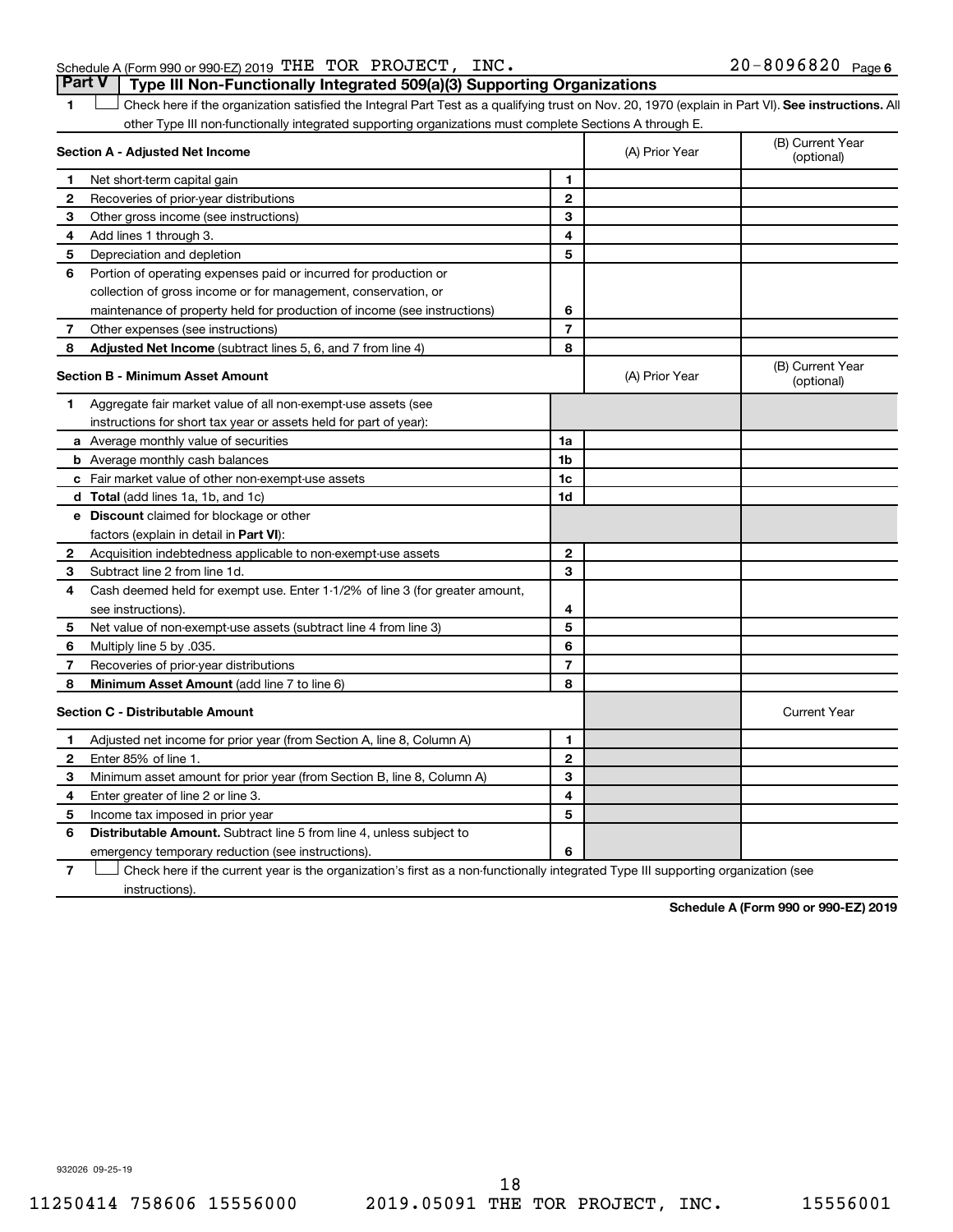Schedule A (Form 990 or 990-EZ) 2019 THE TOR PROJECT, INC. 20-8096820 Page 6

## Part V Type III Non-Functionally Integrated 509(a)(3) Supporting Organizations

1 ☐ Check here if the organization satisfied the Integral Part Test as a qualifying trust on Nov. 20, 1970 (explain in Part VI). **See instructions.** All other Type III non-functionally integrated supporting organizations must complete Sections A through E.

| **Section A - Adjusted Net Income** | | | (A) Prior Year | (B) Current Year (optional) |
|---|---|---|---|---|
| 1 | Net short-term capital gain | 1 | | |
| 2 | Recoveries of prior-year distributions | 2 | | |
| 3 | Other gross income (see instructions) | 3 | | |
| 4 | Add lines 1 through 3. | 4 | | |
| 5 | Depreciation and depletion | 5 | | |
| 6 | Portion of operating expenses paid or incurred for production or collection of gross income or for management, conservation, or maintenance of property held for production of income (see instructions) | 6 | | |
| 7 | Other expenses (see instructions) | 7 | | |
| 8 | **Adjusted Net Income** (subtract lines 5, 6, and 7 from line 4) | 8 | | |

| **Section B - Minimum Asset Amount** | | | (A) Prior Year | (B) Current Year (optional) |
|---|---|---|---|---|
| 1 | Aggregate fair market value of all non-exempt-use assets (see instructions for short tax year or assets held for part of year): | | | |
| a | Average monthly value of securities | 1a | | |
| b | Average monthly cash balances | 1b | | |
| c | Fair market value of other non-exempt-use assets | 1c | | |
| d | **Total** (add lines 1a, 1b, and 1c) | 1d | | |
| e | **Discount** claimed for blockage or other factors (explain in detail in **Part VI**): | | | |
| 2 | Acquisition indebtedness applicable to non-exempt-use assets | 2 | | |
| 3 | Subtract line 2 from line 1d. | 3 | | |
| 4 | Cash deemed held for exempt use. Enter 1-1/2% of line 3 (for greater amount, see instructions). | 4 | | |
| 5 | Net value of non-exempt-use assets (subtract line 4 from line 3) | 5 | | |
| 6 | Multiply line 5 by .035. | 6 | | |
| 7 | Recoveries of prior-year distributions | 7 | | |
| 8 | **Minimum Asset Amount** (add line 7 to line 6) | 8 | | |

| **Section C - Distributable Amount** | | | | Current Year |
|---|---|---|---|---|
| 1 | Adjusted net income for prior year (from Section A, line 8, Column A) | 1 | | |
| 2 | Enter 85% of line 1. | 2 | | |
| 3 | Minimum asset amount for prior year (from Section B, line 8, Column A) | 3 | | |
| 4 | Enter greater of line 2 or line 3. | 4 | | |
| 5 | Income tax imposed in prior year | 5 | | |
| 6 | **Distributable Amount.** Subtract line 5 from line 4, unless subject to emergency temporary reduction (see instructions). | 6 | | |

7 ☐ Check here if the current year is the organization's first as a non-functionally integrated Type III supporting organization (see instructions).

**Schedule A (Form 990 or 990-EZ) 2019**

932026 09-25-19

11250414 758606 15556000 2019.05091 THE TOR PROJECT, INC. 15556001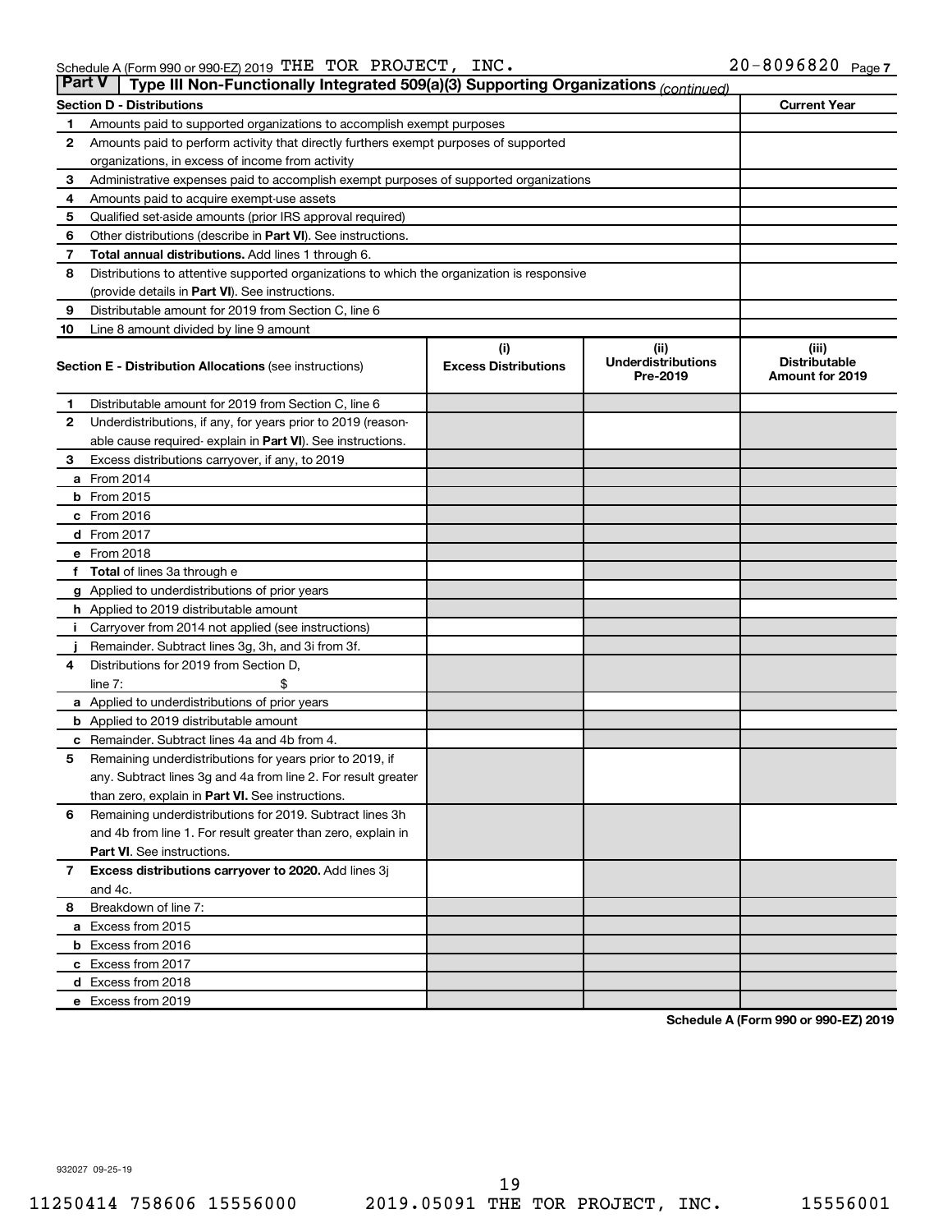Schedule A (Form 990 or 990-EZ) 2019 THE TOR PROJECT, INC. 20-8096820 Page 7

## Part V Type III Non-Functionally Integrated 509(a)(3) Supporting Organizations *(continued)*

| **Section D - Distributions** | | **Current Year** |
|---|---|---|
| 1 | Amounts paid to supported organizations to accomplish exempt purposes | |
| 2 | Amounts paid to perform activity that directly furthers exempt purposes of supported organizations, in excess of income from activity | |
| 3 | Administrative expenses paid to accomplish exempt purposes of supported organizations | |
| 4 | Amounts paid to acquire exempt-use assets | |
| 5 | Qualified set-aside amounts (prior IRS approval required) | |
| 6 | Other distributions (describe in **Part VI**). See instructions. | |
| 7 | **Total annual distributions.** Add lines 1 through 6. | |
| 8 | Distributions to attentive supported organizations to which the organization is responsive (provide details in **Part VI**). See instructions. | |
| 9 | Distributable amount for 2019 from Section C, line 6 | |
| 10 | Line 8 amount divided by line 9 amount | |

| **Section E - Distribution Allocations** (see instructions) | | (i) Excess Distributions | (ii) Underdistributions Pre-2019 | (iii) Distributable Amount for 2019 |
|---|---|---|---|---|
| 1 | Distributable amount for 2019 from Section C, line 6 | | | |
| 2 | Underdistributions, if any, for years prior to 2019 (reasonable cause required- explain in **Part VI**). See instructions. | | | |
| 3 | Excess distributions carryover, if any, to 2019 | | | |
| a | From 2014 | | | |
| b | From 2015 | | | |
| c | From 2016 | | | |
| d | From 2017 | | | |
| e | From 2018 | | | |
| f | **Total** of lines 3a through e | | | |
| g | Applied to underdistributions of prior years | | | |
| h | Applied to 2019 distributable amount | | | |
| i | Carryover from 2014 not applied (see instructions) | | | |
| j | Remainder. Subtract lines 3g, 3h, and 3i from 3f. | | | |
| 4 | Distributions for 2019 from Section D, line 7: $ | | | |
| a | Applied to underdistributions of prior years | | | |
| b | Applied to 2019 distributable amount | | | |
| c | Remainder. Subtract lines 4a and 4b from 4. | | | |
| 5 | Remaining underdistributions for years prior to 2019, if any. Subtract lines 3g and 4a from line 2. For result greater than zero, explain in **Part VI.** See instructions. | | | |
| 6 | Remaining underdistributions for 2019. Subtract lines 3h and 4b from line 1. For result greater than zero, explain in **Part VI**. See instructions. | | | |
| 7 | **Excess distributions carryover to 2020.** Add lines 3j and 4c. | | | |
| 8 | Breakdown of line 7: | | | |
| a | Excess from 2015 | | | |
| b | Excess from 2016 | | | |
| c | Excess from 2017 | | | |
| d | Excess from 2018 | | | |
| e | Excess from 2019 | | | |

**Schedule A (Form 990 or 990-EZ) 2019**

932027 09-25-19

11250414 758606 15556000 2019.05091 THE TOR PROJECT, INC. 15556001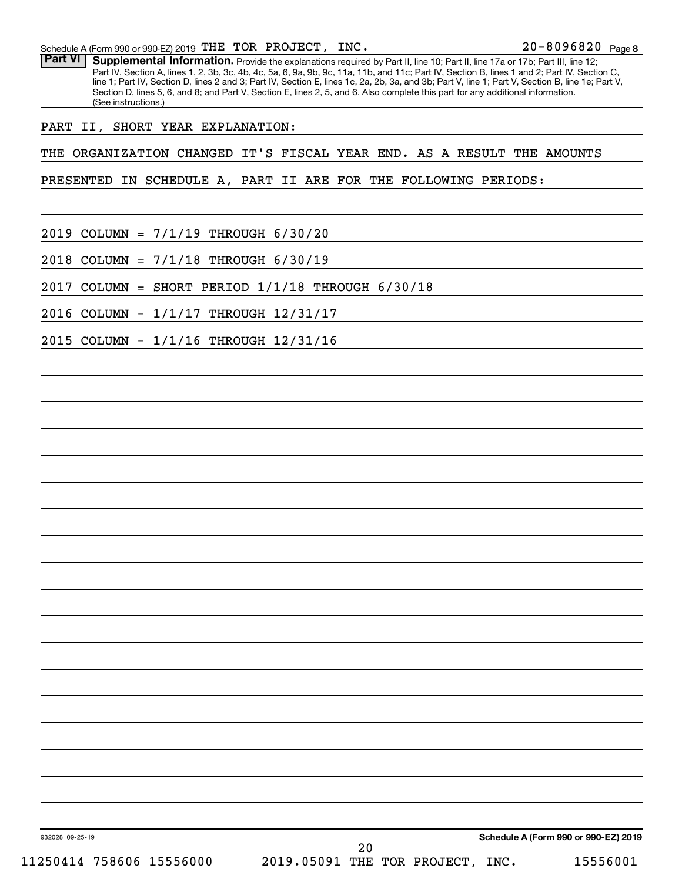Schedule A (Form 990 or 990-EZ) 2019 THE TOR PROJECT, INC. 20-8096820 Page 8

**Part VI** **Supplemental Information.** Provide the explanations required by Part II, line 10; Part II, line 17a or 17b; Part III, line 12; Part IV, Section A, lines 1, 2, 3b, 3c, 4b, 4c, 5a, 6, 9a, 9b, 9c, 11a, 11b, and 11c; Part IV, Section B, lines 1 and 2; Part IV, Section C, line 1; Part IV, Section D, lines 2 and 3; Part IV, Section E, lines 1c, 2a, 2b, 3a, and 3b; Part V, line 1; Part V, Section B, line 1e; Part V, Section D, lines 5, 6, and 8; and Part V, Section E, lines 2, 5, and 6. Also complete this part for any additional information. (See instructions.)

PART II, SHORT YEAR EXPLANATION:

THE ORGANIZATION CHANGED IT'S FISCAL YEAR END. AS A RESULT THE AMOUNTS PRESENTED IN SCHEDULE A, PART II ARE FOR THE FOLLOWING PERIODS:

2019 COLUMN = 7/1/19 THROUGH 6/30/20

2018 COLUMN = 7/1/18 THROUGH 6/30/19

2017 COLUMN = SHORT PERIOD 1/1/18 THROUGH 6/30/18

2016 COLUMN - 1/1/17 THROUGH 12/31/17

2015 COLUMN - 1/1/16 THROUGH 12/31/16

932028 09-25-19

**Schedule A (Form 990 or 990-EZ) 2019**

11250414 758606 15556000 2019.05091 THE TOR PROJECT, INC. 15556001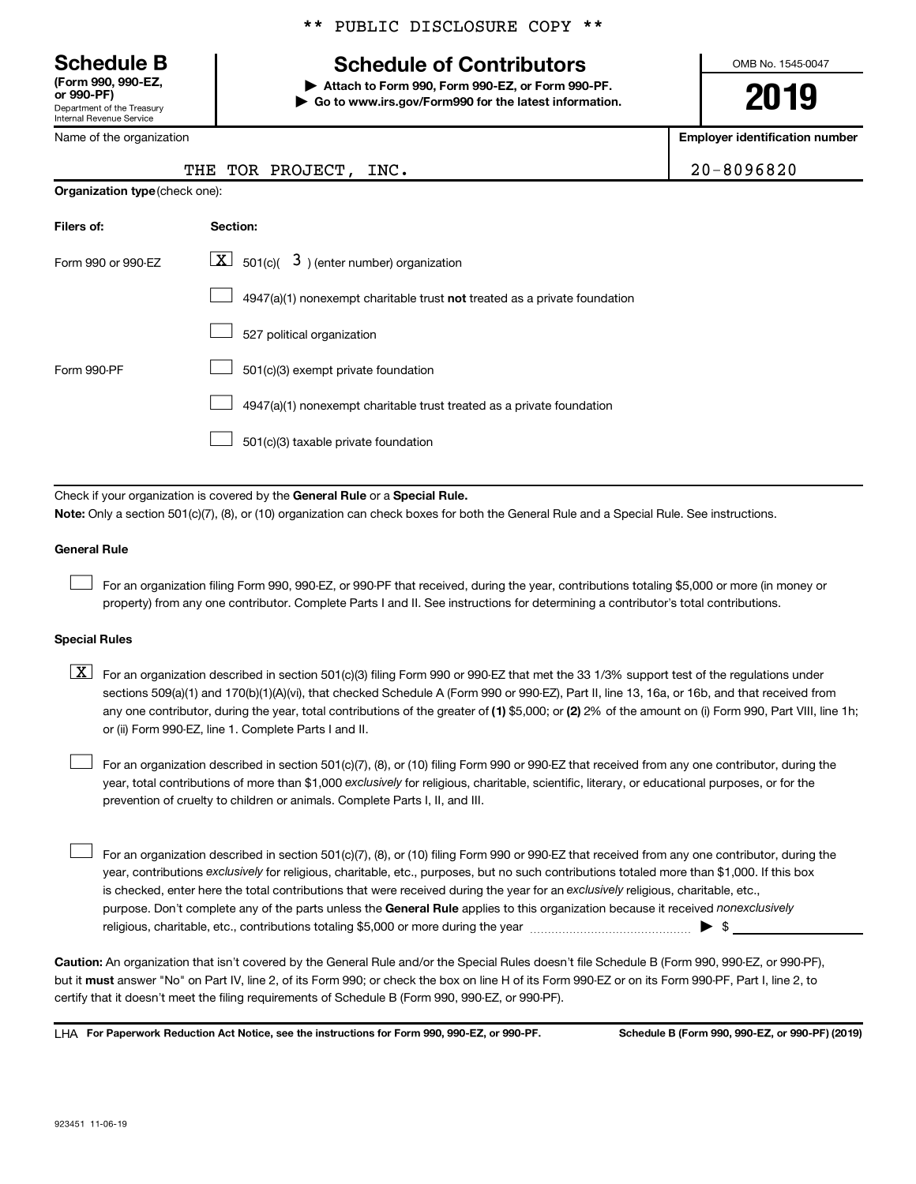** PUBLIC DISCLOSURE COPY **

**Schedule B**
**(Form 990, 990-EZ, or 990-PF)**
Department of the Treasury
Internal Revenue Service

# Schedule of Contributors

▶ **Attach to Form 990, Form 990-EZ, or Form 990-PF.**
▶ **Go to www.irs.gov/Form990 for the latest information.**

OMB No. 1545-0047

**2019**

| Name of the organization | Employer identification number |
|---|---|
| THE TOR PROJECT, INC. | 20-8096820 |

**Organization type** (check one):

| Filers of: | Section: |
|---|---|
| Form 990 or 990-EZ | [X] 501(c)( 3 ) (enter number) organization |
| | [ ] 4947(a)(1) nonexempt charitable trust **not** treated as a private foundation |
| | [ ] 527 political organization |
| Form 990-PF | [ ] 501(c)(3) exempt private foundation |
| | [ ] 4947(a)(1) nonexempt charitable trust treated as a private foundation |
| | [ ] 501(c)(3) taxable private foundation |

Check if your organization is covered by the **General Rule** or a **Special Rule.**

**Note:** Only a section 501(c)(7), (8), or (10) organization can check boxes for both the General Rule and a Special Rule. See instructions.

**General Rule**

[ ] For an organization filing Form 990, 990-EZ, or 990-PF that received, during the year, contributions totaling $5,000 or more (in money or property) from any one contributor. Complete Parts I and II. See instructions for determining a contributor's total contributions.

**Special Rules**

[X] For an organization described in section 501(c)(3) filing Form 990 or 990-EZ that met the 33 1/3% support test of the regulations under sections 509(a)(1) and 170(b)(1)(A)(vi), that checked Schedule A (Form 990 or 990-EZ), Part II, line 13, 16a, or 16b, and that received from any one contributor, during the year, total contributions of the greater of **(1)** $5,000; or **(2)** 2% of the amount on (i) Form 990, Part VIII, line 1h; or (ii) Form 990-EZ, line 1. Complete Parts I and II.

[ ] For an organization described in section 501(c)(7), (8), or (10) filing Form 990 or 990-EZ that received from any one contributor, during the year, total contributions of more than $1,000 *exclusively* for religious, charitable, scientific, literary, or educational purposes, or for the prevention of cruelty to children or animals. Complete Parts I, II, and III.

[ ] For an organization described in section 501(c)(7), (8), or (10) filing Form 990 or 990-EZ that received from any one contributor, during the year, contributions *exclusively* for religious, charitable, etc., purposes, but no such contributions totaled more than $1,000. If this box is checked, enter here the total contributions that were received during the year for an *exclusively* religious, charitable, etc., purpose. Don't complete any of the parts unless the **General Rule** applies to this organization because it received *nonexclusively* religious, charitable, etc., contributions totaling $5,000 or more during the year ▶ $ ____________

**Caution:** An organization that isn't covered by the General Rule and/or the Special Rules doesn't file Schedule B (Form 990, 990-EZ, or 990-PF), but it **must** answer "No" on Part IV, line 2, of its Form 990; or check the box on line H of its Form 990-EZ or on its Form 990-PF, Part I, line 2, to certify that it doesn't meet the filing requirements of Schedule B (Form 990, 990-EZ, or 990-PF).

LHA **For Paperwork Reduction Act Notice, see the instructions for Form 990, 990-EZ, or 990-PF.** **Schedule B (Form 990, 990-EZ, or 990-PF) (2019)**

923451 11-06-19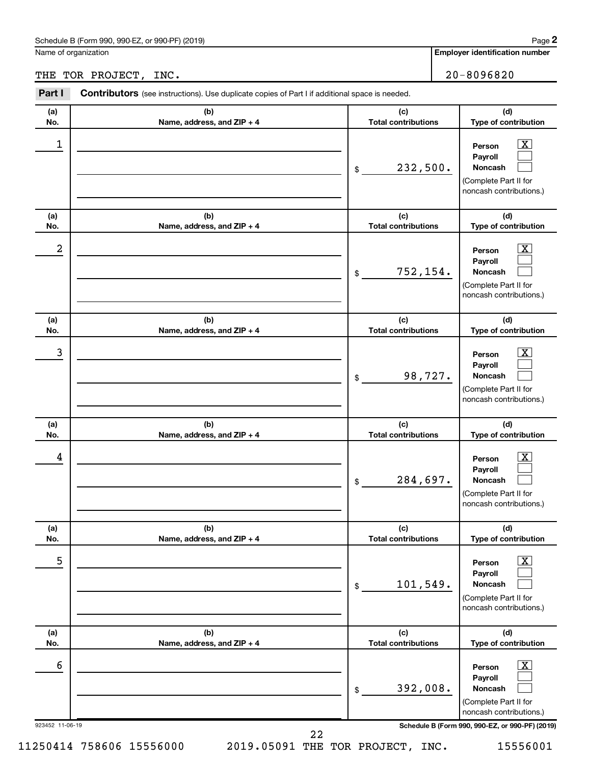Schedule B (Form 990, 990-EZ, or 990-PF) (2019)

Name of organization

THE TOR PROJECT, INC.

Employer identification number

20-8096820

**Part I** **Contributors** (see instructions). Use duplicate copies of Part I if additional space is needed.

| (a) No. | (b) Name, address, and ZIP + 4 | (c) Total contributions | (d) Type of contribution |
|---|---|---|---|
| 1 | | $ 232,500. | Person [X] Payroll [ ] Noncash [ ] (Complete Part II for noncash contributions.) |
| 2 | | $ 752,154. | Person [X] Payroll [ ] Noncash [ ] (Complete Part II for noncash contributions.) |
| 3 | | $ 98,727. | Person [X] Payroll [ ] Noncash [ ] (Complete Part II for noncash contributions.) |
| 4 | | $ 284,697. | Person [X] Payroll [ ] Noncash [ ] (Complete Part II for noncash contributions.) |
| 5 | | $ 101,549. | Person [X] Payroll [ ] Noncash [ ] (Complete Part II for noncash contributions.) |
| 6 | | $ 392,008. | Person [X] Payroll [ ] Noncash [ ] (Complete Part II for noncash contributions.) |

923452 11-06-19

Schedule B (Form 990, 990-EZ, or 990-PF) (2019)

11250414 758606 15556000 2019.05091 THE TOR PROJECT, INC. 15556001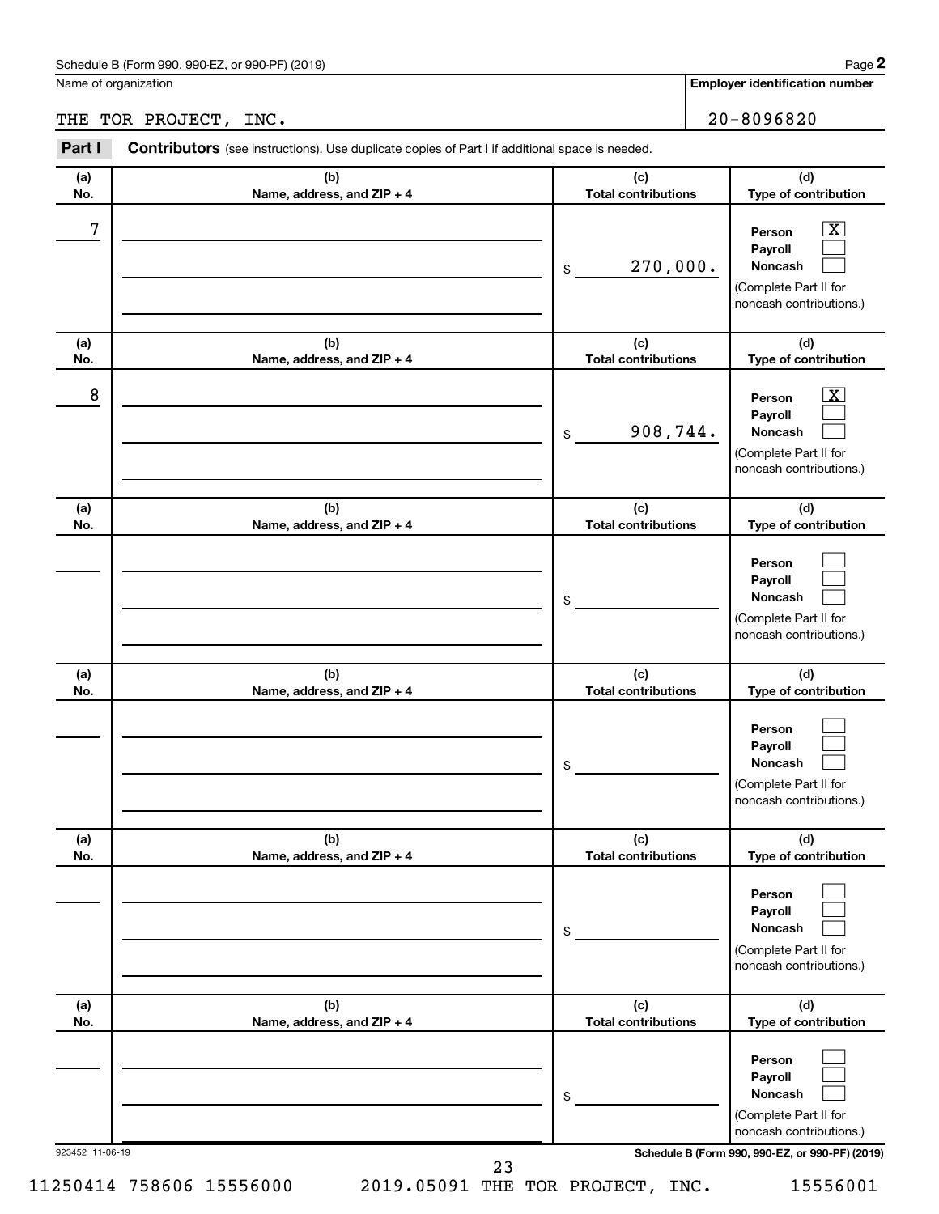Schedule B (Form 990, 990-EZ, or 990-PF) (2019)

Name of organization: THE TOR PROJECT, INC.

Employer identification number: 20-8096820

## Part I Contributors (see instructions). Use duplicate copies of Part I if additional space is needed.

| (a) No. | (b) Name, address, and ZIP + 4 | (c) Total contributions | (d) Type of contribution |
|---|---|---|---|
| 7 | | $ 270,000. | Person [X] Payroll [ ] Noncash [ ] (Complete Part II for noncash contributions.) |
| 8 | | $ 908,744. | Person [X] Payroll [ ] Noncash [ ] (Complete Part II for noncash contributions.) |
| | | $ | Person [ ] Payroll [ ] Noncash [ ] (Complete Part II for noncash contributions.) |
| | | $ | Person [ ] Payroll [ ] Noncash [ ] (Complete Part II for noncash contributions.) |
| | | $ | Person [ ] Payroll [ ] Noncash [ ] (Complete Part II for noncash contributions.) |
| | | $ | Person [ ] Payroll [ ] Noncash [ ] (Complete Part II for noncash contributions.) |

923452 11-06-19

Schedule B (Form 990, 990-EZ, or 990-PF) (2019)

11250414 758606 15556000 2019.05091 THE TOR PROJECT, INC. 15556001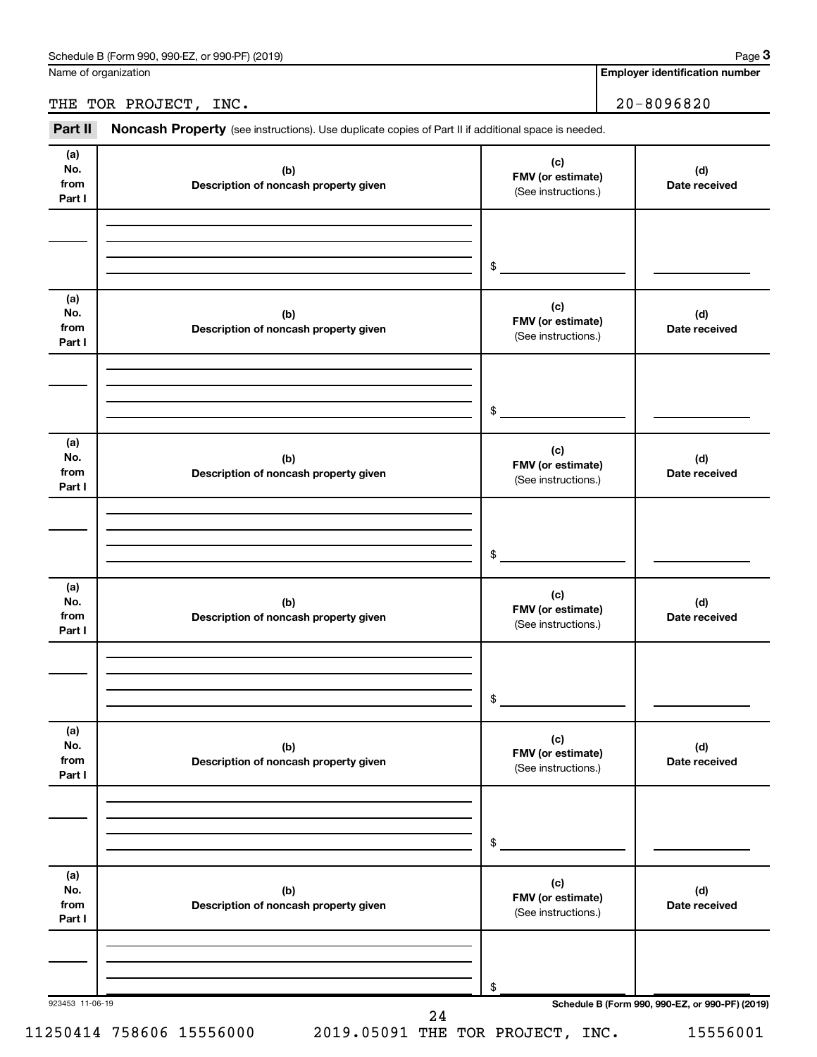Name of organization

THE TOR PROJECT, INC.

**Employer identification number**

20-8096820

**Part II** **Noncash Property** (see instructions). Use duplicate copies of Part II if additional space is needed.

| (a) No. from Part I | (b) Description of noncash property given | (c) FMV (or estimate) (See instructions.) | (d) Date received |
|---|---|---|---|
| | | $ | |

| (a) No. from Part I | (b) Description of noncash property given | (c) FMV (or estimate) (See instructions.) | (d) Date received |
|---|---|---|---|
| | | $ | |

| (a) No. from Part I | (b) Description of noncash property given | (c) FMV (or estimate) (See instructions.) | (d) Date received |
|---|---|---|---|
| | | $ | |

| (a) No. from Part I | (b) Description of noncash property given | (c) FMV (or estimate) (See instructions.) | (d) Date received |
|---|---|---|---|
| | | $ | |

| (a) No. from Part I | (b) Description of noncash property given | (c) FMV (or estimate) (See instructions.) | (d) Date received |
|---|---|---|---|
| | | $ | |

| (a) No. from Part I | (b) Description of noncash property given | (c) FMV (or estimate) (See instructions.) | (d) Date received |
|---|---|---|---|
| | | $ | |

923453 11-06-19

**Schedule B (Form 990, 990-EZ, or 990-PF) (2019)**

11250414 758606 15556000 2019.05091 THE TOR PROJECT, INC. 15556001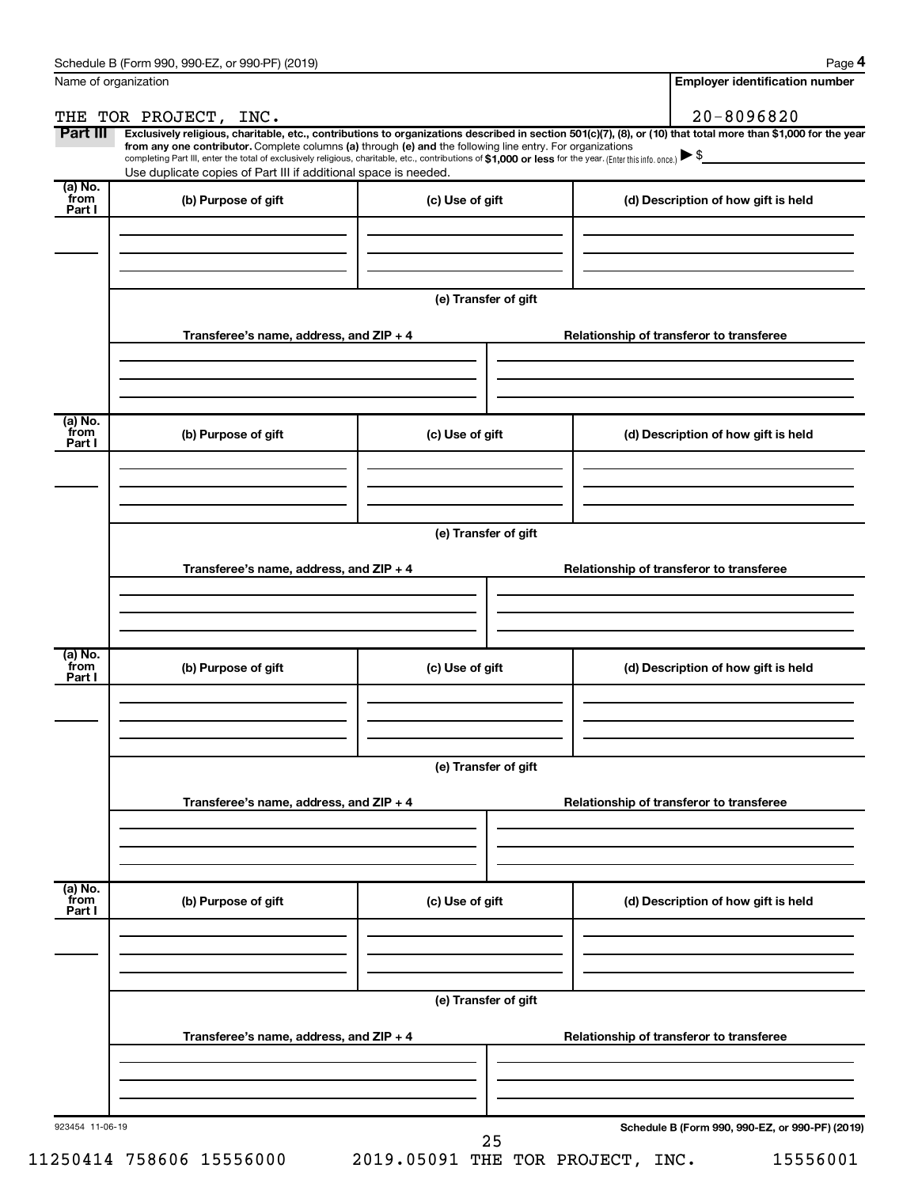Schedule B (Form 990, 990-EZ, or 990-PF) (2019)

Name of organization: THE TOR PROJECT, INC.

Employer identification number: 20-8096820

## Part III

**Exclusively religious, charitable, etc., contributions to organizations described in section 501(c)(7), (8), or (10) that total more than $1,000 for the year from any one contributor.** Complete columns **(a)** through **(e)** and the following line entry. For organizations completing Part III, enter the total of exclusively religious, charitable, etc., contributions of **$1,000 or less** for the year. (Enter this info. once.) ▶ $

Use duplicate copies of Part III if additional space is needed.

| (a) No. from Part I | (b) Purpose of gift | (c) Use of gift | (d) Description of how gift is held |
|---|---|---|---|
| | | | |

**(e) Transfer of gift**

| Transferee's name, address, and ZIP + 4 | Relationship of transferor to transferee |
|---|---|
| | |

| (a) No. from Part I | (b) Purpose of gift | (c) Use of gift | (d) Description of how gift is held |
|---|---|---|---|
| | | | |

**(e) Transfer of gift**

| Transferee's name, address, and ZIP + 4 | Relationship of transferor to transferee |
|---|---|
| | |

| (a) No. from Part I | (b) Purpose of gift | (c) Use of gift | (d) Description of how gift is held |
|---|---|---|---|
| | | | |

**(e) Transfer of gift**

| Transferee's name, address, and ZIP + 4 | Relationship of transferor to transferee |
|---|---|
| | |

| (a) No. from Part I | (b) Purpose of gift | (c) Use of gift | (d) Description of how gift is held |
|---|---|---|---|
| | | | |

**(e) Transfer of gift**

| Transferee's name, address, and ZIP + 4 | Relationship of transferor to transferee |
|---|---|
| | |

923454 11-06-19

**Schedule B (Form 990, 990-EZ, or 990-PF) (2019)**

11250414 758606 15556000 2019.05091 THE TOR PROJECT, INC. 15556001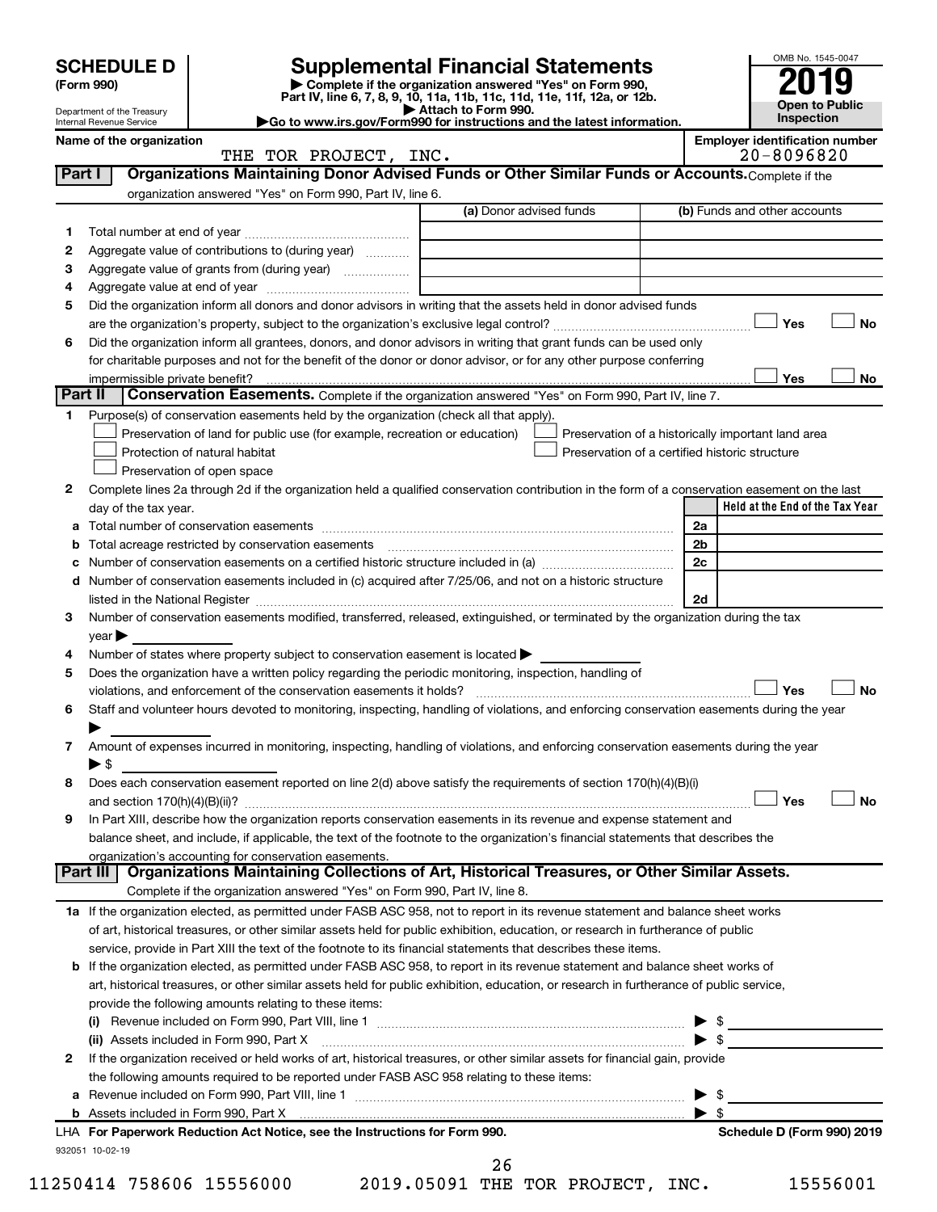**SCHEDULE D (Form 990)**

Department of the Treasury
Internal Revenue Service

# Supplemental Financial Statements

▶ Complete if the organization answered "Yes" on Form 990, Part IV, line 6, 7, 8, 9, 10, 11a, 11b, 11c, 11d, 11e, 11f, 12a, or 12b.
▶ Attach to Form 990.
▶Go to www.irs.gov/Form990 for instructions and the latest information.

OMB No. 1545-0047

**2019**

**Open to Public Inspection**

**Name of the organization:** THE TOR PROJECT, INC.

**Employer identification number:** 20-8096820

## Part I — Organizations Maintaining Donor Advised Funds or Other Similar Funds or Accounts.

Complete if the organization answered "Yes" on Form 990, Part IV, line 6.

| | | (a) Donor advised funds | (b) Funds and other accounts |
|---|---|---|---|
| 1 | Total number at end of year | | |
| 2 | Aggregate value of contributions to (during year) | | |
| 3 | Aggregate value of grants from (during year) | | |
| 4 | Aggregate value at end of year | | |

5. Did the organization inform all donors and donor advisors in writing that the assets held in donor advised funds are the organization's property, subject to the organization's exclusive legal control? ☐ Yes ☐ No

6. Did the organization inform all grantees, donors, and donor advisors in writing that grant funds can be used only for charitable purposes and not for the benefit of the donor or donor advisor, or for any other purpose conferring impermissible private benefit? ☐ Yes ☐ No

## Part II — Conservation Easements.

Complete if the organization answered "Yes" on Form 990, Part IV, line 7.

1. Purpose(s) of conservation easements held by the organization (check all that apply).
   - ☐ Preservation of land for public use (for example, recreation or education)
   - ☐ Protection of natural habitat
   - ☐ Preservation of open space
   - ☐ Preservation of a historically important land area
   - ☐ Preservation of a certified historic structure

2. Complete lines 2a through 2d if the organization held a qualified conservation contribution in the form of a conservation easement on the last day of the tax year.

| | | | Held at the End of the Tax Year |
|---|---|---|---|
| a | Total number of conservation easements | 2a | |
| b | Total acreage restricted by conservation easements | 2b | |
| c | Number of conservation easements on a certified historic structure included in (a) | 2c | |
| d | Number of conservation easements included in (c) acquired after 7/25/06, and not on a historic structure listed in the National Register | 2d | |

3. Number of conservation easements modified, transferred, released, extinguished, or terminated by the organization during the tax year ▶

4. Number of states where property subject to conservation easement is located ▶

5. Does the organization have a written policy regarding the periodic monitoring, inspection, handling of violations, and enforcement of the conservation easements it holds? ☐ Yes ☐ No

6. Staff and volunteer hours devoted to monitoring, inspecting, handling of violations, and enforcing conservation easements during the year ▶

7. Amount of expenses incurred in monitoring, inspecting, handling of violations, and enforcing conservation easements during the year ▶ $

8. Does each conservation easement reported on line 2(d) above satisfy the requirements of section 170(h)(4)(B)(i) and section 170(h)(4)(B)(ii)? ☐ Yes ☐ No

9. In Part XIII, describe how the organization reports conservation easements in its revenue and expense statement and balance sheet, and include, if applicable, the text of the footnote to the organization's financial statements that describes the organization's accounting for conservation easements.

## Part III — Organizations Maintaining Collections of Art, Historical Treasures, or Other Similar Assets.

Complete if the organization answered "Yes" on Form 990, Part IV, line 8.

1a. If the organization elected, as permitted under FASB ASC 958, not to report in its revenue statement and balance sheet works of art, historical treasures, or other similar assets held for public exhibition, education, or research in furtherance of public service, provide in Part XIII the text of the footnote to its financial statements that describes these items.

b. If the organization elected, as permitted under FASB ASC 958, to report in its revenue statement and balance sheet works of art, historical treasures, or other similar assets held for public exhibition, education, or research in furtherance of public service, provide the following amounts relating to these items:
   - (i) Revenue included on Form 990, Part VIII, line 1 ▶ $
   - (ii) Assets included in Form 990, Part X ▶ $

2. If the organization received or held works of art, historical treasures, or other similar assets for financial gain, provide the following amounts required to be reported under FASB ASC 958 relating to these items:
   - a. Revenue included on Form 990, Part VIII, line 1 ▶ $
   - b. Assets included in Form 990, Part X ▶ $

**LHA For Paperwork Reduction Act Notice, see the Instructions for Form 990.** **Schedule D (Form 990) 2019**

932051 10-02-19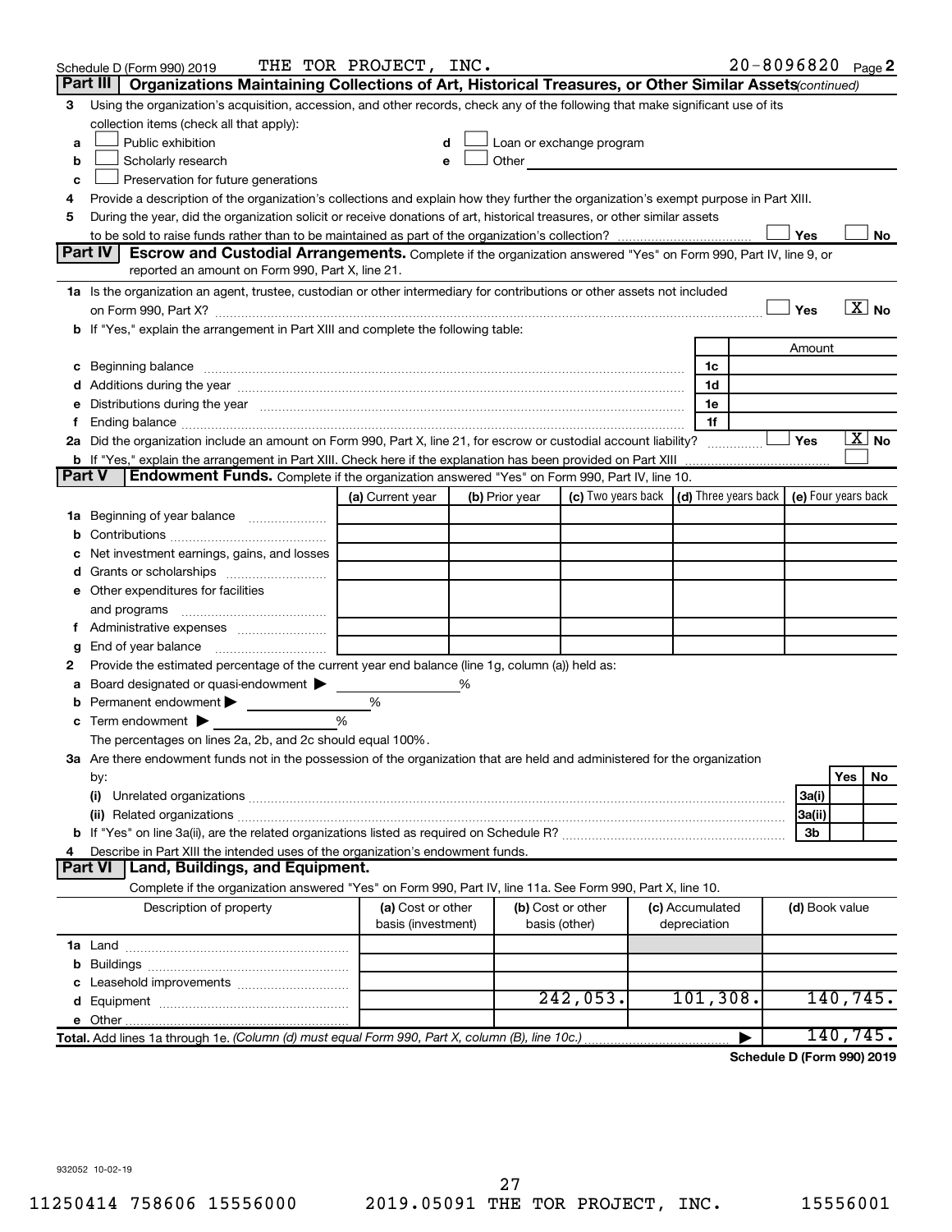Schedule D (Form 990) 2019 THE TOR PROJECT, INC. 20-8096820 Page 2

## Part III Organizations Maintaining Collections of Art, Historical Treasures, or Other Similar Assets *(continued)*

**3** Using the organization's acquisition, accession, and other records, check any of the following that make significant use of its collection items (check all that apply):

- **a** ☐ Public exhibition
- **b** ☐ Scholarly research
- **c** ☐ Preservation for future generations
- **d** ☐ Loan or exchange program
- **e** ☐ Other

**4** Provide a description of the organization's collections and explain how they further the organization's exempt purpose in Part XIII.

**5** During the year, did the organization solicit or receive donations of art, historical treasures, or other similar assets to be sold to raise funds rather than to be maintained as part of the organization's collection? ☐ Yes ☐ No

## Part IV Escrow and Custodial Arrangements.

Complete if the organization answered "Yes" on Form 990, Part IV, line 9, or reported an amount on Form 990, Part X, line 21.

**1a** Is the organization an agent, trustee, custodian or other intermediary for contributions or other assets not included on Form 990, Part X? ☐ Yes ☒ No

**b** If "Yes," explain the arrangement in Part XIII and complete the following table:

| | | Amount |
|---|---|---|
| **c** Beginning balance | 1c | |
| **d** Additions during the year | 1d | |
| **e** Distributions during the year | 1e | |
| **f** Ending balance | 1f | |

**2a** Did the organization include an amount on Form 990, Part X, line 21, for escrow or custodial account liability? ☐ Yes ☒ No

**b** If "Yes," explain the arrangement in Part XIII. Check here if the explanation has been provided on Part XIII ☐

## Part V Endowment Funds.

Complete if the organization answered "Yes" on Form 990, Part IV, line 10.

| | (a) Current year | (b) Prior year | (c) Two years back | (d) Three years back | (e) Four years back |
|---|---|---|---|---|---|
| **1a** Beginning of year balance | | | | | |
| **b** Contributions | | | | | |
| **c** Net investment earnings, gains, and losses | | | | | |
| **d** Grants or scholarships | | | | | |
| **e** Other expenditures for facilities and programs | | | | | |
| **f** Administrative expenses | | | | | |
| **g** End of year balance | | | | | |

**2** Provide the estimated percentage of the current year end balance (line 1g, column (a)) held as:

- **a** Board designated or quasi-endowment ▶ _____ %
- **b** Permanent endowment ▶ _____ %
- **c** Term endowment ▶ _____ %

The percentages on lines 2a, 2b, and 2c should equal 100%.

**3a** Are there endowment funds not in the possession of the organization that are held and administered for the organization by:

| | | Yes | No |
|---|---|---|---|
| **(i)** Unrelated organizations | 3a(i) | | |
| **(ii)** Related organizations | 3a(ii) | | |
| **b** If "Yes" on line 3a(ii), are the related organizations listed as required on Schedule R? | 3b | | |

**4** Describe in Part XIII the intended uses of the organization's endowment funds.

## Part VI Land, Buildings, and Equipment.

Complete if the organization answered "Yes" on Form 990, Part IV, line 11a. See Form 990, Part X, line 10.

| Description of property | (a) Cost or other basis (investment) | (b) Cost or other basis (other) | (c) Accumulated depreciation | (d) Book value |
|---|---|---|---|---|
| **1a** Land | | | | |
| **b** Buildings | | | | |
| **c** Leasehold improvements | | | | |
| **d** Equipment | | 242,053. | 101,308. | 140,745. |
| **e** Other | | | | |

**Total.** Add lines 1a through 1e. *(Column (d) must equal Form 990, Part X, column (B), line 10c.)* ▶ 140,745.

**Schedule D (Form 990) 2019**

932052 10-02-19

11250414 758606 15556000 2019.05091 THE TOR PROJECT, INC. 15556001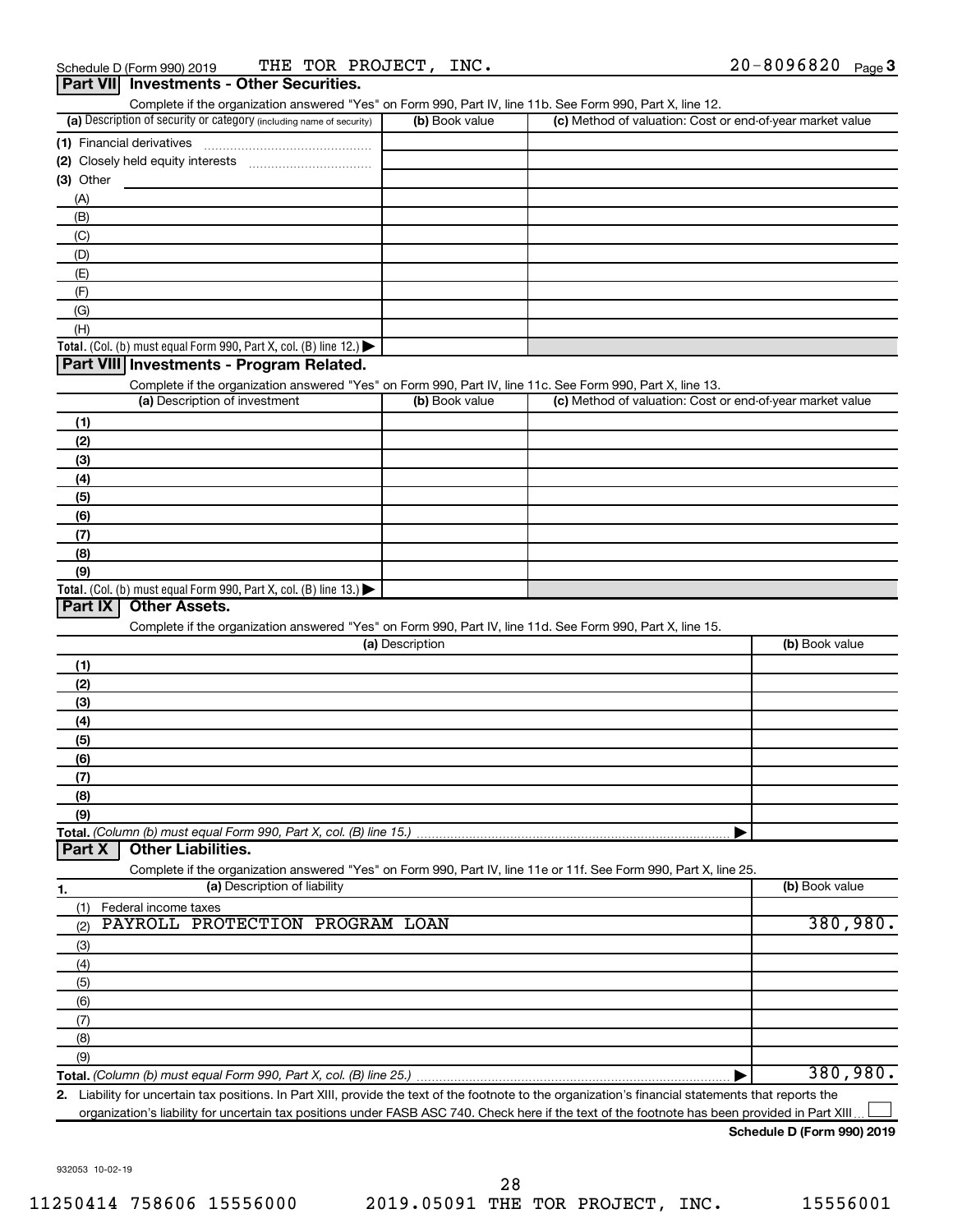Schedule D (Form 990) 2019 THE TOR PROJECT, INC. 20-8096820 Page 3

## Part VII Investments - Other Securities.

Complete if the organization answered "Yes" on Form 990, Part IV, line 11b. See Form 990, Part X, line 12.

| (a) Description of security or category (including name of security) | (b) Book value | (c) Method of valuation: Cost or end-of-year market value |
|---|---|---|
| (1) Financial derivatives | | |
| (2) Closely held equity interests | | |
| (3) Other | | |
| (A) | | |
| (B) | | |
| (C) | | |
| (D) | | |
| (E) | | |
| (F) | | |
| (G) | | |
| (H) | | |
| **Total.** (Col. (b) must equal Form 990, Part X, col. (B) line 12.) ▶ | | |

## Part VIII Investments - Program Related.

Complete if the organization answered "Yes" on Form 990, Part IV, line 11c. See Form 990, Part X, line 13.

| (a) Description of investment | (b) Book value | (c) Method of valuation: Cost or end-of-year market value |
|---|---|---|
| (1) | | |
| (2) | | |
| (3) | | |
| (4) | | |
| (5) | | |
| (6) | | |
| (7) | | |
| (8) | | |
| (9) | | |
| **Total.** (Col. (b) must equal Form 990, Part X, col. (B) line 13.) ▶ | | |

## Part IX Other Assets.

Complete if the organization answered "Yes" on Form 990, Part IV, line 11d. See Form 990, Part X, line 15.

| (a) Description | (b) Book value |
|---|---|
| (1) | |
| (2) | |
| (3) | |
| (4) | |
| (5) | |
| (6) | |
| (7) | |
| (8) | |
| (9) | |
| **Total.** *(Column (b) must equal Form 990, Part X, col. (B) line 15.)* ▶ | |

## Part X Other Liabilities.

Complete if the organization answered "Yes" on Form 990, Part IV, line 11e or 11f. See Form 990, Part X, line 25.

| 1. (a) Description of liability | (b) Book value |
|---|---|
| (1) Federal income taxes | |
| (2) PAYROLL PROTECTION PROGRAM LOAN | 380,980. |
| (3) | |
| (4) | |
| (5) | |
| (6) | |
| (7) | |
| (8) | |
| (9) | |
| **Total.** *(Column (b) must equal Form 990, Part X, col. (B) line 25.)* ▶ | 380,980. |

2. Liability for uncertain tax positions. In Part XIII, provide the text of the footnote to the organization's financial statements that reports the organization's liability for uncertain tax positions under FASB ASC 740. Check here if the text of the footnote has been provided in Part XIII ☐

**Schedule D (Form 990) 2019**

932053 10-02-19

11250414 758606 15556000 2019.05091 THE TOR PROJECT, INC. 15556001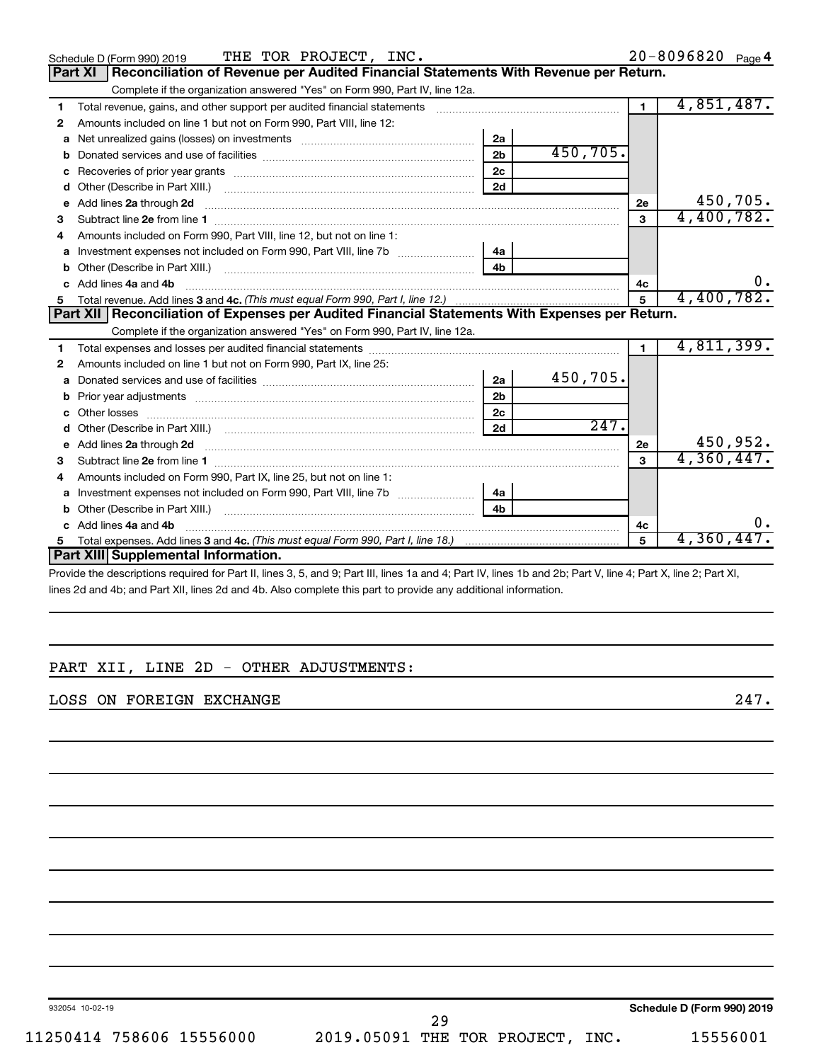Schedule D (Form 990) 2019 THE TOR PROJECT, INC. 20-8096820 Page 4

## Part XI Reconciliation of Revenue per Audited Financial Statements With Revenue per Return.

Complete if the organization answered "Yes" on Form 990, Part IV, line 12a.

| | | | | | |
|---|---|---|---|---|---|
| 1 | Total revenue, gains, and other support per audited financial statements | | | 1 | 4,851,487. |
| 2 | Amounts included on line 1 but not on Form 990, Part VIII, line 12: | | | | |
| a | Net unrealized gains (losses) on investments | 2a | | | |
| b | Donated services and use of facilities | 2b | 450,705. | | |
| c | Recoveries of prior year grants | 2c | | | |
| d | Other (Describe in Part XIII.) | 2d | | | |
| e | Add lines **2a** through **2d** | | | 2e | 450,705. |
| 3 | Subtract line **2e** from line **1** | | | 3 | 4,400,782. |
| 4 | Amounts included on Form 990, Part VIII, line 12, but not on line 1: | | | | |
| a | Investment expenses not included on Form 990, Part VIII, line 7b | 4a | | | |
| b | Other (Describe in Part XIII.) | 4b | | | |
| c | Add lines **4a** and **4b** | | | 4c | 0. |
| 5 | Total revenue. Add lines **3** and **4c.** *(This must equal Form 990, Part I, line 12.)* | | | 5 | 4,400,782. |

## Part XII Reconciliation of Expenses per Audited Financial Statements With Expenses per Return.

Complete if the organization answered "Yes" on Form 990, Part IV, line 12a.

| | | | | | |
|---|---|---|---|---|---|
| 1 | Total expenses and losses per audited financial statements | | | 1 | 4,811,399. |
| 2 | Amounts included on line 1 but not on Form 990, Part IX, line 25: | | | | |
| a | Donated services and use of facilities | 2a | 450,705. | | |
| b | Prior year adjustments | 2b | | | |
| c | Other losses | 2c | | | |
| d | Other (Describe in Part XIII.) | 2d | 247. | | |
| e | Add lines **2a** through **2d** | | | 2e | 450,952. |
| 3 | Subtract line **2e** from line **1** | | | 3 | 4,360,447. |
| 4 | Amounts included on Form 990, Part IX, line 25, but not on line 1: | | | | |
| a | Investment expenses not included on Form 990, Part VIII, line 7b | 4a | | | |
| b | Other (Describe in Part XIII.) | 4b | | | |
| c | Add lines **4a** and **4b** | | | 4c | 0. |
| 5 | Total expenses. Add lines **3** and **4c.** *(This must equal Form 990, Part I, line 18.)* | | | 5 | 4,360,447. |

## Part XIII Supplemental Information.

Provide the descriptions required for Part II, lines 3, 5, and 9; Part III, lines 1a and 4; Part IV, lines 1b and 2b; Part V, line 4; Part X, line 2; Part XI, lines 2d and 4b; and Part XII, lines 2d and 4b. Also complete this part to provide any additional information.

PART XII, LINE 2D - OTHER ADJUSTMENTS:

LOSS ON FOREIGN EXCHANGE 247.

932054 10-02-19

Schedule D (Form 990) 2019

11250414 758606 15556000 2019.05091 THE TOR PROJECT, INC. 15556001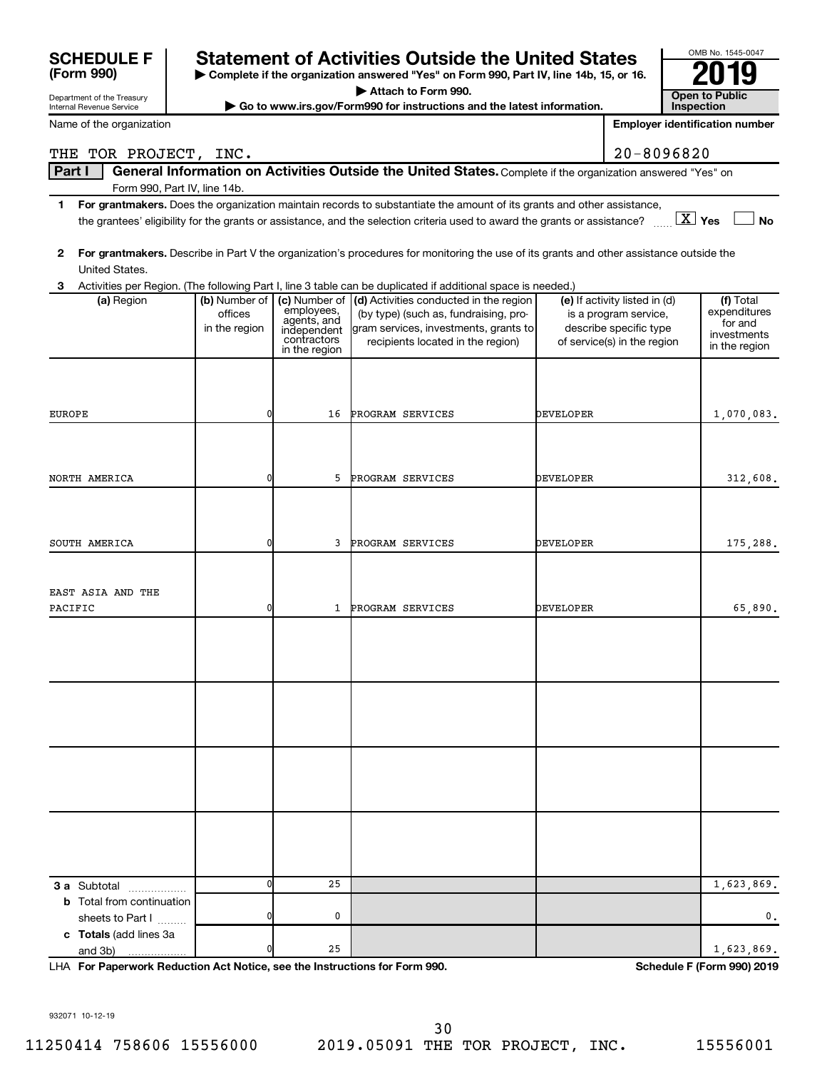# SCHEDULE F (Form 990)

Department of the Treasury
Internal Revenue Service

## Statement of Activities Outside the United States

▶ Complete if the organization answered "Yes" on Form 990, Part IV, line 14b, 15, or 16.
▶ Attach to Form 990.
▶ Go to www.irs.gov/Form990 for instructions and the latest information.

OMB No. 1545-0047

**2019**

**Open to Public Inspection**

Name of the organization: THE TOR PROJECT, INC.

Employer identification number: 20-8096820

**Part I** **General Information on Activities Outside the United States.** Complete if the organization answered "Yes" on Form 990, Part IV, line 14b.

1 **For grantmakers.** Does the organization maintain records to substantiate the amount of its grants and other assistance, the grantees' eligibility for the grants or assistance, and the selection criteria used to award the grants or assistance? [X] Yes [ ] No

2 **For grantmakers.** Describe in Part V the organization's procedures for monitoring the use of its grants and other assistance outside the United States.

3 Activities per Region. (The following Part I, line 3 table can be duplicated if additional space is needed.)

| (a) Region | (b) Number of offices in the region | (c) Number of employees, agents, and independent contractors in the region | (d) Activities conducted in the region (by type) (such as, fundraising, program services, investments, grants to recipients located in the region) | (e) If activity listed in (d) is a program service, describe specific type of service(s) in the region | (f) Total expenditures for and investments in the region |
|---|---|---|---|---|---|
| EUROPE | 0 | 16 | PROGRAM SERVICES | DEVELOPER | 1,070,083. |
| NORTH AMERICA | 0 | 5 | PROGRAM SERVICES | DEVELOPER | 312,608. |
| SOUTH AMERICA | 0 | 3 | PROGRAM SERVICES | DEVELOPER | 175,288. |
| EAST ASIA AND THE PACIFIC | 0 | 1 | PROGRAM SERVICES | DEVELOPER | 65,890. |
| | | | | | |
| | | | | | |
| | | | | | |
| | | | | | |
| **3 a** Subtotal | 0 | 25 | | | 1,623,869. |
| **b** Total from continuation sheets to Part I | 0 | 0 | | | 0. |
| **c Totals** (add lines 3a and 3b) | 0 | 25 | | | 1,623,869. |

LHA **For Paperwork Reduction Act Notice, see the Instructions for Form 990.** **Schedule F (Form 990) 2019**

932071 10-12-19

11250414 758606 15556000 2019.05091 THE TOR PROJECT, INC. 15556001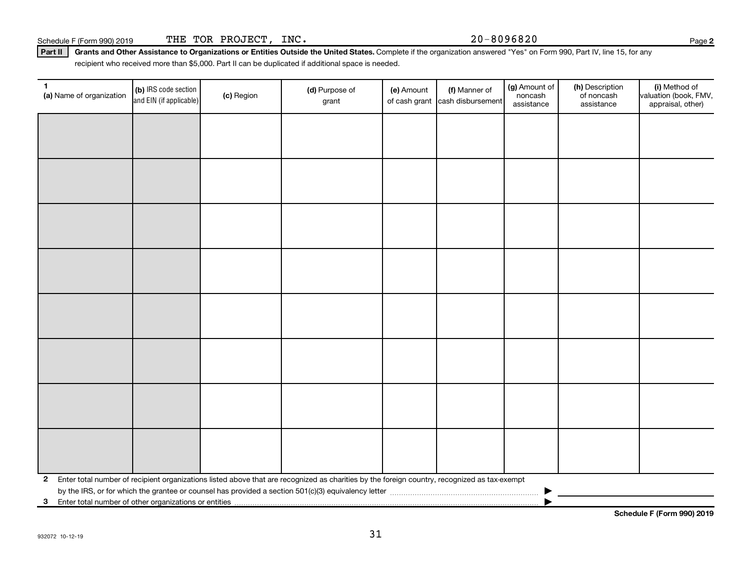Schedule F (Form 990) 2019 THE TOR PROJECT, INC. 20-8096820 Page **2**

**Part II** **Grants and Other Assistance to Organizations or Entities Outside the United States.** Complete if the organization answered "Yes" on Form 990, Part IV, line 15, for any recipient who received more than $5,000. Part II can be duplicated if additional space is needed.

| 1 (a) Name of organization | (b) IRS code section and EIN (if applicable) | (c) Region | (d) Purpose of grant | (e) Amount of cash grant | (f) Manner of cash disbursement | (g) Amount of noncash assistance | (h) Description of noncash assistance | (i) Method of valuation (book, FMV, appraisal, other) |
|---|---|---|---|---|---|---|---|---|
| | | | | | | | | |
| | | | | | | | | |
| | | | | | | | | |
| | | | | | | | | |
| | | | | | | | | |
| | | | | | | | | |
| | | | | | | | | |
| | | | | | | | | |

**2** Enter total number of recipient organizations listed above that are recognized as charities by the foreign country, recognized as tax-exempt by the IRS, or for which the grantee or counsel has provided a section 501(c)(3) equivalency letter ▶

**3** Enter total number of other organizations or entities ▶

**Schedule F (Form 990) 2019**

932072 10-12-19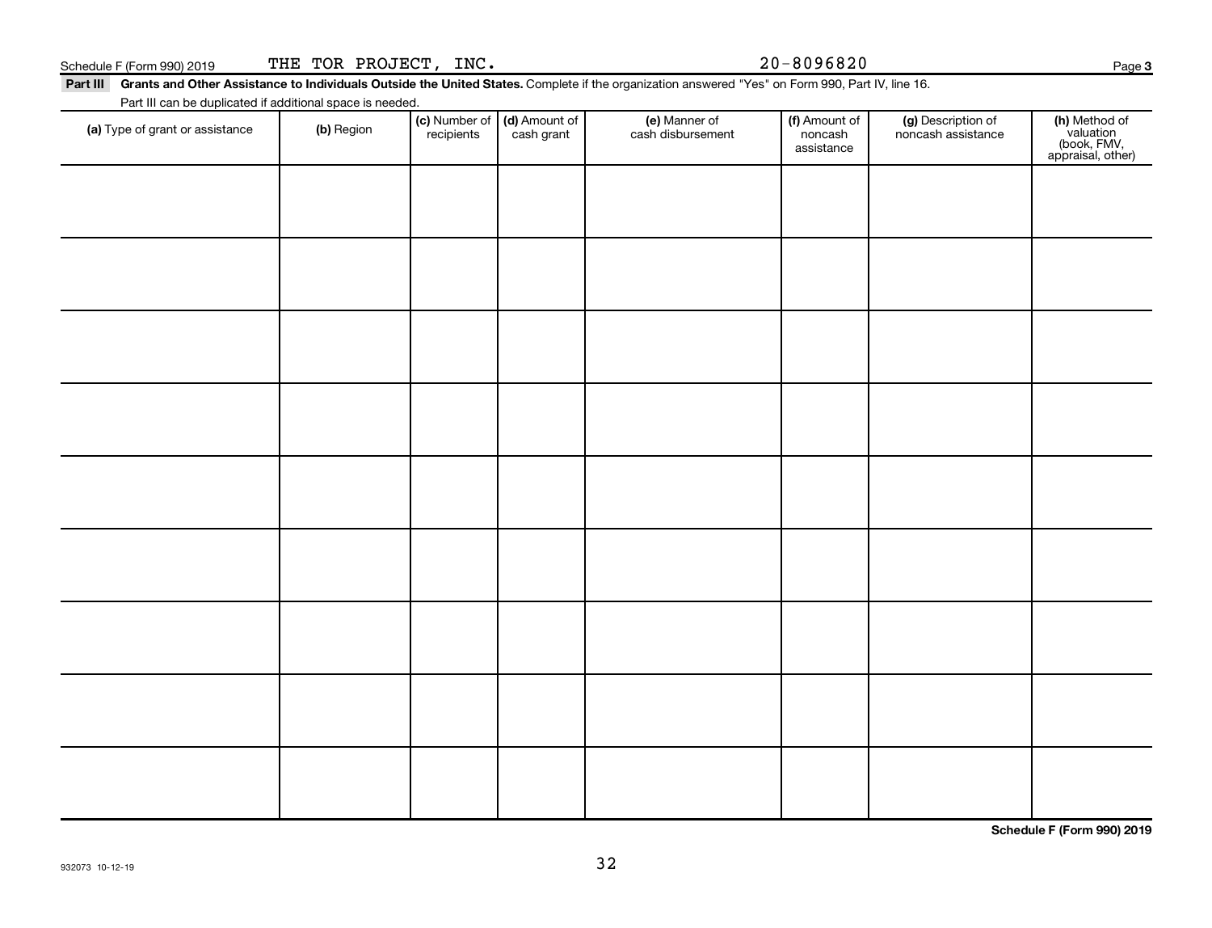Schedule F (Form 990) 2019 THE TOR PROJECT, INC. 20-8096820 Page **3**

**Part III** **Grants and Other Assistance to Individuals Outside the United States.** Complete if the organization answered "Yes" on Form 990, Part IV, line 16.

Part III can be duplicated if additional space is needed.

| **(a)** Type of grant or assistance | **(b)** Region | **(c)** Number of recipients | **(d)** Amount of cash grant | **(e)** Manner of cash disbursement | **(f)** Amount of noncash assistance | **(g)** Description of noncash assistance | **(h)** Method of valuation (book, FMV, appraisal, other) |
|---|---|---|---|---|---|---|---|
| | | | | | | | |
| | | | | | | | |
| | | | | | | | |
| | | | | | | | |
| | | | | | | | |
| | | | | | | | |
| | | | | | | | |
| | | | | | | | |
| | | | | | | | |

**Schedule F (Form 990) 2019**

932073 10-12-19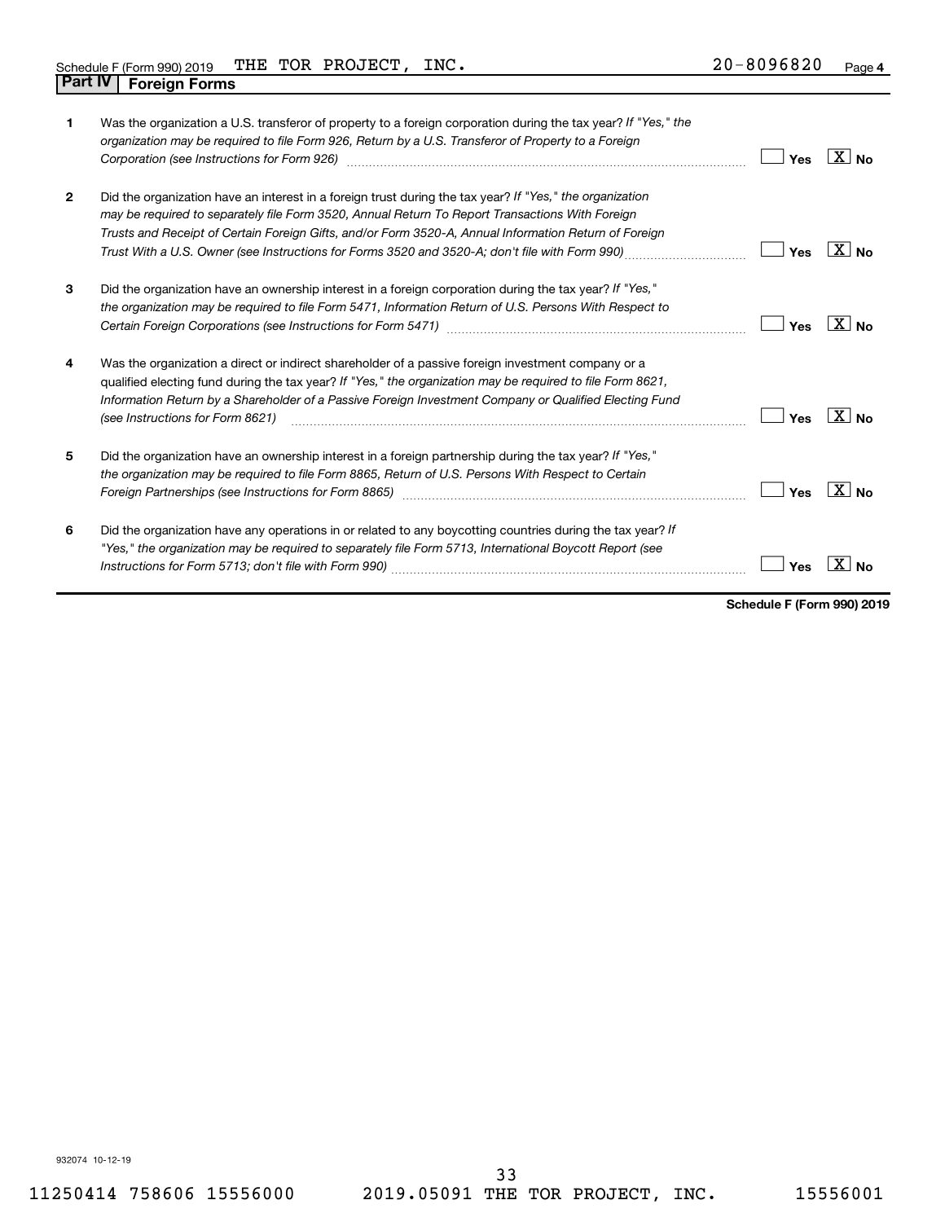Schedule F (Form 990) 2019 THE TOR PROJECT, INC. 20-8096820 Page **4**

## Part IV Foreign Forms

| | | Yes | No |
|---|---|---|---|
| **1** | Was the organization a U.S. transferor of property to a foreign corporation during the tax year? *If "Yes," the organization may be required to file Form 926, Return by a U.S. Transferor of Property to a Foreign Corporation (see Instructions for Form 926)* | | X |
| **2** | Did the organization have an interest in a foreign trust during the tax year? *If "Yes," the organization may be required to separately file Form 3520, Annual Return To Report Transactions With Foreign Trusts and Receipt of Certain Foreign Gifts, and/or Form 3520-A, Annual Information Return of Foreign Trust With a U.S. Owner (see Instructions for Forms 3520 and 3520-A; don't file with Form 990)* | | X |
| **3** | Did the organization have an ownership interest in a foreign corporation during the tax year? *If "Yes," the organization may be required to file Form 5471, Information Return of U.S. Persons With Respect to Certain Foreign Corporations (see Instructions for Form 5471)* | | X |
| **4** | Was the organization a direct or indirect shareholder of a passive foreign investment company or a qualified electing fund during the tax year? *If "Yes," the organization may be required to file Form 8621, Information Return by a Shareholder of a Passive Foreign Investment Company or Qualified Electing Fund (see Instructions for Form 8621)* | | X |
| **5** | Did the organization have an ownership interest in a foreign partnership during the tax year? *If "Yes," the organization may be required to file Form 8865, Return of U.S. Persons With Respect to Certain Foreign Partnerships (see Instructions for Form 8865)* | | X |
| **6** | Did the organization have any operations in or related to any boycotting countries during the tax year? *If "Yes," the organization may be required to separately file Form 5713, International Boycott Report (see Instructions for Form 5713; don't file with Form 990)* | | X |

**Schedule F (Form 990) 2019**

932074 10-12-19

11250414 758606 15556000 2019.05091 THE TOR PROJECT, INC. 15556001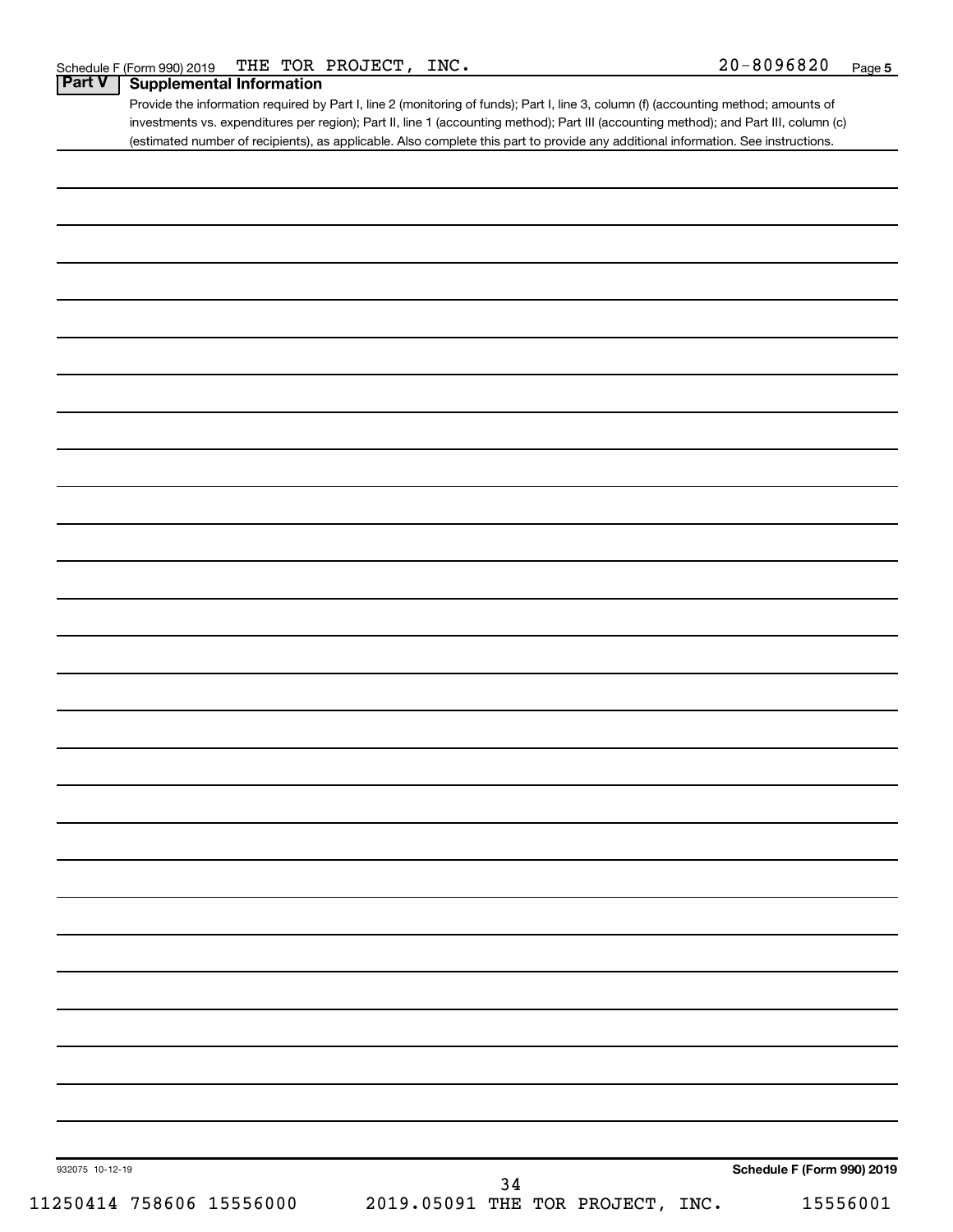Schedule F (Form 990) 2019 THE TOR PROJECT, INC. 20-8096820 Page 5

## Part V Supplemental Information

Provide the information required by Part I, line 2 (monitoring of funds); Part I, line 3, column (f) (accounting method; amounts of investments vs. expenditures per region); Part II, line 1 (accounting method); Part III (accounting method); and Part III, column (c) (estimated number of recipients), as applicable. Also complete this part to provide any additional information. See instructions.

932075 10-12-19

Schedule F (Form 990) 2019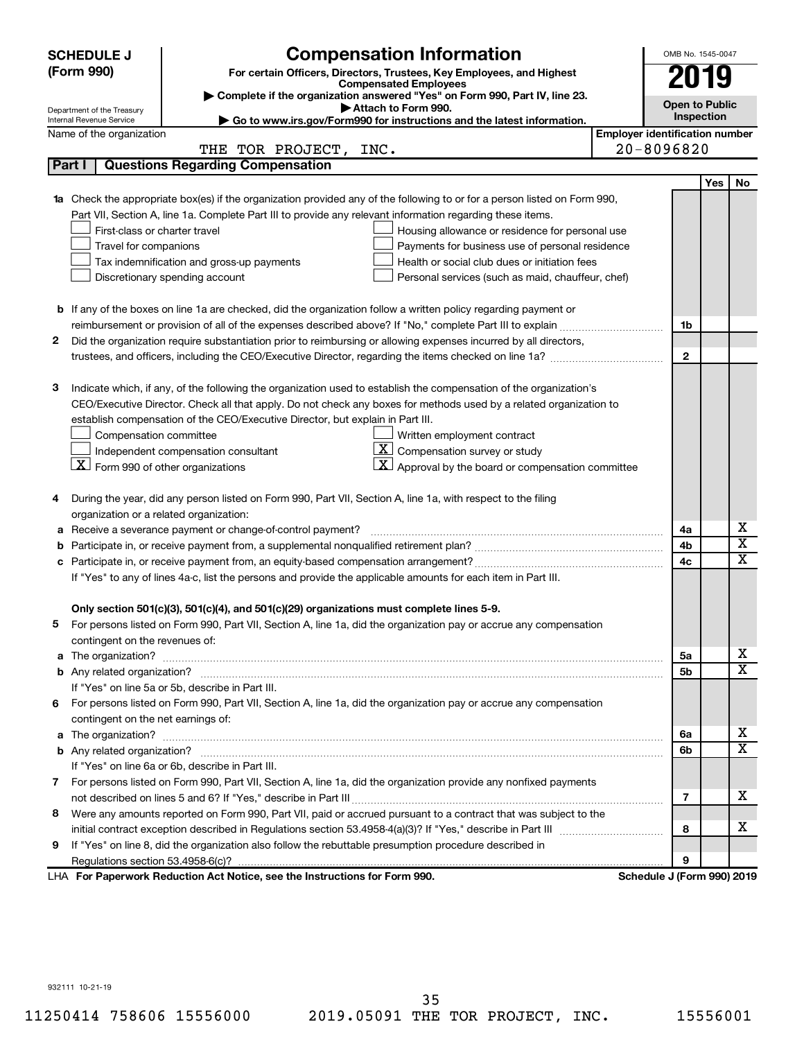**SCHEDULE J (Form 990)**

# Compensation Information

**For certain Officers, Directors, Trustees, Key Employees, and Highest Compensated Employees**

▶ Complete if the organization answered "Yes" on Form 990, Part IV, line 23.

▶ Attach to Form 990.

▶ Go to www.irs.gov/Form990 for instructions and the latest information.

Department of the Treasury
Internal Revenue Service

OMB No. 1545-0047

**2019**

**Open to Public Inspection**

Name of the organization: THE TOR PROJECT, INC.

**Employer identification number:** 20-8096820

## Part I | Questions Regarding Compensation

| | | | Yes | No |
|---|---|---|---|---|
| **1a** | Check the appropriate box(es) if the organization provided any of the following to or for a person listed on Form 990, Part VII, Section A, line 1a. Complete Part III to provide any relevant information regarding these items.<br>☐ First-class or charter travel ☐ Housing allowance or residence for personal use<br>☐ Travel for companions ☐ Payments for business use of personal residence<br>☐ Tax indemnification and gross-up payments ☐ Health or social club dues or initiation fees<br>☐ Discretionary spending account ☐ Personal services (such as maid, chauffeur, chef) | | | |
| **b** | If any of the boxes on line 1a are checked, did the organization follow a written policy regarding payment or reimbursement or provision of all of the expenses described above? If "No," complete Part III to explain | 1b | | |
| **2** | Did the organization require substantiation prior to reimbursing or allowing expenses incurred by all directors, trustees, and officers, including the CEO/Executive Director, regarding the items checked on line 1a? | 2 | | |
| **3** | Indicate which, if any, of the following the organization used to establish the compensation of the organization's CEO/Executive Director. Check all that apply. Do not check any boxes for methods used by a related organization to establish compensation of the CEO/Executive Director, but explain in Part III.<br>☐ Compensation committee ☐ Written employment contract<br>☐ Independent compensation consultant ☒ Compensation survey or study<br>☒ Form 990 of other organizations ☒ Approval by the board or compensation committee | | | |
| **4** | During the year, did any person listed on Form 990, Part VII, Section A, line 1a, with respect to the filing organization or a related organization: | | | |
| **a** | Receive a severance payment or change-of-control payment? | 4a | | X |
| **b** | Participate in, or receive payment from, a supplemental nonqualified retirement plan? | 4b | | X |
| **c** | Participate in, or receive payment from, an equity-based compensation arrangement? | 4c | | X |
| | If "Yes" to any of lines 4a-c, list the persons and provide the applicable amounts for each item in Part III. | | | |
| | **Only section 501(c)(3), 501(c)(4), and 501(c)(29) organizations must complete lines 5-9.** | | | |
| **5** | For persons listed on Form 990, Part VII, Section A, line 1a, did the organization pay or accrue any compensation contingent on the revenues of: | | | |
| **a** | The organization? | 5a | | X |
| **b** | Any related organization? | 5b | | X |
| | If "Yes" on line 5a or 5b, describe in Part III. | | | |
| **6** | For persons listed on Form 990, Part VII, Section A, line 1a, did the organization pay or accrue any compensation contingent on the net earnings of: | | | |
| **a** | The organization? | 6a | | X |
| **b** | Any related organization? | 6b | | X |
| | If "Yes" on line 6a or 6b, describe in Part III. | | | |
| **7** | For persons listed on Form 990, Part VII, Section A, line 1a, did the organization provide any nonfixed payments not described on lines 5 and 6? If "Yes," describe in Part III | 7 | | X |
| **8** | Were any amounts reported on Form 990, Part VII, paid or accrued pursuant to a contract that was subject to the initial contract exception described in Regulations section 53.4958-4(a)(3)? If "Yes," describe in Part III | 8 | | X |
| **9** | If "Yes" on line 8, did the organization also follow the rebuttable presumption procedure described in Regulations section 53.4958-6(c)? | 9 | | |

LHA **For Paperwork Reduction Act Notice, see the Instructions for Form 990.** **Schedule J (Form 990) 2019**

932111 10-21-19

11250414 758606 15556000 2019.05091 THE TOR PROJECT, INC. 15556001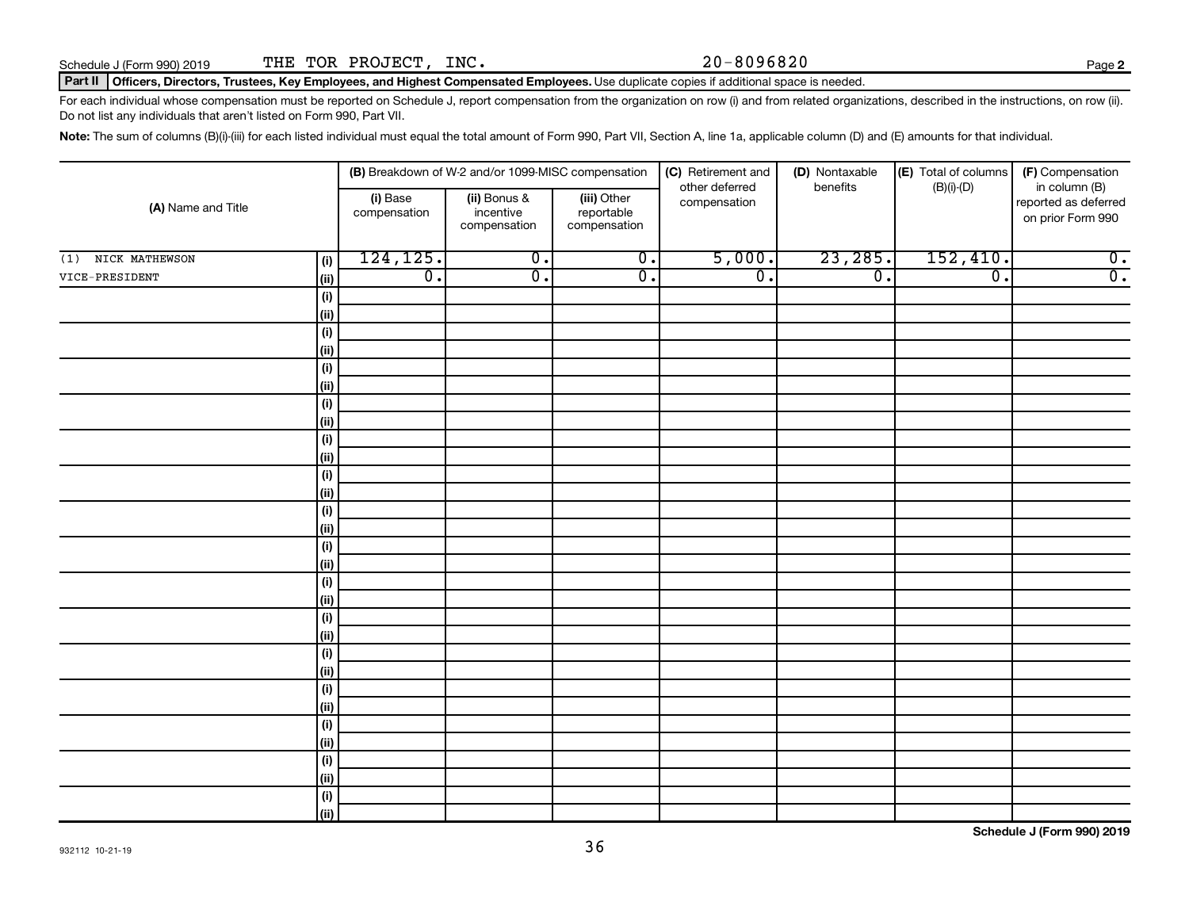Schedule J (Form 990) 2019 THE TOR PROJECT, INC. 20-8096820

**Part II** **Officers, Directors, Trustees, Key Employees, and Highest Compensated Employees.** Use duplicate copies if additional space is needed.

For each individual whose compensation must be reported on Schedule J, report compensation from the organization on row (i) and from related organizations, described in the instructions, on row (ii). Do not list any individuals that aren't listed on Form 990, Part VII.

**Note:** The sum of columns (B)(i)-(iii) for each listed individual must equal the total amount of Form 990, Part VII, Section A, line 1a, applicable column (D) and (E) amounts for that individual.

| (A) Name and Title | | (B) Breakdown of W-2 and/or 1099-MISC compensation | | | (C) Retirement and other deferred compensation | (D) Nontaxable benefits | (E) Total of columns (B)(i)-(D) | (F) Compensation in column (B) reported as deferred on prior Form 990 |
|---|---|---|---|---|---|---|---|---|
| | | (i) Base compensation | (ii) Bonus & incentive compensation | (iii) Other reportable compensation | | | | |
| (1) NICK MATHEWSON | (i) | 124,125. | 0. | 0. | 5,000. | 23,285. | 152,410. | 0. |
| VICE-PRESIDENT | (ii) | 0. | 0. | 0. | 0. | 0. | 0. | 0. |
| | (i) | | | | | | | |
| | (ii) | | | | | | | |
| | (i) | | | | | | | |
| | (ii) | | | | | | | |
| | (i) | | | | | | | |
| | (ii) | | | | | | | |
| | (i) | | | | | | | |
| | (ii) | | | | | | | |
| | (i) | | | | | | | |
| | (ii) | | | | | | | |
| | (i) | | | | | | | |
| | (ii) | | | | | | | |
| | (i) | | | | | | | |
| | (ii) | | | | | | | |
| | (i) | | | | | | | |
| | (ii) | | | | | | | |
| | (i) | | | | | | | |
| | (ii) | | | | | | | |
| | (i) | | | | | | | |
| | (ii) | | | | | | | |
| | (i) | | | | | | | |
| | (ii) | | | | | | | |
| | (i) | | | | | | | |
| | (ii) | | | | | | | |
| | (i) | | | | | | | |
| | (ii) | | | | | | | |
| | (i) | | | | | | | |
| | (ii) | | | | | | | |
| | (i) | | | | | | | |
| | (ii) | | | | | | | |

932112 10-21-19

**Schedule J (Form 990) 2019**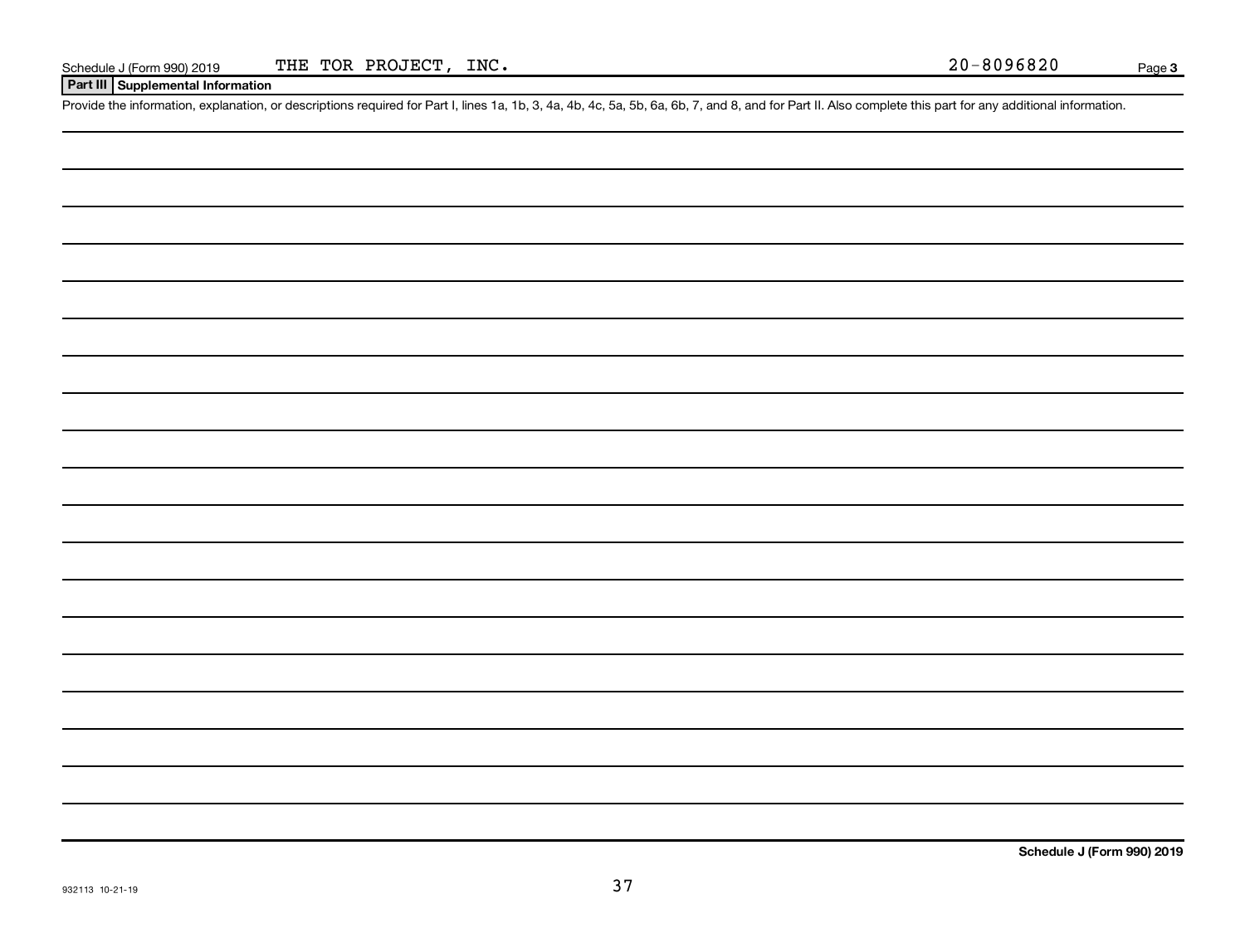Schedule J (Form 990) 2019 THE TOR PROJECT, INC. 20-8096820 Page 3

**Part III** **Supplemental Information**

Provide the information, explanation, or descriptions required for Part I, lines 1a, 1b, 3, 4a, 4b, 4c, 5a, 5b, 6a, 6b, 7, and 8, and for Part II. Also complete this part for any additional information.

**Schedule J (Form 990) 2019**

932113 10-21-19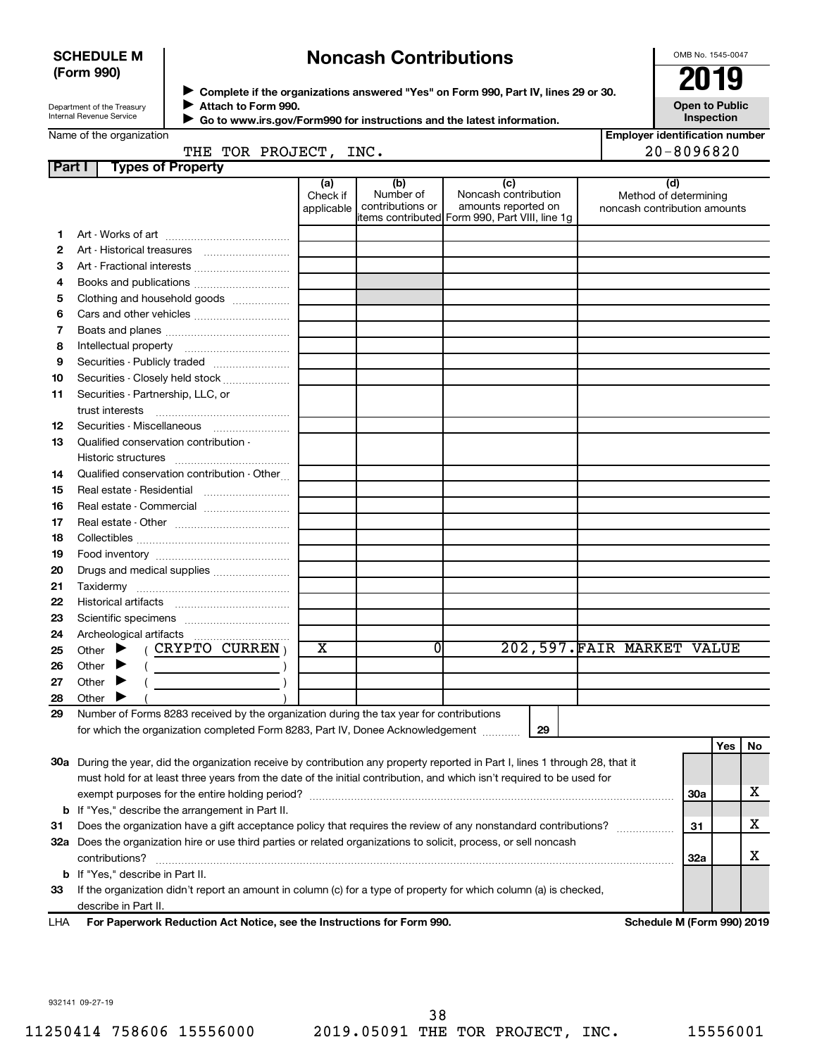**SCHEDULE M (Form 990)**

Department of the Treasury
Internal Revenue Service

# Noncash Contributions

▶ Complete if the organizations answered "Yes" on Form 990, Part IV, lines 29 or 30.
▶ Attach to Form 990.
▶ Go to www.irs.gov/Form990 for instructions and the latest information.

OMB No. 1545-0047

**2019**

**Open to Public Inspection**

Name of the organization: THE TOR PROJECT, INC.

Employer identification number: 20-8096820

## Part I Types of Property

| | | (a) Check if applicable | (b) Number of contributions or items contributed | (c) Noncash contribution amounts reported on Form 990, Part VIII, line 1g | (d) Method of determining noncash contribution amounts |
|---|---|---|---|---|---|
| 1 | Art - Works of art | | | | |
| 2 | Art - Historical treasures | | | | |
| 3 | Art - Fractional interests | | | | |
| 4 | Books and publications | | | | |
| 5 | Clothing and household goods | | | | |
| 6 | Cars and other vehicles | | | | |
| 7 | Boats and planes | | | | |
| 8 | Intellectual property | | | | |
| 9 | Securities - Publicly traded | | | | |
| 10 | Securities - Closely held stock | | | | |
| 11 | Securities - Partnership, LLC, or trust interests | | | | |
| 12 | Securities - Miscellaneous | | | | |
| 13 | Qualified conservation contribution - Historic structures | | | | |
| 14 | Qualified conservation contribution - Other | | | | |
| 15 | Real estate - Residential | | | | |
| 16 | Real estate - Commercial | | | | |
| 17 | Real estate - Other | | | | |
| 18 | Collectibles | | | | |
| 19 | Food inventory | | | | |
| 20 | Drugs and medical supplies | | | | |
| 21 | Taxidermy | | | | |
| 22 | Historical artifacts | | | | |
| 23 | Scientific specimens | | | | |
| 24 | Archeological artifacts | | | | |
| 25 | Other ▶ ( CRYPTO CURREN ) | X | 0 | 202,597. | FAIR MARKET VALUE |
| 26 | Other ▶ ( ) | | | | |
| 27 | Other ▶ ( ) | | | | |
| 28 | Other ▶ ( ) | | | | |

29 Number of Forms 8283 received by the organization during the tax year for contributions for which the organization completed Form 8283, Part IV, Donee Acknowledgement ..... **29** 

| | | | Yes | No |
|---|---|---|---|---|
| 30a | During the year, did the organization receive by contribution any property reported in Part I, lines 1 through 28, that it must hold for at least three years from the date of the initial contribution, and which isn't required to be used for exempt purposes for the entire holding period? | 30a | | X |
| b | If "Yes," describe the arrangement in Part II. | | | |
| 31 | Does the organization have a gift acceptance policy that requires the review of any nonstandard contributions? | 31 | | X |
| 32a | Does the organization hire or use third parties or related organizations to solicit, process, or sell noncash contributions? | 32a | | X |
| b | If "Yes," describe in Part II. | | | |
| 33 | If the organization didn't report an amount in column (c) for a type of property for which column (a) is checked, describe in Part II. | | | |

LHA **For Paperwork Reduction Act Notice, see the Instructions for Form 990.** **Schedule M (Form 990) 2019**

932141 09-27-19

11250414 758606 15556000 2019.05091 THE TOR PROJECT, INC. 15556001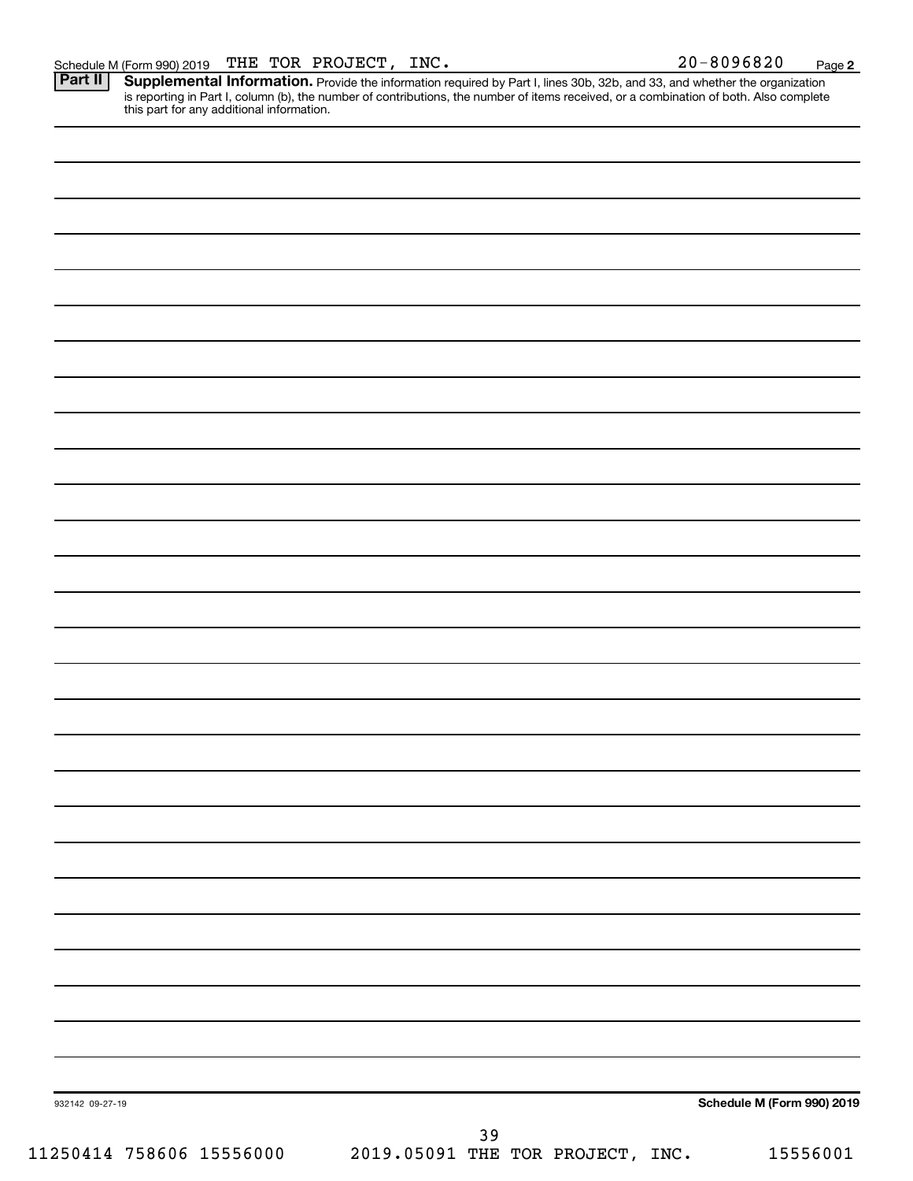Schedule M (Form 990) 2019 THE TOR PROJECT, INC. 20-8096820 Page 2

**Part II** **Supplemental Information.** Provide the information required by Part I, lines 30b, 32b, and 33, and whether the organization is reporting in Part I, column (b), the number of contributions, the number of items received, or a combination of both. Also complete this part for any additional information.

932142 09-27-19 **Schedule M (Form 990) 2019**

11250414 758606 15556000 2019.05091 THE TOR PROJECT, INC. 15556001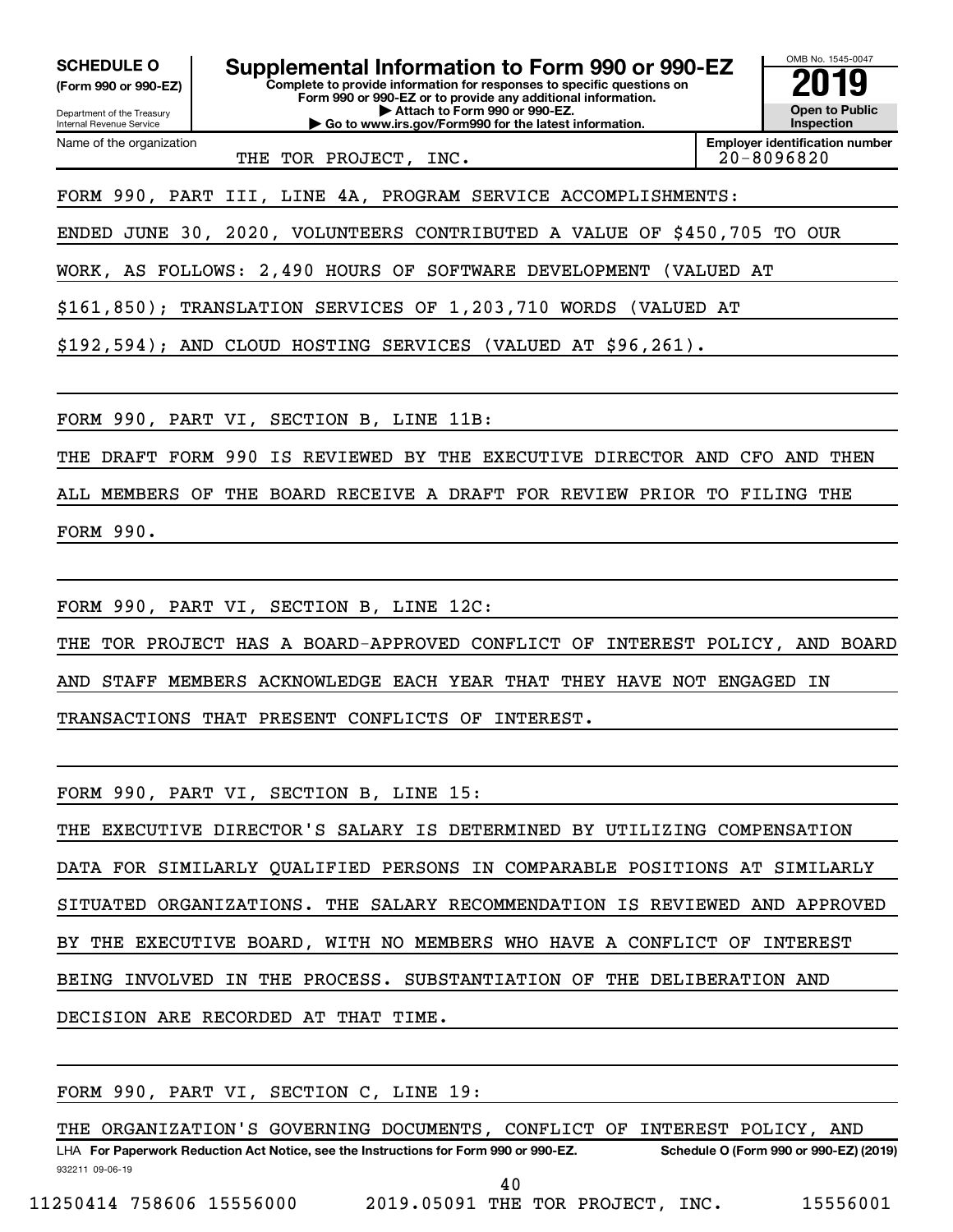**SCHEDULE O**
**(Form 990 or 990-EZ)**

Department of the Treasury
Internal Revenue Service

# Supplemental Information to Form 990 or 990-EZ

**Complete to provide information for responses to specific questions on Form 990 or 990-EZ or to provide any additional information.**
**▶ Attach to Form 990 or 990-EZ.**
**▶ Go to www.irs.gov/Form990 for the latest information.**

OMB No. 1545-0047
**2019**
**Open to Public Inspection**

| Name of the organization | Employer identification number |
|---|---|
| THE TOR PROJECT, INC. | 20-8096820 |

FORM 990, PART III, LINE 4A, PROGRAM SERVICE ACCOMPLISHMENTS:

ENDED JUNE 30, 2020, VOLUNTEERS CONTRIBUTED A VALUE OF $450,705 TO OUR WORK, AS FOLLOWS: 2,490 HOURS OF SOFTWARE DEVELOPMENT (VALUED AT $161,850); TRANSLATION SERVICES OF 1,203,710 WORDS (VALUED AT $192,594); AND CLOUD HOSTING SERVICES (VALUED AT $96,261).

FORM 990, PART VI, SECTION B, LINE 11B:

THE DRAFT FORM 990 IS REVIEWED BY THE EXECUTIVE DIRECTOR AND CFO AND THEN ALL MEMBERS OF THE BOARD RECEIVE A DRAFT FOR REVIEW PRIOR TO FILING THE FORM 990.

FORM 990, PART VI, SECTION B, LINE 12C:

THE TOR PROJECT HAS A BOARD-APPROVED CONFLICT OF INTEREST POLICY, AND BOARD AND STAFF MEMBERS ACKNOWLEDGE EACH YEAR THAT THEY HAVE NOT ENGAGED IN TRANSACTIONS THAT PRESENT CONFLICTS OF INTEREST.

FORM 990, PART VI, SECTION B, LINE 15:

THE EXECUTIVE DIRECTOR'S SALARY IS DETERMINED BY UTILIZING COMPENSATION DATA FOR SIMILARLY QUALIFIED PERSONS IN COMPARABLE POSITIONS AT SIMILARLY SITUATED ORGANIZATIONS. THE SALARY RECOMMENDATION IS REVIEWED AND APPROVED BY THE EXECUTIVE BOARD, WITH NO MEMBERS WHO HAVE A CONFLICT OF INTEREST BEING INVOLVED IN THE PROCESS. SUBSTANTIATION OF THE DELIBERATION AND DECISION ARE RECORDED AT THAT TIME.

FORM 990, PART VI, SECTION C, LINE 19:

THE ORGANIZATION'S GOVERNING DOCUMENTS, CONFLICT OF INTEREST POLICY, AND

LHA **For Paperwork Reduction Act Notice, see the Instructions for Form 990 or 990-EZ.** **Schedule O (Form 990 or 990-EZ) (2019)**

932211 09-06-19

11250414 758606 15556000 2019.05091 THE TOR PROJECT, INC. 15556001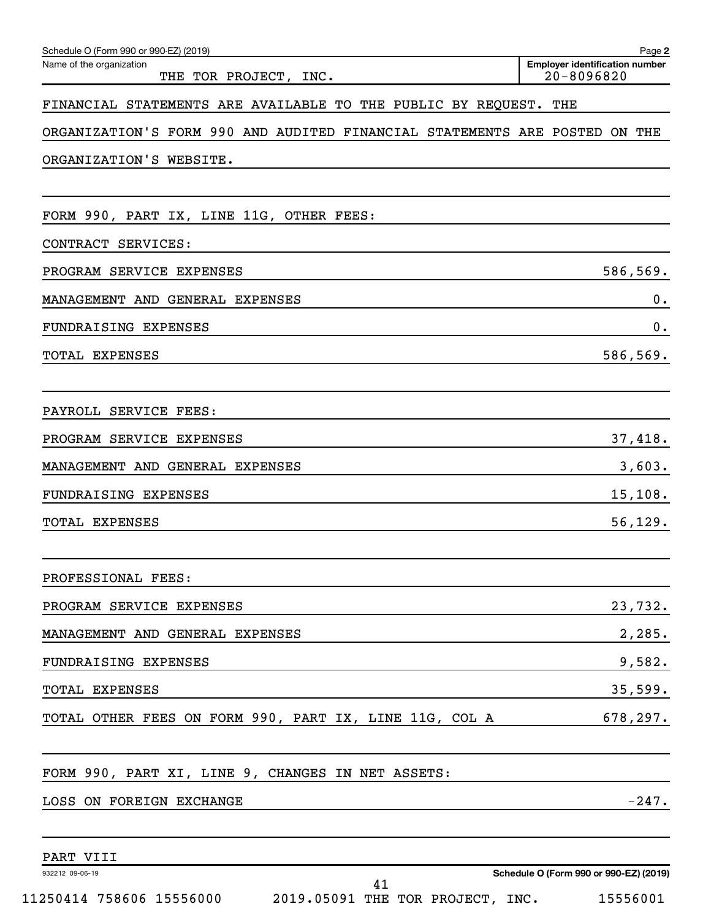Schedule O (Form 990 or 990-EZ) (2019) Page **2**

Name of the organization: THE TOR PROJECT, INC.

**Employer identification number:** 20-8096820

FINANCIAL STATEMENTS ARE AVAILABLE TO THE PUBLIC BY REQUEST. THE ORGANIZATION'S FORM 990 AND AUDITED FINANCIAL STATEMENTS ARE POSTED ON THE ORGANIZATION'S WEBSITE.

FORM 990, PART IX, LINE 11G, OTHER FEES:

| | |
|---|---|
| CONTRACT SERVICES: | |
| PROGRAM SERVICE EXPENSES | 586,569. |
| MANAGEMENT AND GENERAL EXPENSES | 0. |
| FUNDRAISING EXPENSES | 0. |
| TOTAL EXPENSES | 586,569. |
| | |
| PAYROLL SERVICE FEES: | |
| PROGRAM SERVICE EXPENSES | 37,418. |
| MANAGEMENT AND GENERAL EXPENSES | 3,603. |
| FUNDRAISING EXPENSES | 15,108. |
| TOTAL EXPENSES | 56,129. |
| | |
| PROFESSIONAL FEES: | |
| PROGRAM SERVICE EXPENSES | 23,732. |
| MANAGEMENT AND GENERAL EXPENSES | 2,285. |
| FUNDRAISING EXPENSES | 9,582. |
| TOTAL EXPENSES | 35,599. |
| TOTAL OTHER FEES ON FORM 990, PART IX, LINE 11G, COL A | 678,297. |

FORM 990, PART XI, LINE 9, CHANGES IN NET ASSETS:

| | |
|---|---|
| LOSS ON FOREIGN EXCHANGE | -247. |

PART VIII

932212 09-06-19 **Schedule O (Form 990 or 990-EZ) (2019)**

11250414 758606 15556000 2019.05091 THE TOR PROJECT, INC. 15556001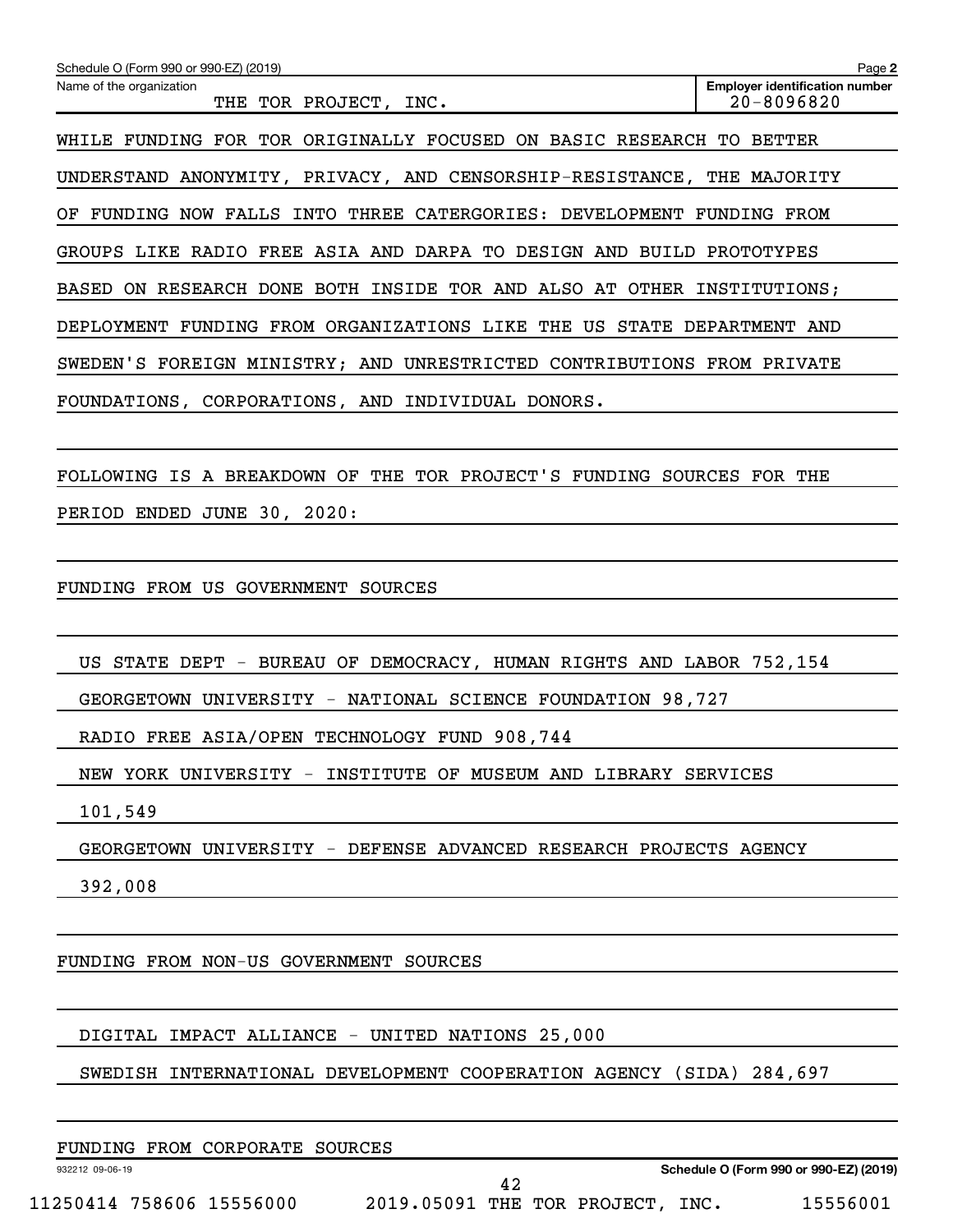WHILE FUNDING FOR TOR ORIGINALLY FOCUSED ON BASIC RESEARCH TO BETTER UNDERSTAND ANONYMITY, PRIVACY, AND CENSORSHIP-RESISTANCE, THE MAJORITY OF FUNDING NOW FALLS INTO THREE CATERGORIES: DEVELOPMENT FUNDING FROM GROUPS LIKE RADIO FREE ASIA AND DARPA TO DESIGN AND BUILD PROTOTYPES BASED ON RESEARCH DONE BOTH INSIDE TOR AND ALSO AT OTHER INSTITUTIONS; DEPLOYMENT FUNDING FROM ORGANIZATIONS LIKE THE US STATE DEPARTMENT AND SWEDEN'S FOREIGN MINISTRY; AND UNRESTRICTED CONTRIBUTIONS FROM PRIVATE FOUNDATIONS, CORPORATIONS, AND INDIVIDUAL DONORS.

FOLLOWING IS A BREAKDOWN OF THE TOR PROJECT'S FUNDING SOURCES FOR THE PERIOD ENDED JUNE 30, 2020:

FUNDING FROM US GOVERNMENT SOURCES

US STATE DEPT - BUREAU OF DEMOCRACY, HUMAN RIGHTS AND LABOR 752,154

GEORGETOWN UNIVERSITY - NATIONAL SCIENCE FOUNDATION 98,727

RADIO FREE ASIA/OPEN TECHNOLOGY FUND 908,744

NEW YORK UNIVERSITY - INSTITUTE OF MUSEUM AND LIBRARY SERVICES 101,549

GEORGETOWN UNIVERSITY - DEFENSE ADVANCED RESEARCH PROJECTS AGENCY 392,008

FUNDING FROM NON-US GOVERNMENT SOURCES

DIGITAL IMPACT ALLIANCE - UNITED NATIONS 25,000

SWEDISH INTERNATIONAL DEVELOPMENT COOPERATION AGENCY (SIDA) 284,697

FUNDING FROM CORPORATE SOURCES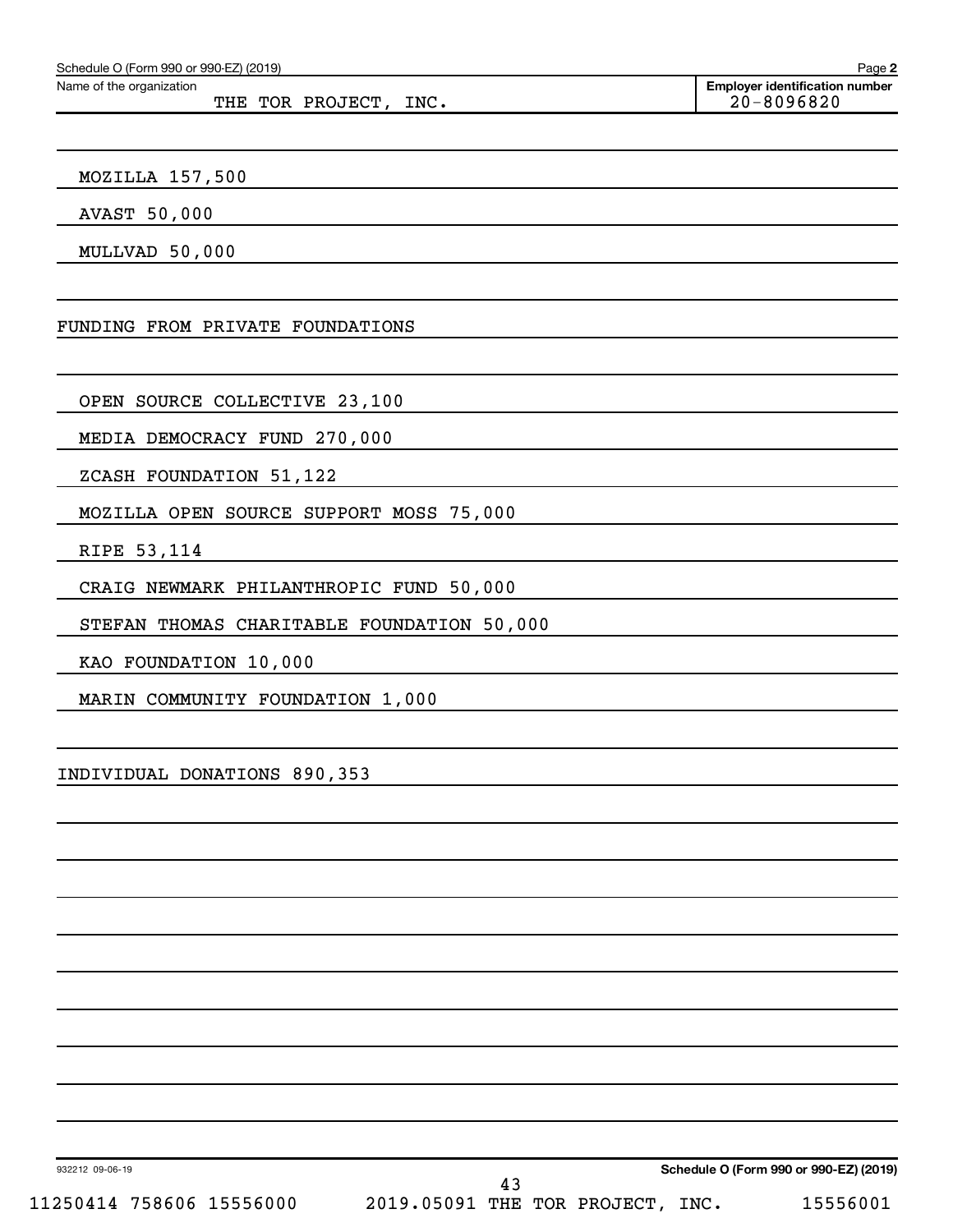Name of the organization: THE TOR PROJECT, INC.

Employer identification number: 20-8096820

MOZILLA 157,500

AVAST 50,000

MULLVAD 50,000

FUNDING FROM PRIVATE FOUNDATIONS

OPEN SOURCE COLLECTIVE 23,100

MEDIA DEMOCRACY FUND 270,000

ZCASH FOUNDATION 51,122

MOZILLA OPEN SOURCE SUPPORT MOSS 75,000

RIPE 53,114

CRAIG NEWMARK PHILANTHROPIC FUND 50,000

STEFAN THOMAS CHARITABLE FOUNDATION 50,000

KAO FOUNDATION 10,000

MARIN COMMUNITY FOUNDATION 1,000

INDIVIDUAL DONATIONS 890,353